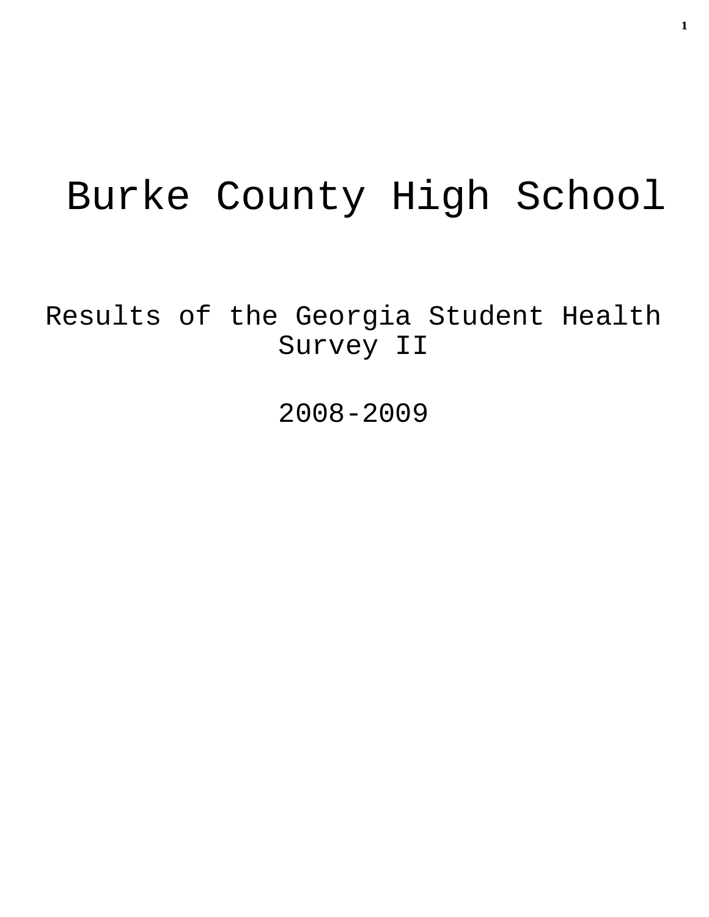# Burke County High School

## Results of the Georgia Student Health Survey II

## 2008-2009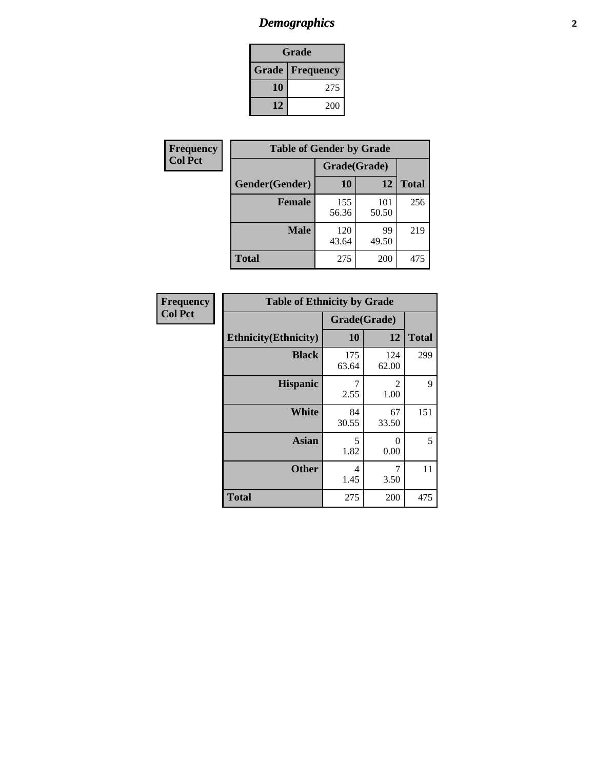# *Demographics*

| Grade | |
|---|---|
| **Grade** | **Frequency** |
| 10 | 275 |
| 12 | 200 |

**Frequency**
**Col Pct**

| Table of Gender by Grade | | | |
|---|---|---|---|
| | Grade(Grade) | | |
| Gender(Gender) | 10 | 12 | Total |
| **Female** | 155<br>56.36 | 101<br>50.50 | 256 |
| **Male** | 120<br>43.64 | 99<br>49.50 | 219 |
| **Total** | 275 | 200 | 475 |

**Frequency**
**Col Pct**

| Table of Ethnicity by Grade | | | |
|---|---|---|---|
| | Grade(Grade) | | |
| Ethnicity(Ethnicity) | 10 | 12 | Total |
| **Black** | 175<br>63.64 | 124<br>62.00 | 299 |
| **Hispanic** | 7<br>2.55 | 2<br>1.00 | 9 |
| **White** | 84<br>30.55 | 67<br>33.50 | 151 |
| **Asian** | 5<br>1.82 | 0<br>0.00 | 5 |
| **Other** | 4<br>1.45 | 7<br>3.50 | 11 |
| **Total** | 275 | 200 | 475 |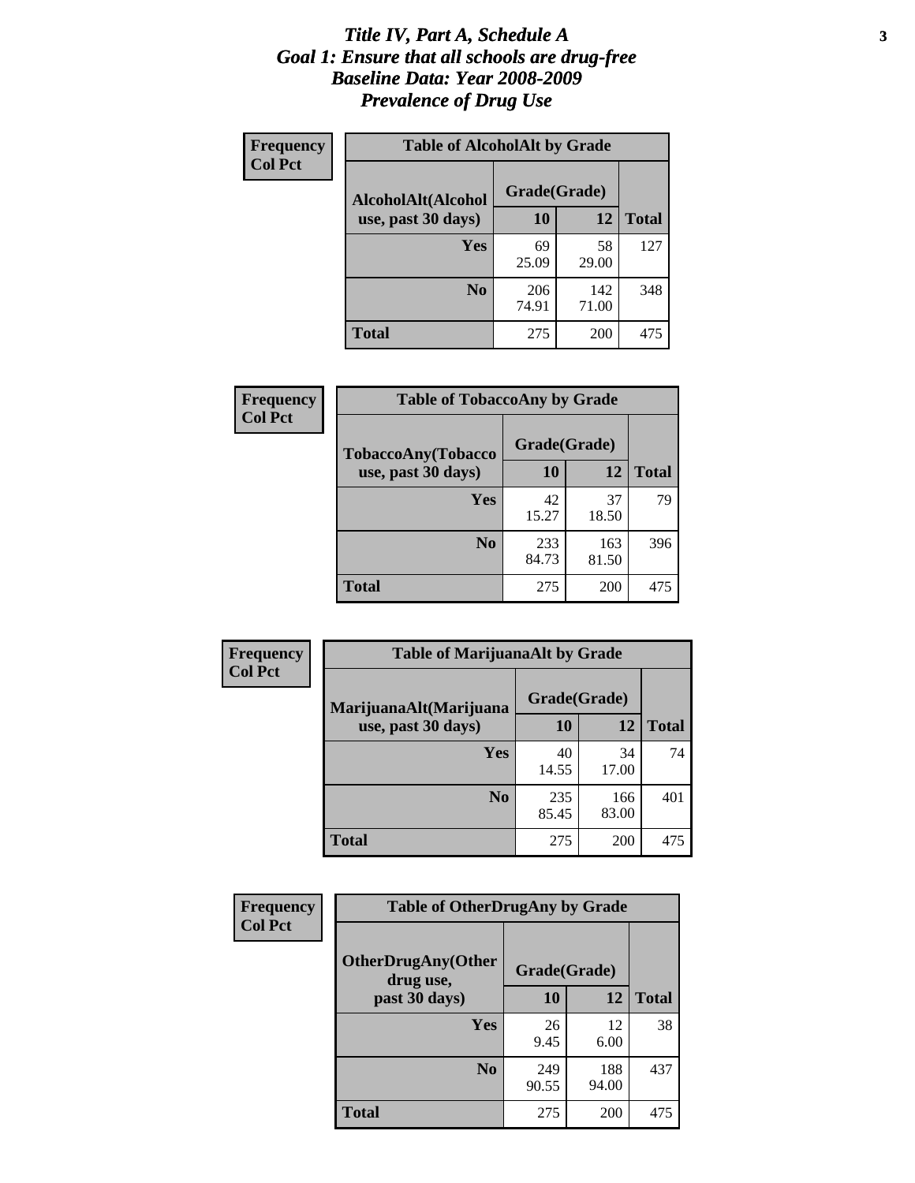# *Title IV, Part A, Schedule A*
# *Goal 1: Ensure that all schools are drug-free*
# *Baseline Data: Year 2008-2009*
# *Prevalence of Drug Use*

**Frequency**
**Col Pct**

| Table of AlcoholAlt by Grade | | | |
|---|---|---|---|
| AlcoholAlt(Alcohol use, past 30 days) | Grade(Grade) | | |
| | 10 | 12 | Total |
| Yes | 69<br>25.09 | 58<br>29.00 | 127 |
| No | 206<br>74.91 | 142<br>71.00 | 348 |
| Total | 275 | 200 | 475 |

**Frequency**
**Col Pct**

| Table of TobaccoAny by Grade | | | |
|---|---|---|---|
| TobaccoAny(Tobacco use, past 30 days) | Grade(Grade) | | |
| | 10 | 12 | Total |
| Yes | 42<br>15.27 | 37<br>18.50 | 79 |
| No | 233<br>84.73 | 163<br>81.50 | 396 |
| Total | 275 | 200 | 475 |

**Frequency**
**Col Pct**

| Table of MarijuanaAlt by Grade | | | |
|---|---|---|---|
| MarijuanaAlt(Marijuana use, past 30 days) | Grade(Grade) | | |
| | 10 | 12 | Total |
| Yes | 40<br>14.55 | 34<br>17.00 | 74 |
| No | 235<br>85.45 | 166<br>83.00 | 401 |
| Total | 275 | 200 | 475 |

**Frequency**
**Col Pct**

| Table of OtherDrugAny by Grade | | | |
|---|---|---|---|
| OtherDrugAny(Other drug use, past 30 days) | Grade(Grade) | | |
| | 10 | 12 | Total |
| Yes | 26<br>9.45 | 12<br>6.00 | 38 |
| No | 249<br>90.55 | 188<br>94.00 | 437 |
| Total | 275 | 200 | 475 |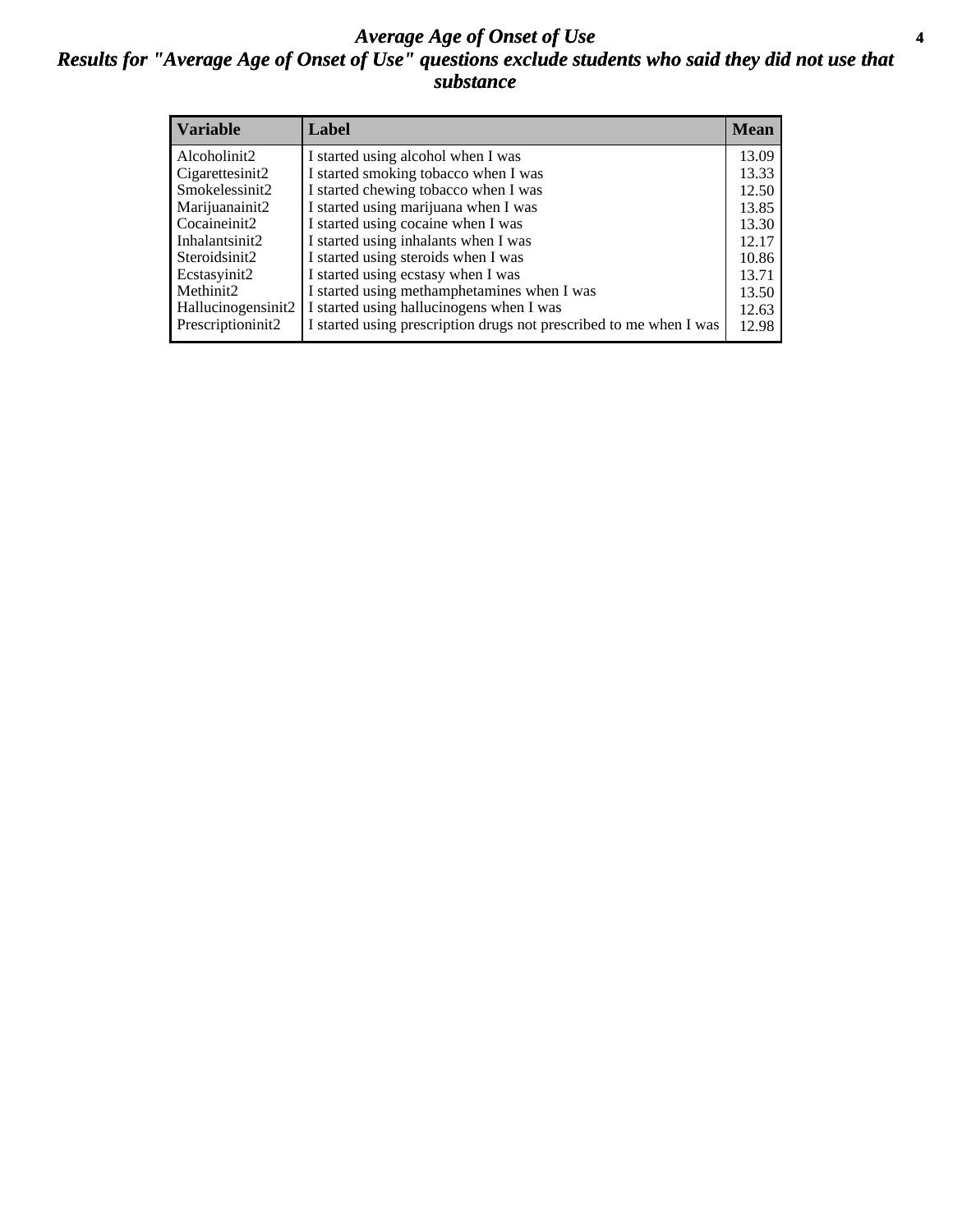# *Average Age of Onset of Use*

## *Results for "Average Age of Onset of Use" questions exclude students who said they did not use that substance*

| Variable | Label | Mean |
|---|---|---|
| Alcoholinit2 | I started using alcohol when I was | 13.09 |
| Cigarettesinit2 | I started smoking tobacco when I was | 13.33 |
| Smokelessinit2 | I started chewing tobacco when I was | 12.50 |
| Marijuanainit2 | I started using marijuana when I was | 13.85 |
| Cocaineinit2 | I started using cocaine when I was | 13.30 |
| Inhalantsinit2 | I started using inhalants when I was | 12.17 |
| Steroidsinit2 | I started using steroids when I was | 10.86 |
| Ecstasyinit2 | I started using ecstasy when I was | 13.71 |
| Methinit2 | I started using methamphetamines when I was | 13.50 |
| Hallucinogensinit2 | I started using hallucinogens when I was | 12.63 |
| Prescriptioninit2 | I started using prescription drugs not prescribed to me when I was | 12.98 |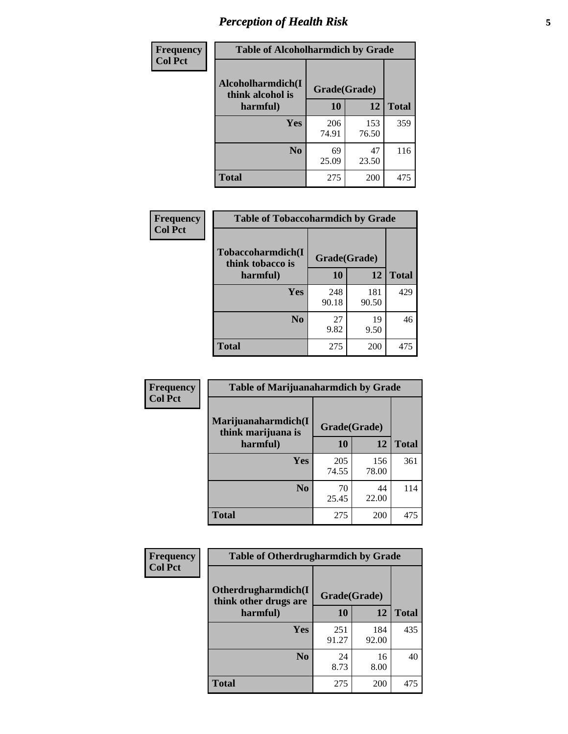# *Perception of Health Risk*

**Frequency**
**Col Pct**

| Table of Alcoholharmdich by Grade | | | |
|---|---|---|---|
| Alcoholharmdich(I think alcohol is harmful) | Grade(Grade) | | Total |
| | 10 | 12 | |
| Yes | 206<br>74.91 | 153<br>76.50 | 359 |
| No | 69<br>25.09 | 47<br>23.50 | 116 |
| Total | 275 | 200 | 475 |

**Frequency**
**Col Pct**

| Table of Tobaccoharmdich by Grade | | | |
|---|---|---|---|
| Tobaccoharmdich(I think tobacco is harmful) | Grade(Grade) | | Total |
| | 10 | 12 | |
| Yes | 248<br>90.18 | 181<br>90.50 | 429 |
| No | 27<br>9.82 | 19<br>9.50 | 46 |
| Total | 275 | 200 | 475 |

**Frequency**
**Col Pct**

| Table of Marijuanaharmdich by Grade | | | |
|---|---|---|---|
| Marijuanaharmdich(I think marijuana is harmful) | Grade(Grade) | | Total |
| | 10 | 12 | |
| Yes | 205<br>74.55 | 156<br>78.00 | 361 |
| No | 70<br>25.45 | 44<br>22.00 | 114 |
| Total | 275 | 200 | 475 |

**Frequency**
**Col Pct**

| Table of Otherdrugharmdich by Grade | | | |
|---|---|---|---|
| Otherdrugharmdich(I think other drugs are harmful) | Grade(Grade) | | Total |
| | 10 | 12 | |
| Yes | 251<br>91.27 | 184<br>92.00 | 435 |
| No | 24<br>8.73 | 16<br>8.00 | 40 |
| Total | 275 | 200 | 475 |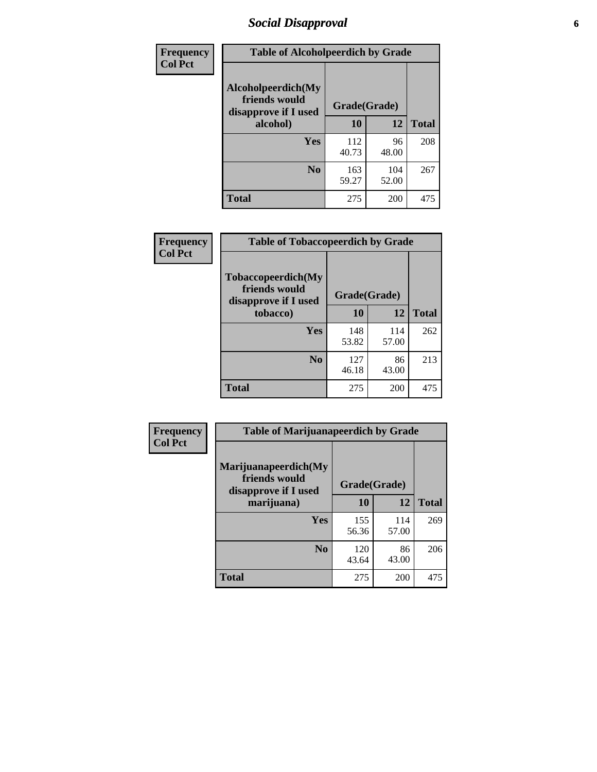## Social Disapproval

| Frequency<br>Col Pct | | | |
|---|---|---|---|

**Table of Alcoholpeerdich by Grade**

| Alcoholpeerdich(My friends would disapprove if I used alcohol) | Grade(Grade) | | |
|---|---|---|---|
| | 10 | 12 | Total |
| Yes | 112<br>40.73 | 96<br>48.00 | 208 |
| No | 163<br>59.27 | 104<br>52.00 | 267 |
| Total | 275 | 200 | 475 |

| Frequency<br>Col Pct | | | |
|---|---|---|---|

**Table of Tobaccopeerdich by Grade**

| Tobaccopeerdich(My friends would disapprove if I used tobacco) | Grade(Grade) | | |
|---|---|---|---|
| | 10 | 12 | Total |
| Yes | 148<br>53.82 | 114<br>57.00 | 262 |
| No | 127<br>46.18 | 86<br>43.00 | 213 |
| Total | 275 | 200 | 475 |

| Frequency<br>Col Pct | | | |
|---|---|---|---|

**Table of Marijuanapeerdich by Grade**

| Marijuanapeerdich(My friends would disapprove if I used marijuana) | Grade(Grade) | | |
|---|---|---|---|
| | 10 | 12 | Total |
| Yes | 155<br>56.36 | 114<br>57.00 | 269 |
| No | 120<br>43.64 | 86<br>43.00 | 206 |
| Total | 275 | 200 | 475 |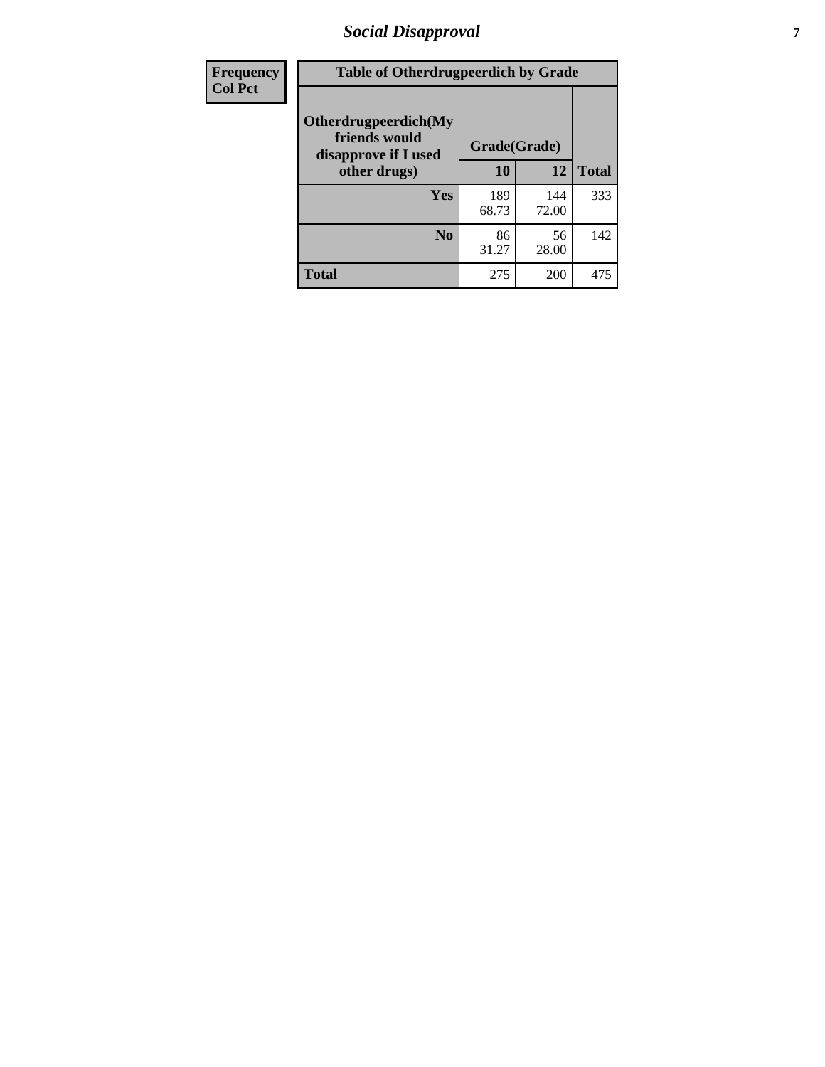| Frequency Col Pct | Table of Otherdrugpeerdich by Grade | | |
|---|---|---|---|
| Otherdrugpeerdich(My friends would disapprove if I used other drugs) | Grade(Grade) | | |
| | 10 | 12 | Total |
| Yes | 189<br>68.73 | 144<br>72.00 | 333 |
| No | 86<br>31.27 | 56<br>28.00 | 142 |
| Total | 275 | 200 | 475 |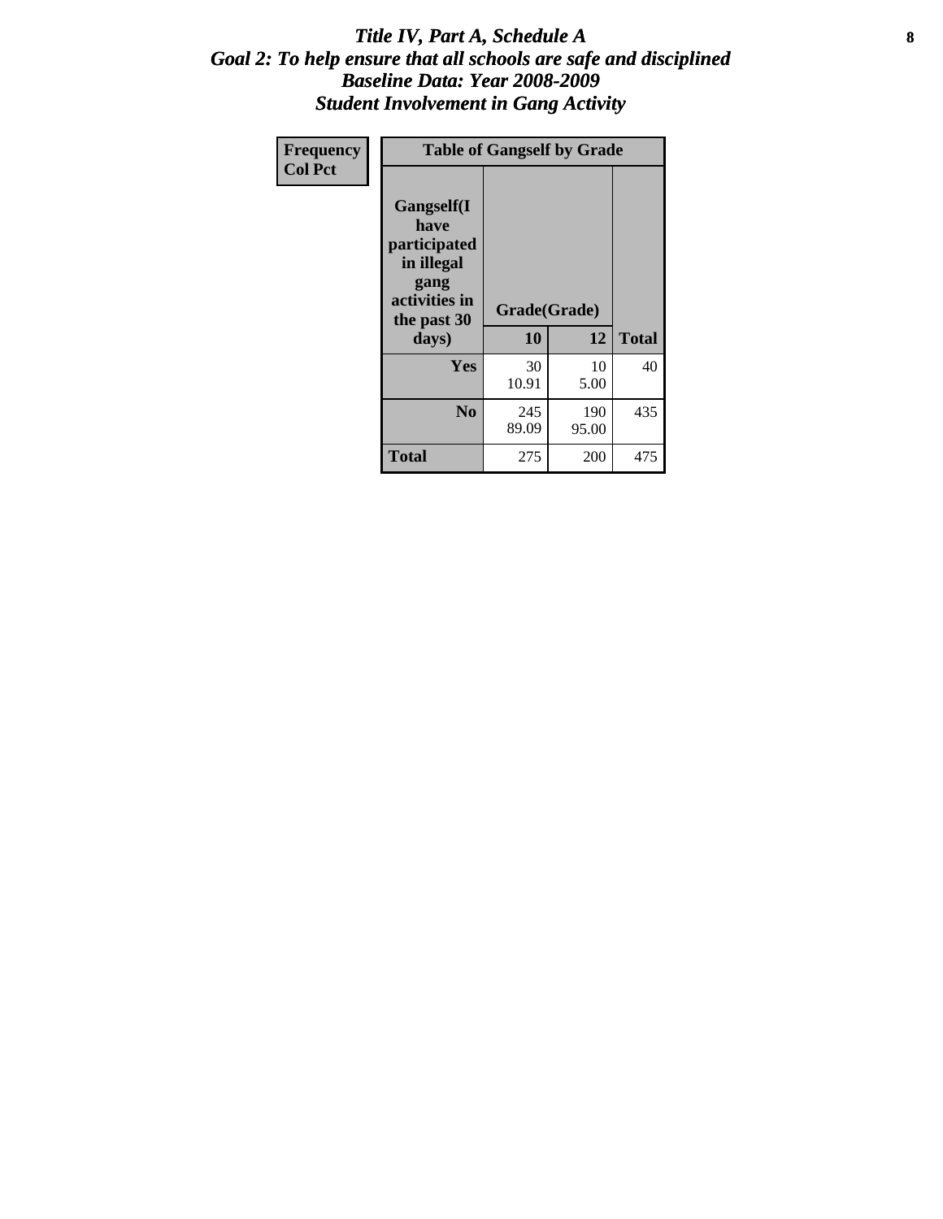# *Title IV, Part A, Schedule A*
## *Goal 2: To help ensure that all schools are safe and disciplined*
## *Baseline Data: Year 2008-2009*
## *Student Involvement in Gang Activity*

| Frequency<br>Col Pct | Table of Gangself by Grade | | |
|---|---|---|---|
| Gangself(I have participated in illegal gang activities in the past 30 days) | Grade(Grade) | | |
| | 10 | 12 | Total |
| Yes | 30<br>10.91 | 10<br>5.00 | 40 |
| No | 245<br>89.09 | 190<br>95.00 | 435 |
| Total | 275 | 200 | 475 |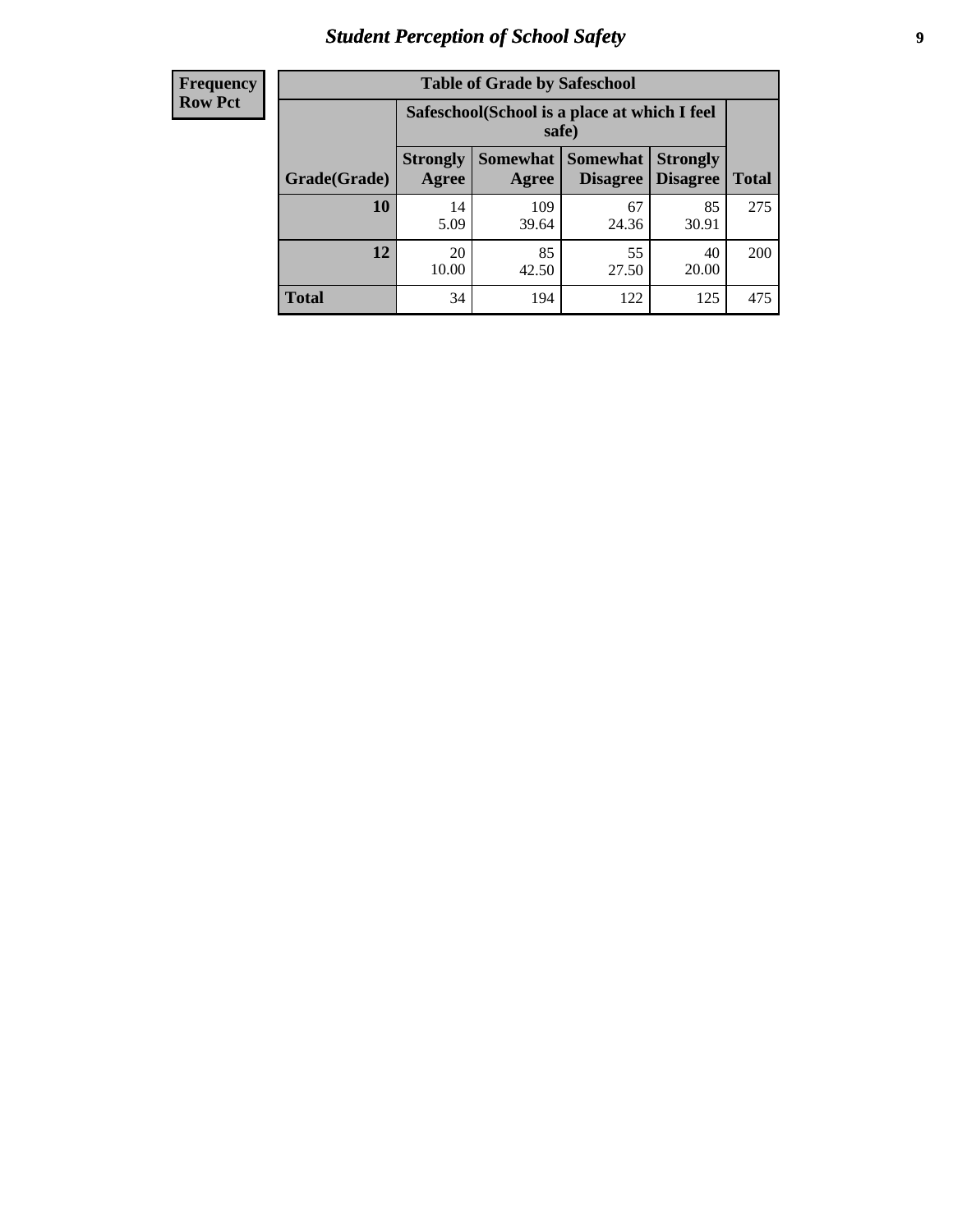| Frequency<br>Row Pct |
|---|

**Table of Grade by Safeschool**

| Grade(Grade) | Safeschool(School is a place at which I feel safe) | | | | Total |
|---|---|---|---|---|---|
| | Strongly Agree | Somewhat Agree | Somewhat Disagree | Strongly Disagree | |
| 10 | 14<br>5.09 | 109<br>39.64 | 67<br>24.36 | 85<br>30.91 | 275 |
| 12 | 20<br>10.00 | 85<br>42.50 | 55<br>27.50 | 40<br>20.00 | 200 |
| Total | 34 | 194 | 122 | 125 | 475 |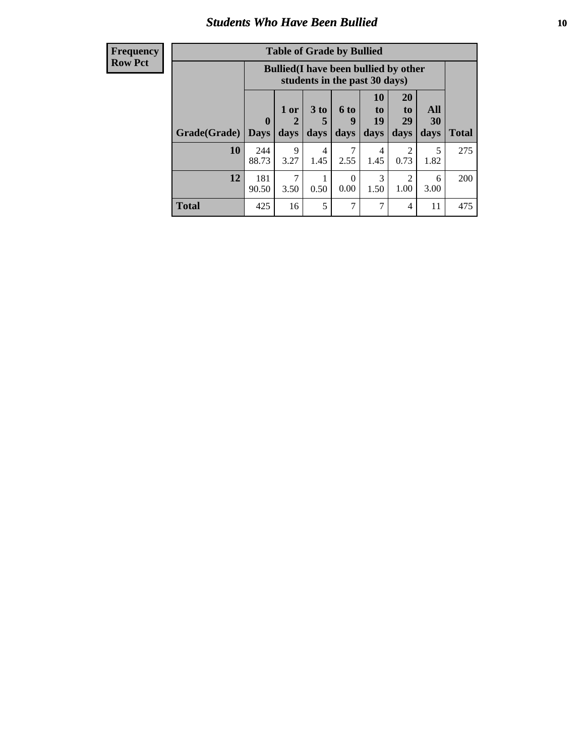## Students Who Have Been Bullied

| Frequency<br>Row Pct |
|---|

**Table of Grade by Bullied**

| | Bullied(I have been bullied by other students in the past 30 days) | | | | | | | |
|---|---|---|---|---|---|---|---|---|
| **Grade(Grade)** | **0 Days** | **1 or 2 days** | **3 to 5 days** | **6 to 9 days** | **10 to 19 days** | **20 to 29 days** | **All 30 days** | **Total** |
| **10** | 244<br>88.73 | 9<br>3.27 | 4<br>1.45 | 7<br>2.55 | 4<br>1.45 | 2<br>0.73 | 5<br>1.82 | 275 |
| **12** | 181<br>90.50 | 7<br>3.50 | 1<br>0.50 | 0<br>0.00 | 3<br>1.50 | 2<br>1.00 | 6<br>3.00 | 200 |
| **Total** | 425 | 16 | 5 | 7 | 7 | 4 | 11 | 475 |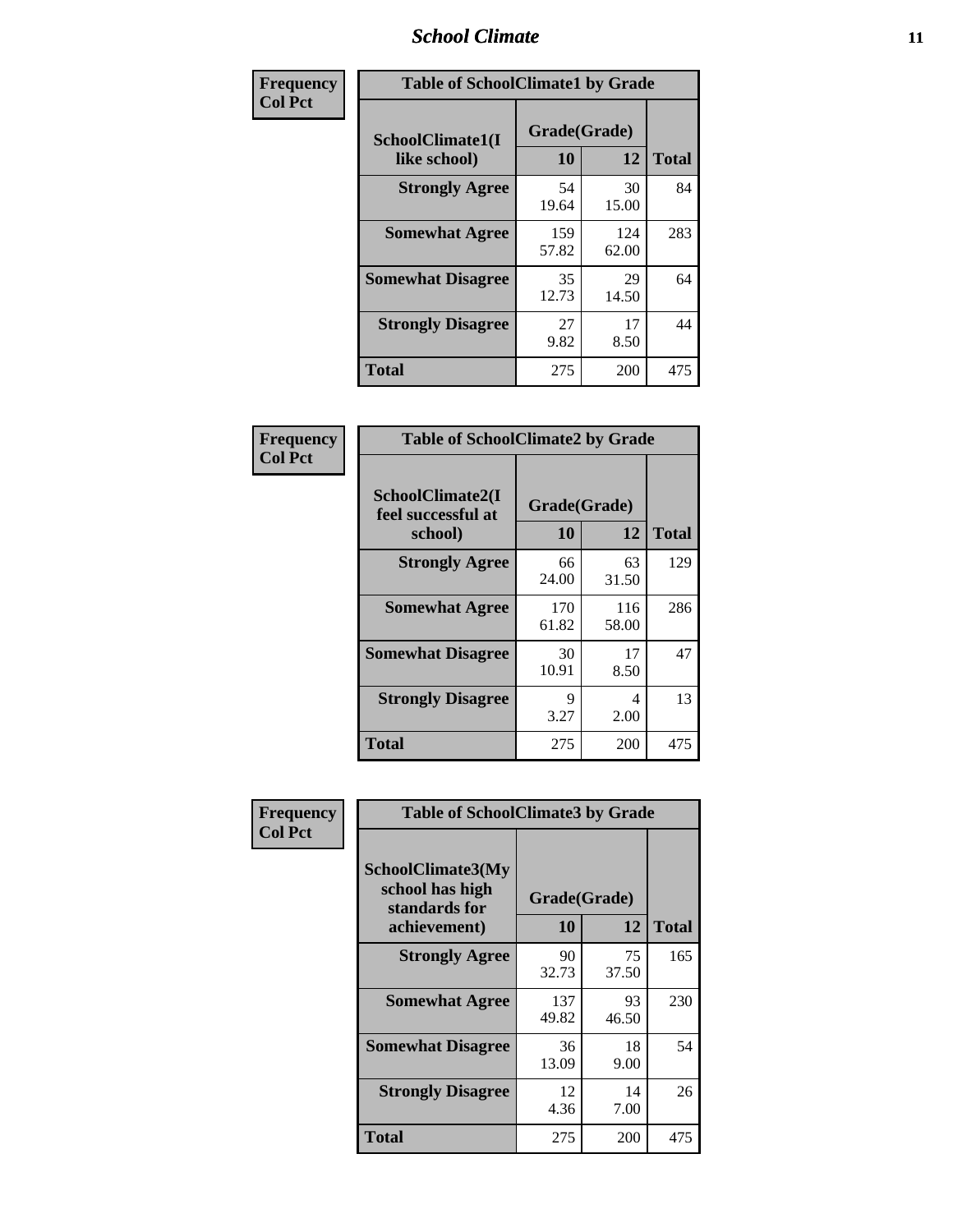| Frequency<br>Col Pct | Table of SchoolClimate1 by Grade | | |
|---|---|---|---|
| SchoolClimate1(I like school) | Grade(Grade) | | |
| | 10 | 12 | Total |
| Strongly Agree | 54<br>19.64 | 30<br>15.00 | 84 |
| Somewhat Agree | 159<br>57.82 | 124<br>62.00 | 283 |
| Somewhat Disagree | 35<br>12.73 | 29<br>14.50 | 64 |
| Strongly Disagree | 27<br>9.82 | 17<br>8.50 | 44 |
| Total | 275 | 200 | 475 |

| Frequency<br>Col Pct | Table of SchoolClimate2 by Grade | | |
|---|---|---|---|
| SchoolClimate2(I feel successful at school) | Grade(Grade) | | |
| | 10 | 12 | Total |
| Strongly Agree | 66<br>24.00 | 63<br>31.50 | 129 |
| Somewhat Agree | 170<br>61.82 | 116<br>58.00 | 286 |
| Somewhat Disagree | 30<br>10.91 | 17<br>8.50 | 47 |
| Strongly Disagree | 9<br>3.27 | 4<br>2.00 | 13 |
| Total | 275 | 200 | 475 |

| Frequency<br>Col Pct | Table of SchoolClimate3 by Grade | | |
|---|---|---|---|
| SchoolClimate3(My school has high standards for achievement) | Grade(Grade) | | |
| | 10 | 12 | Total |
| Strongly Agree | 90<br>32.73 | 75<br>37.50 | 165 |
| Somewhat Agree | 137<br>49.82 | 93<br>46.50 | 230 |
| Somewhat Disagree | 36<br>13.09 | 18<br>9.00 | 54 |
| Strongly Disagree | 12<br>4.36 | 14<br>7.00 | 26 |
| Total | 275 | 200 | 475 |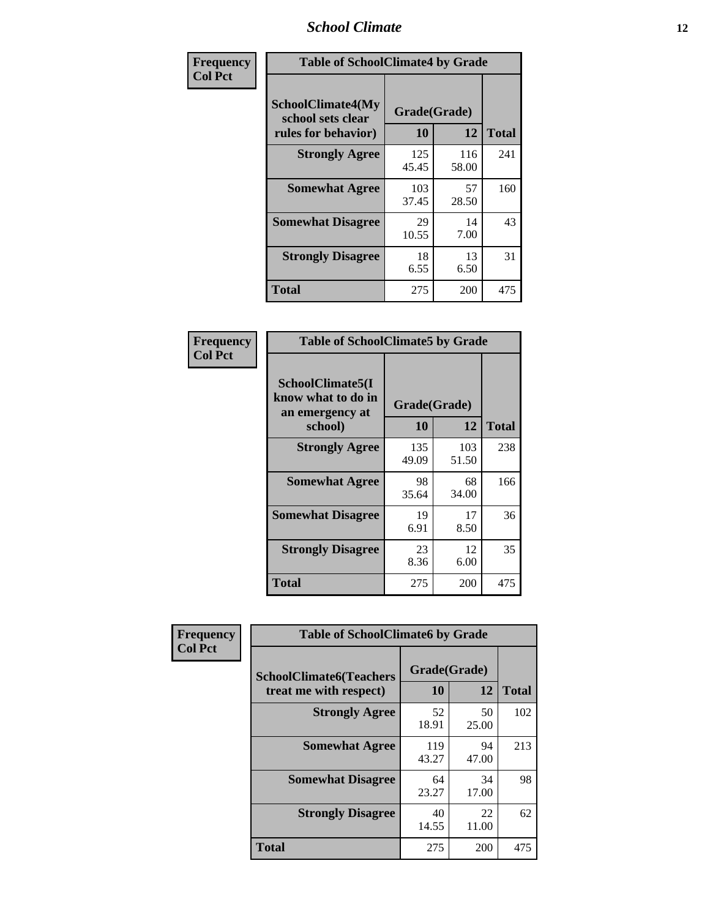| Frequency<br>Col Pct | Table of SchoolClimate4 by Grade | | |
|---|---|---|---|
| SchoolClimate4(My school sets clear rules for behavior) | Grade(Grade) | | |
| | 10 | 12 | Total |
| Strongly Agree | 125<br>45.45 | 116<br>58.00 | 241 |
| Somewhat Agree | 103<br>37.45 | 57<br>28.50 | 160 |
| Somewhat Disagree | 29<br>10.55 | 14<br>7.00 | 43 |
| Strongly Disagree | 18<br>6.55 | 13<br>6.50 | 31 |
| Total | 275 | 200 | 475 |

| Frequency<br>Col Pct | Table of SchoolClimate5 by Grade | | |
|---|---|---|---|
| SchoolClimate5(I know what to do in an emergency at school) | Grade(Grade) | | |
| | 10 | 12 | Total |
| Strongly Agree | 135<br>49.09 | 103<br>51.50 | 238 |
| Somewhat Agree | 98<br>35.64 | 68<br>34.00 | 166 |
| Somewhat Disagree | 19<br>6.91 | 17<br>8.50 | 36 |
| Strongly Disagree | 23<br>8.36 | 12<br>6.00 | 35 |
| Total | 275 | 200 | 475 |

| Frequency<br>Col Pct | Table of SchoolClimate6 by Grade | | |
|---|---|---|---|
| SchoolClimate6(Teachers treat me with respect) | Grade(Grade) | | |
| | 10 | 12 | Total |
| Strongly Agree | 52<br>18.91 | 50<br>25.00 | 102 |
| Somewhat Agree | 119<br>43.27 | 94<br>47.00 | 213 |
| Somewhat Disagree | 64<br>23.27 | 34<br>17.00 | 98 |
| Strongly Disagree | 40<br>14.55 | 22<br>11.00 | 62 |
| Total | 275 | 200 | 475 |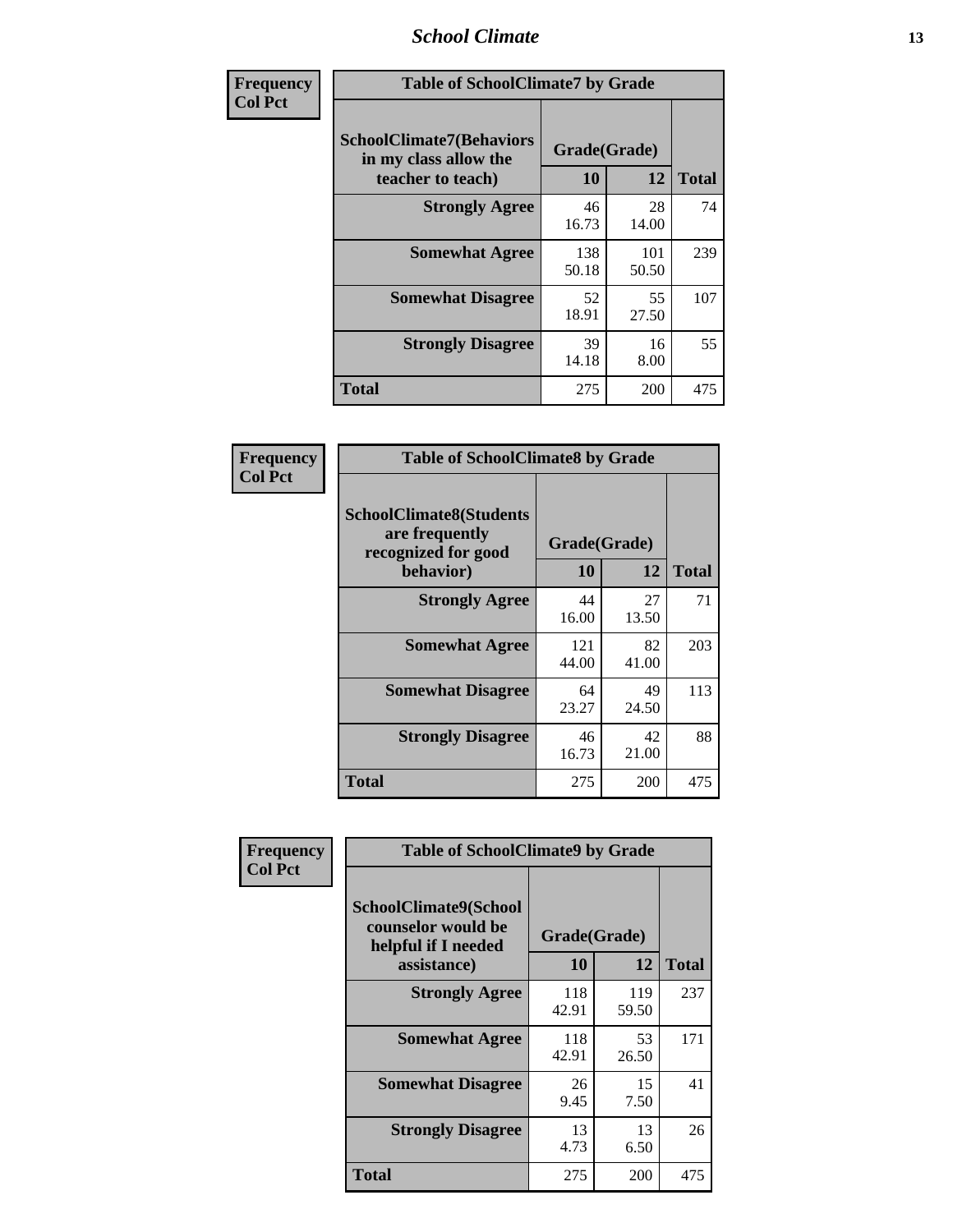| Frequency<br>Col Pct | Table of SchoolClimate7 by Grade | | |
|---|---|---|---|
| SchoolClimate7(Behaviors in my class allow the teacher to teach) | Grade(Grade) | | |
| | 10 | 12 | Total |
| Strongly Agree | 46<br>16.73 | 28<br>14.00 | 74 |
| Somewhat Agree | 138<br>50.18 | 101<br>50.50 | 239 |
| Somewhat Disagree | 52<br>18.91 | 55<br>27.50 | 107 |
| Strongly Disagree | 39<br>14.18 | 16<br>8.00 | 55 |
| Total | 275 | 200 | 475 |

| Frequency<br>Col Pct | Table of SchoolClimate8 by Grade | | |
|---|---|---|---|
| SchoolClimate8(Students are frequently recognized for good behavior) | Grade(Grade) | | |
| | 10 | 12 | Total |
| Strongly Agree | 44<br>16.00 | 27<br>13.50 | 71 |
| Somewhat Agree | 121<br>44.00 | 82<br>41.00 | 203 |
| Somewhat Disagree | 64<br>23.27 | 49<br>24.50 | 113 |
| Strongly Disagree | 46<br>16.73 | 42<br>21.00 | 88 |
| Total | 275 | 200 | 475 |

| Frequency<br>Col Pct | Table of SchoolClimate9 by Grade | | |
|---|---|---|---|
| SchoolClimate9(School counselor would be helpful if I needed assistance) | Grade(Grade) | | |
| | 10 | 12 | Total |
| Strongly Agree | 118<br>42.91 | 119<br>59.50 | 237 |
| Somewhat Agree | 118<br>42.91 | 53<br>26.50 | 171 |
| Somewhat Disagree | 26<br>9.45 | 15<br>7.50 | 41 |
| Strongly Disagree | 13<br>4.73 | 13<br>6.50 | 26 |
| Total | 275 | 200 | 475 |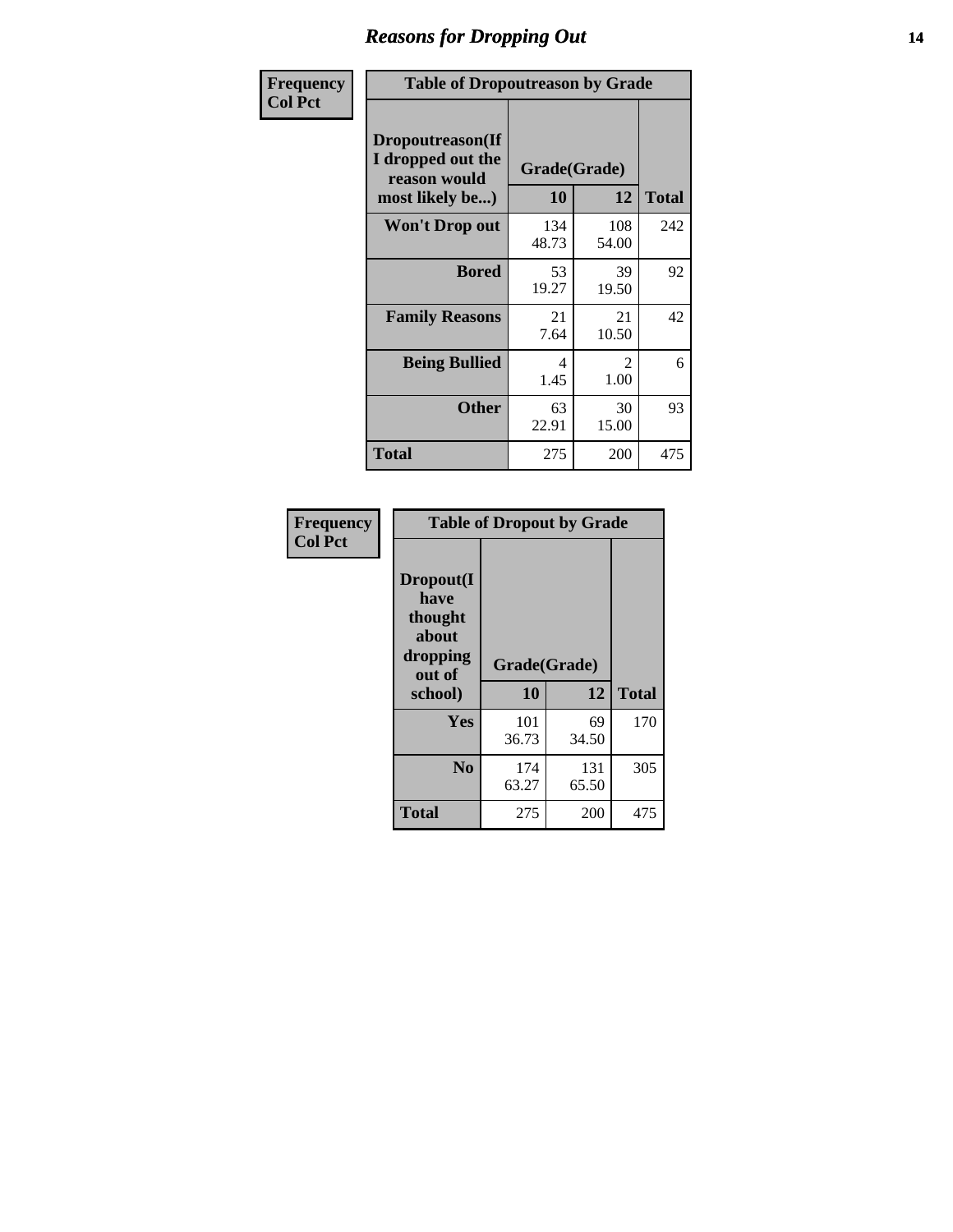# Reasons for Dropping Out

Frequency
Col Pct

| Table of Dropoutreason by Grade | | | |
|---|---|---|---|
| Dropoutreason(If I dropped out the reason would most likely be...) | Grade(Grade) | | Total |
| | 10 | 12 | |
| Won't Drop out | 134<br>48.73 | 108<br>54.00 | 242 |
| Bored | 53<br>19.27 | 39<br>19.50 | 92 |
| Family Reasons | 21<br>7.64 | 21<br>10.50 | 42 |
| Being Bullied | 4<br>1.45 | 2<br>1.00 | 6 |
| Other | 63<br>22.91 | 30<br>15.00 | 93 |
| Total | 275 | 200 | 475 |

Frequency
Col Pct

| Table of Dropout by Grade | | | |
|---|---|---|---|
| Dropout(I have thought about dropping out of school) | Grade(Grade) | | Total |
| | 10 | 12 | |
| Yes | 101<br>36.73 | 69<br>34.50 | 170 |
| No | 174<br>63.27 | 131<br>65.50 | 305 |
| Total | 275 | 200 | 475 |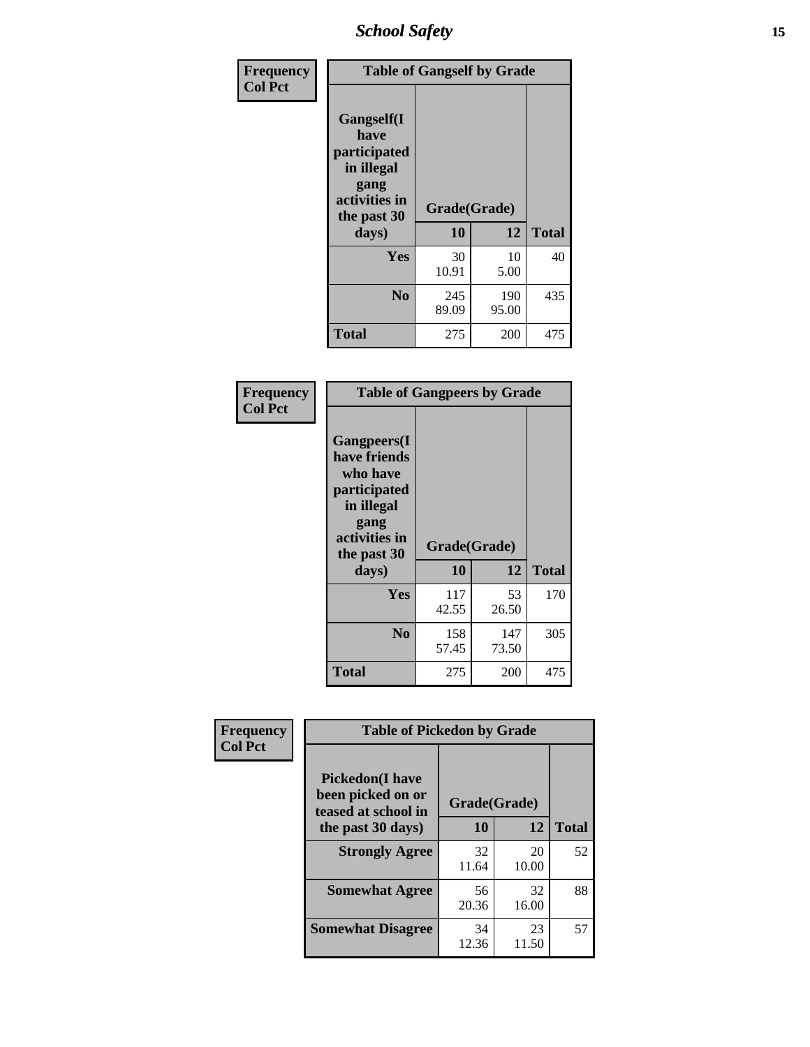| Frequency<br>Col Pct | Table of Gangself by Grade | | |
|---|---|---|---|
| Gangself(I have participated in illegal gang activities in the past 30 days) | Grade(Grade) | | |
| | 10 | 12 | Total |
| Yes | 30<br>10.91 | 10<br>5.00 | 40 |
| No | 245<br>89.09 | 190<br>95.00 | 435 |
| Total | 275 | 200 | 475 |

| Frequency<br>Col Pct | Table of Gangpeers by Grade | | |
|---|---|---|---|
| Gangpeers(I have friends who have participated in illegal gang activities in the past 30 days) | Grade(Grade) | | |
| | 10 | 12 | Total |
| Yes | 117<br>42.55 | 53<br>26.50 | 170 |
| No | 158<br>57.45 | 147<br>73.50 | 305 |
| Total | 275 | 200 | 475 |

| Frequency<br>Col Pct | Table of Pickedon by Grade | | |
|---|---|---|---|
| Pickedon(I have been picked on or teased at school in the past 30 days) | Grade(Grade) | | |
| | 10 | 12 | Total |
| Strongly Agree | 32<br>11.64 | 20<br>10.00 | 52 |
| Somewhat Agree | 56<br>20.36 | 32<br>16.00 | 88 |
| Somewhat Disagree | 34<br>12.36 | 23<br>11.50 | 57 |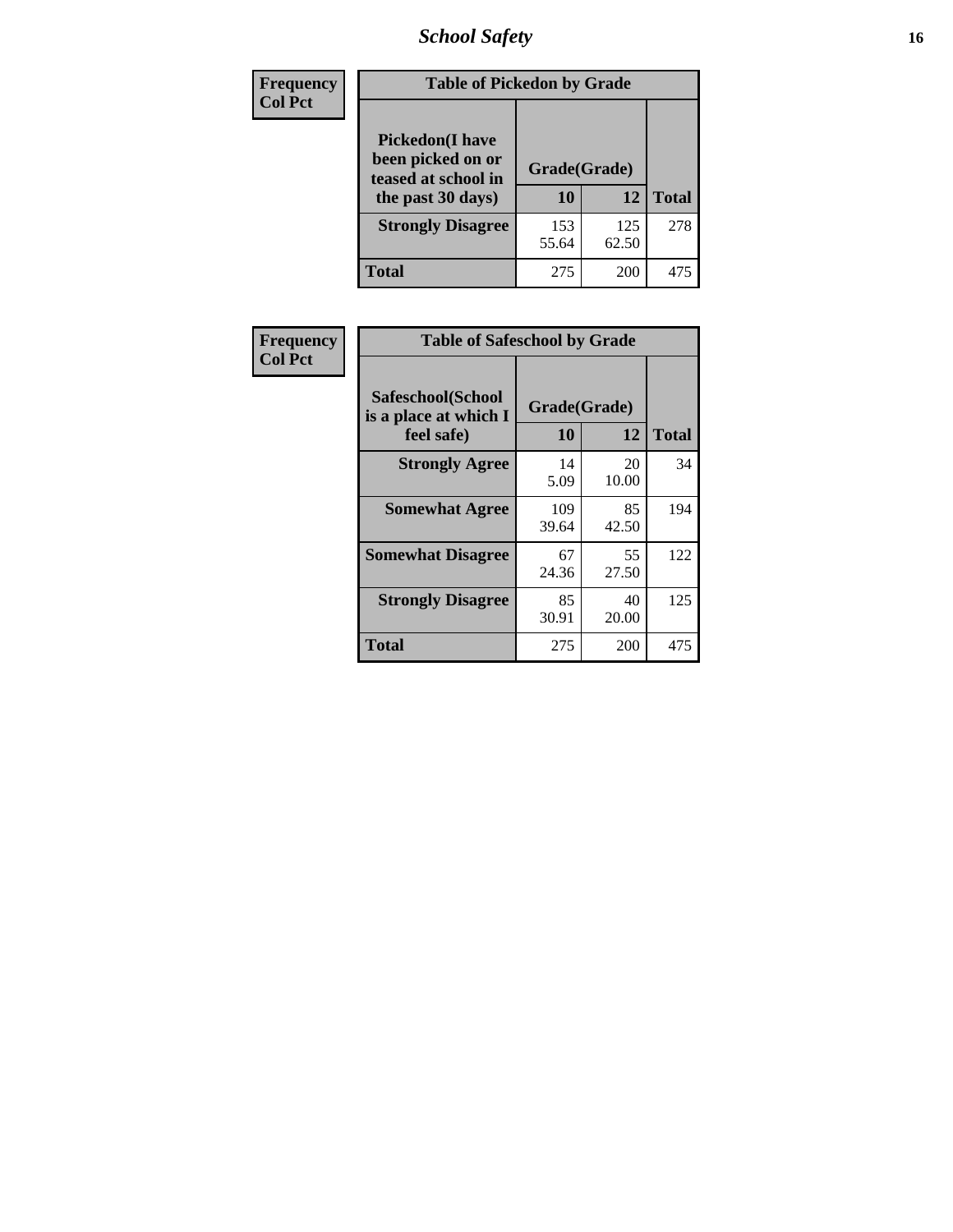**Frequency**
**Col Pct**

| Table of Pickedon by Grade | | | |
|---|---|---|---|
| **Pickedon(I have been picked on or teased at school in the past 30 days)** | **Grade(Grade)** | | |
| | **10** | **12** | **Total** |
| **Strongly Disagree** | 153<br>55.64 | 125<br>62.50 | 278 |
| **Total** | 275 | 200 | 475 |

**Frequency**
**Col Pct**

| Table of Safeschool by Grade | | | |
|---|---|---|---|
| **Safeschool(School is a place at which I feel safe)** | **Grade(Grade)** | | |
| | **10** | **12** | **Total** |
| **Strongly Agree** | 14<br>5.09 | 20<br>10.00 | 34 |
| **Somewhat Agree** | 109<br>39.64 | 85<br>42.50 | 194 |
| **Somewhat Disagree** | 67<br>24.36 | 55<br>27.50 | 122 |
| **Strongly Disagree** | 85<br>30.91 | 40<br>20.00 | 125 |
| **Total** | 275 | 200 | 475 |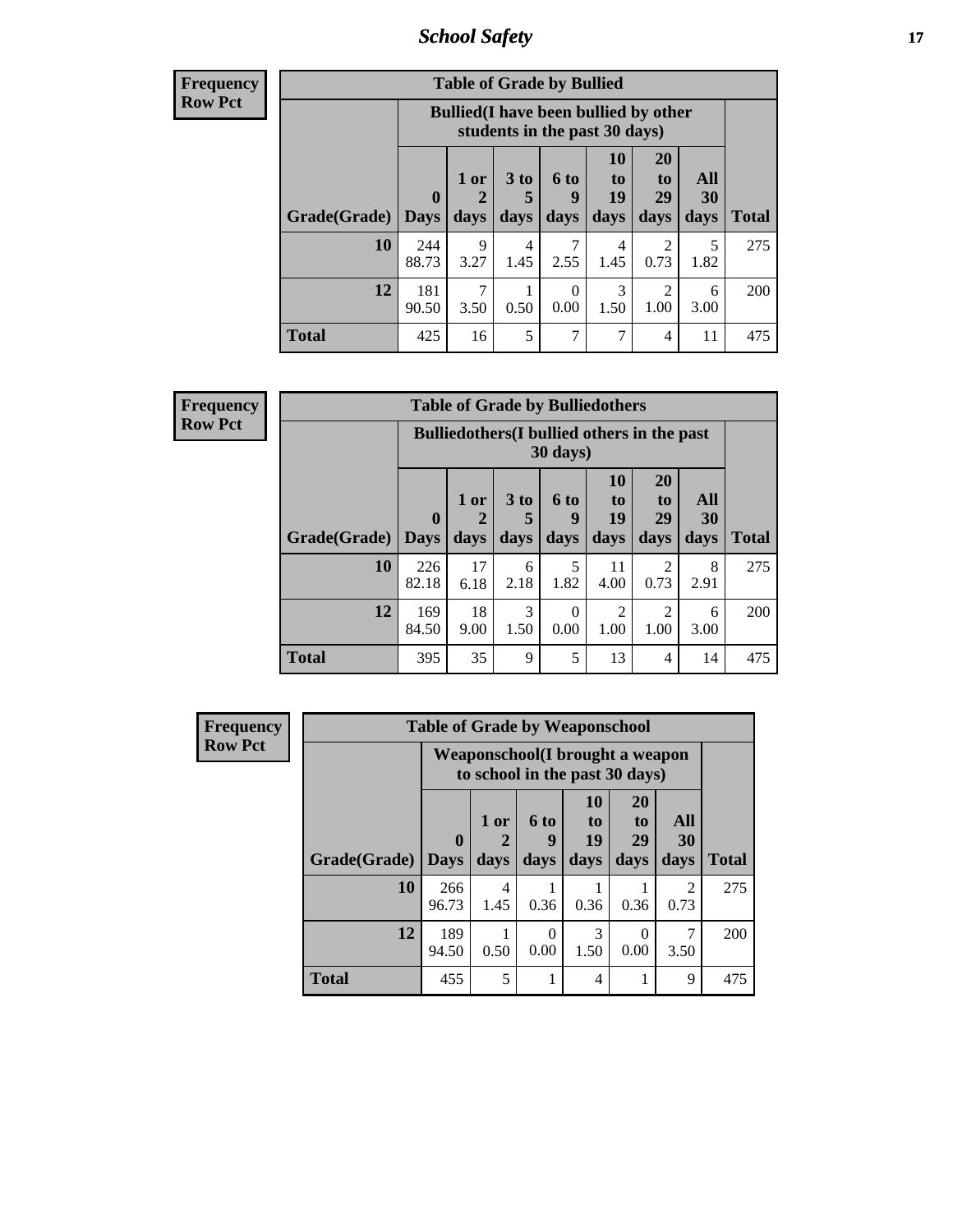| Frequency |
|---|
| Row Pct |

**Table of Grade by Bullied**

| Grade(Grade) | Bullied(I have been bullied by other students in the past 30 days) | | | | | | | Total |
|---|---|---|---|---|---|---|---|---|
| | 0 Days | 1 or 2 days | 3 to 5 days | 6 to 9 days | 10 to 19 days | 20 to 29 days | All 30 days | |
| **10** | 244<br>88.73 | 9<br>3.27 | 4<br>1.45 | 7<br>2.55 | 4<br>1.45 | 2<br>0.73 | 5<br>1.82 | 275 |
| **12** | 181<br>90.50 | 7<br>3.50 | 1<br>0.50 | 0<br>0.00 | 3<br>1.50 | 2<br>1.00 | 6<br>3.00 | 200 |
| **Total** | 425 | 16 | 5 | 7 | 7 | 4 | 11 | 475 |

| Frequency |
|---|
| Row Pct |

**Table of Grade by Bulliedothers**

| Grade(Grade) | Bulliedothers(I bullied others in the past 30 days) | | | | | | | Total |
|---|---|---|---|---|---|---|---|---|
| | 0 Days | 1 or 2 days | 3 to 5 days | 6 to 9 days | 10 to 19 days | 20 to 29 days | All 30 days | |
| **10** | 226<br>82.18 | 17<br>6.18 | 6<br>2.18 | 5<br>1.82 | 11<br>4.00 | 2<br>0.73 | 8<br>2.91 | 275 |
| **12** | 169<br>84.50 | 18<br>9.00 | 3<br>1.50 | 0<br>0.00 | 2<br>1.00 | 2<br>1.00 | 6<br>3.00 | 200 |
| **Total** | 395 | 35 | 9 | 5 | 13 | 4 | 14 | 475 |

| Frequency |
|---|
| Row Pct |

**Table of Grade by Weaponschool**

| Grade(Grade) | Weaponschool(I brought a weapon to school in the past 30 days) | | | | | | Total |
|---|---|---|---|---|---|---|---|
| | 0 Days | 1 or 2 days | 6 to 9 days | 10 to 19 days | 20 to 29 days | All 30 days | |
| **10** | 266<br>96.73 | 4<br>1.45 | 1<br>0.36 | 1<br>0.36 | 1<br>0.36 | 2<br>0.73 | 275 |
| **12** | 189<br>94.50 | 1<br>0.50 | 0<br>0.00 | 3<br>1.50 | 0<br>0.00 | 7<br>3.50 | 200 |
| **Total** | 455 | 5 | 1 | 4 | 1 | 9 | 475 |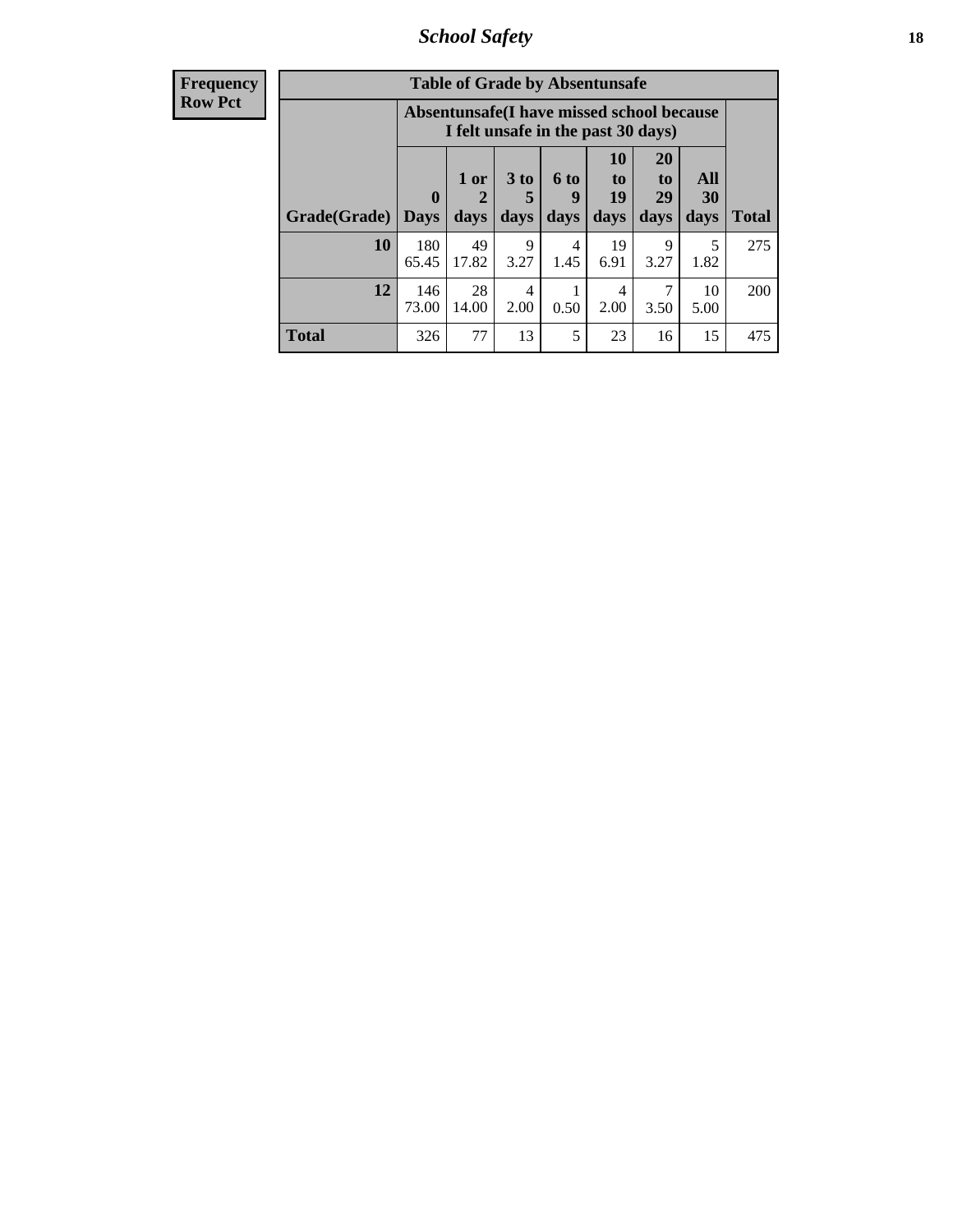| Frequency<br>Row Pct | Table of Grade by Absentunsafe | | | | | | | |
|---|---|---|---|---|---|---|---|---|
| | Absentunsafe(I have missed school because I felt unsafe in the past 30 days) | | | | | | | |
| Grade(Grade) | 0 Days | 1 or 2 days | 3 to 5 days | 6 to 9 days | 10 to 19 days | 20 to 29 days | All 30 days | Total |
| 10 | 180<br>65.45 | 49<br>17.82 | 9<br>3.27 | 4<br>1.45 | 19<br>6.91 | 9<br>3.27 | 5<br>1.82 | 275 |
| 12 | 146<br>73.00 | 28<br>14.00 | 4<br>2.00 | 1<br>0.50 | 4<br>2.00 | 7<br>3.50 | 10<br>5.00 | 200 |
| Total | 326 | 77 | 13 | 5 | 23 | 16 | 15 | 475 |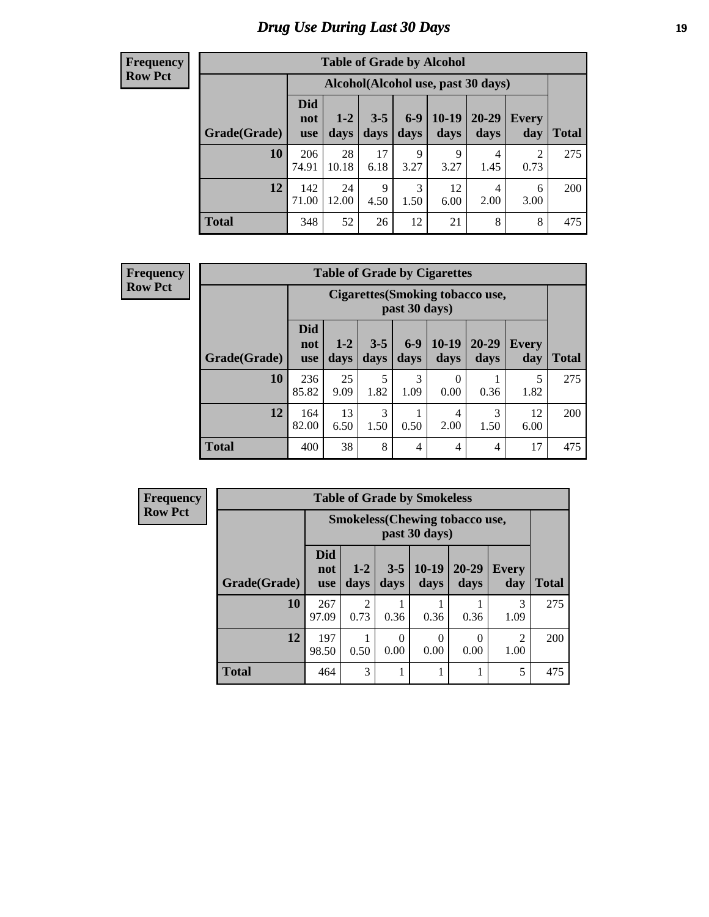# Drug Use During Last 30 Days

**Frequency**
**Row Pct**

| Table of Grade by Alcohol | | | | | | | | |
|---|---|---|---|---|---|---|---|---|
| | Alcohol(Alcohol use, past 30 days) | | | | | | | |
| Grade(Grade) | Did not use | 1-2 days | 3-5 days | 6-9 days | 10-19 days | 20-29 days | Every day | Total |
| 10 | 206 74.91 | 28 10.18 | 17 6.18 | 9 3.27 | 9 3.27 | 4 1.45 | 2 0.73 | 275 |
| 12 | 142 71.00 | 24 12.00 | 9 4.50 | 3 1.50 | 12 6.00 | 4 2.00 | 6 3.00 | 200 |
| Total | 348 | 52 | 26 | 12 | 21 | 8 | 8 | 475 |

**Frequency**
**Row Pct**

| Table of Grade by Cigarettes | | | | | | | | |
|---|---|---|---|---|---|---|---|---|
| | Cigarettes(Smoking tobacco use, past 30 days) | | | | | | | |
| Grade(Grade) | Did not use | 1-2 days | 3-5 days | 6-9 days | 10-19 days | 20-29 days | Every day | Total |
| 10 | 236 85.82 | 25 9.09 | 5 1.82 | 3 1.09 | 0 0.00 | 1 0.36 | 5 1.82 | 275 |
| 12 | 164 82.00 | 13 6.50 | 3 1.50 | 1 0.50 | 4 2.00 | 3 1.50 | 12 6.00 | 200 |
| Total | 400 | 38 | 8 | 4 | 4 | 4 | 17 | 475 |

**Frequency**
**Row Pct**

| Table of Grade by Smokeless | | | | | | | |
|---|---|---|---|---|---|---|---|
| | Smokeless(Chewing tobacco use, past 30 days) | | | | | | |
| Grade(Grade) | Did not use | 1-2 days | 3-5 days | 10-19 days | 20-29 days | Every day | Total |
| 10 | 267 97.09 | 2 0.73 | 1 0.36 | 1 0.36 | 1 0.36 | 3 1.09 | 275 |
| 12 | 197 98.50 | 1 0.50 | 0 0.00 | 0 0.00 | 0 0.00 | 2 1.00 | 200 |
| Total | 464 | 3 | 1 | 1 | 1 | 5 | 475 |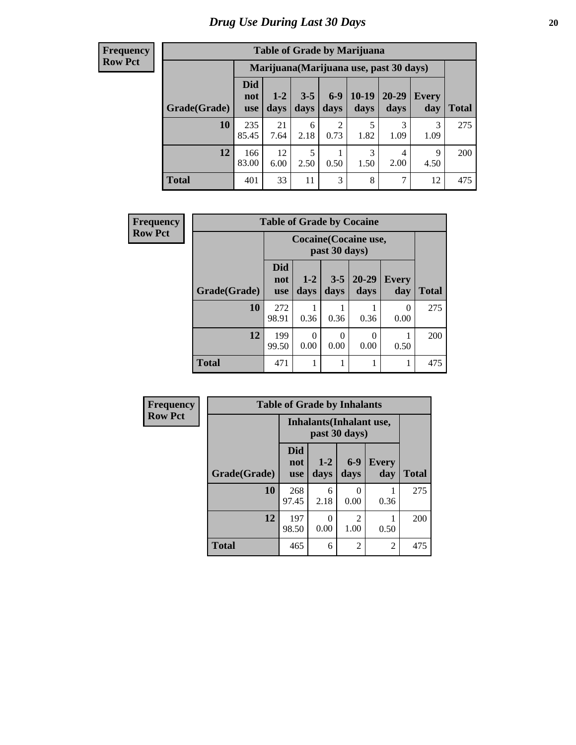# Drug Use During Last 30 Days

**Frequency**
**Row Pct**

| Table of Grade by Marijuana | | | | | | | | |
|---|---|---|---|---|---|---|---|---|
| | Marijuana(Marijuana use, past 30 days) | | | | | | | |
| Grade(Grade) | Did not use | 1-2 days | 3-5 days | 6-9 days | 10-19 days | 20-29 days | Every day | Total |
| 10 | 235<br>85.45 | 21<br>7.64 | 6<br>2.18 | 2<br>0.73 | 5<br>1.82 | 3<br>1.09 | 3<br>1.09 | 275 |
| 12 | 166<br>83.00 | 12<br>6.00 | 5<br>2.50 | 1<br>0.50 | 3<br>1.50 | 4<br>2.00 | 9<br>4.50 | 200 |
| Total | 401 | 33 | 11 | 3 | 8 | 7 | 12 | 475 |

**Frequency**
**Row Pct**

| Table of Grade by Cocaine | | | | | | |
|---|---|---|---|---|---|---|
| | Cocaine(Cocaine use, past 30 days) | | | | | |
| Grade(Grade) | Did not use | 1-2 days | 3-5 days | 20-29 days | Every day | Total |
| 10 | 272<br>98.91 | 1<br>0.36 | 1<br>0.36 | 1<br>0.36 | 0<br>0.00 | 275 |
| 12 | 199<br>99.50 | 0<br>0.00 | 0<br>0.00 | 0<br>0.00 | 1<br>0.50 | 200 |
| Total | 471 | 1 | 1 | 1 | 1 | 475 |

**Frequency**
**Row Pct**

| Table of Grade by Inhalants | | | | | |
|---|---|---|---|---|---|
| | Inhalants(Inhalant use, past 30 days) | | | | |
| Grade(Grade) | Did not use | 1-2 days | 6-9 days | Every day | Total |
| 10 | 268<br>97.45 | 6<br>2.18 | 0<br>0.00 | 1<br>0.36 | 275 |
| 12 | 197<br>98.50 | 0<br>0.00 | 2<br>1.00 | 1<br>0.50 | 200 |
| Total | 465 | 6 | 2 | 2 | 475 |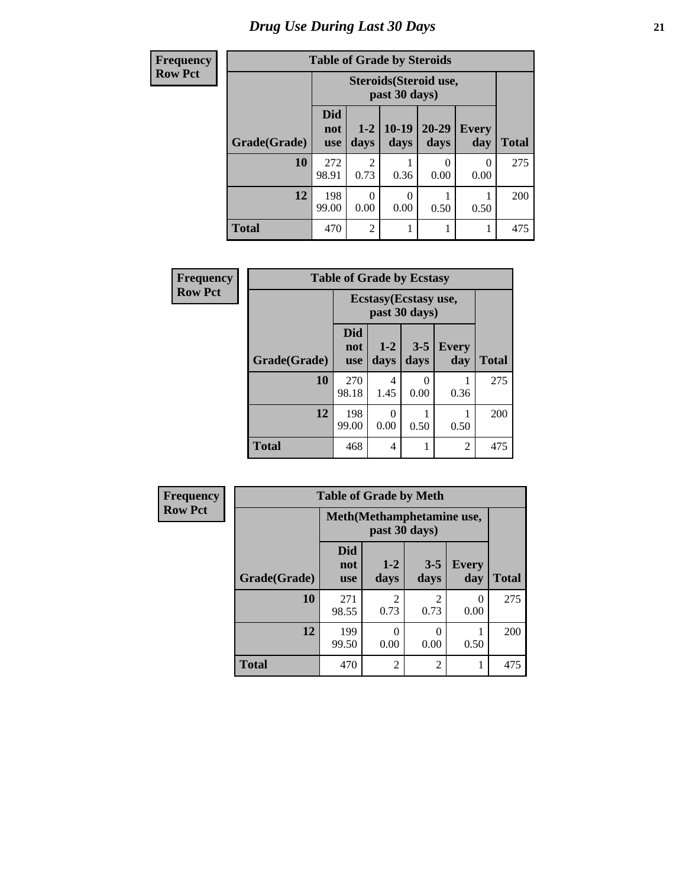# Drug Use During Last 30 Days

| Frequency Row Pct |
|---|

| Table of Grade by Steroids | | | | | | |
|---|---|---|---|---|---|---|
| | Steroids(Steroid use, past 30 days) | | | | | |
| Grade(Grade) | Did not use | 1-2 days | 10-19 days | 20-29 days | Every day | Total |
| 10 | 272<br>98.91 | 2<br>0.73 | 1<br>0.36 | 0<br>0.00 | 0<br>0.00 | 275 |
| 12 | 198<br>99.00 | 0<br>0.00 | 0<br>0.00 | 1<br>0.50 | 1<br>0.50 | 200 |
| Total | 470 | 2 | 1 | 1 | 1 | 475 |

| Frequency Row Pct |
|---|

| Table of Grade by Ecstasy | | | | | |
|---|---|---|---|---|---|
| | Ecstasy(Ecstasy use, past 30 days) | | | | |
| Grade(Grade) | Did not use | 1-2 days | 3-5 days | Every day | Total |
| 10 | 270<br>98.18 | 4<br>1.45 | 0<br>0.00 | 1<br>0.36 | 275 |
| 12 | 198<br>99.00 | 0<br>0.00 | 1<br>0.50 | 1<br>0.50 | 200 |
| Total | 468 | 4 | 1 | 2 | 475 |

| Frequency Row Pct |
|---|

| Table of Grade by Meth | | | | | |
|---|---|---|---|---|---|
| | Meth(Methamphetamine use, past 30 days) | | | | |
| Grade(Grade) | Did not use | 1-2 days | 3-5 days | Every day | Total |
| 10 | 271<br>98.55 | 2<br>0.73 | 2<br>0.73 | 0<br>0.00 | 275 |
| 12 | 199<br>99.50 | 0<br>0.00 | 0<br>0.00 | 1<br>0.50 | 200 |
| Total | 470 | 2 | 2 | 1 | 475 |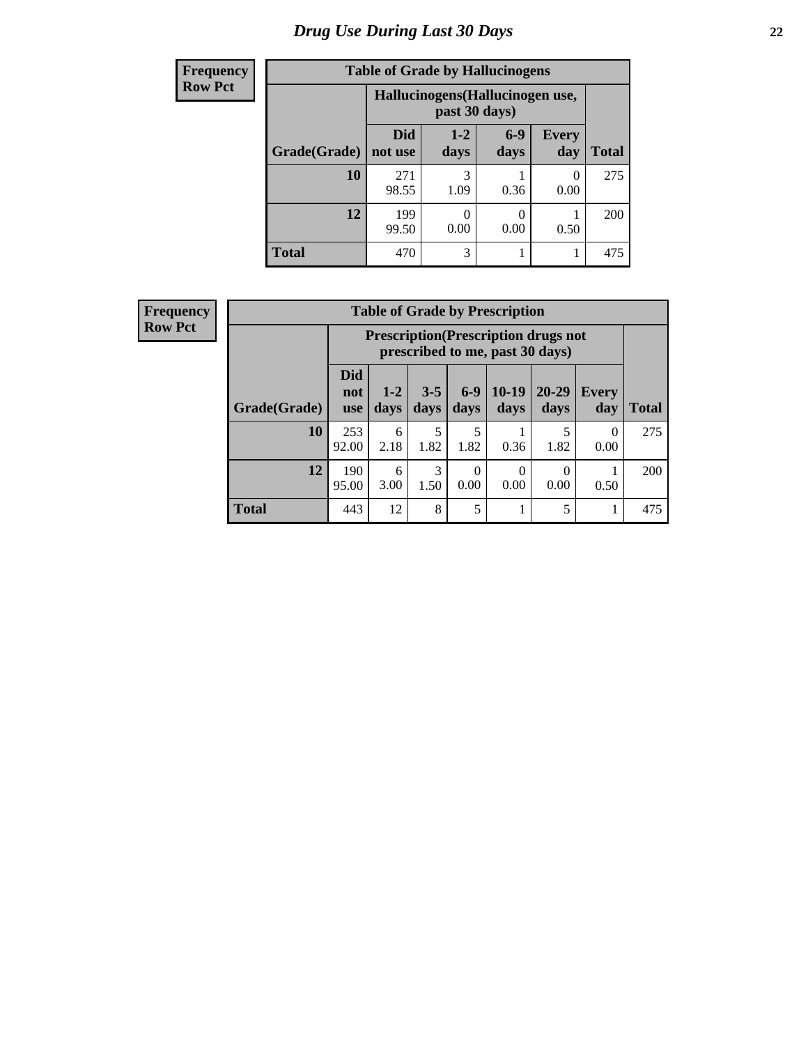# Drug Use During Last 30 Days

**Frequency**
**Row Pct**

| Table of Grade by Hallucinogens | | | | | |
|---|---|---|---|---|---|
| | Hallucinogens(Hallucinogen use, past 30 days) | | | | |
| Grade(Grade) | Did not use | 1-2 days | 6-9 days | Every day | Total |
| 10 | 271<br>98.55 | 3<br>1.09 | 1<br>0.36 | 0<br>0.00 | 275 |
| 12 | 199<br>99.50 | 0<br>0.00 | 0<br>0.00 | 1<br>0.50 | 200 |
| Total | 470 | 3 | 1 | 1 | 475 |

**Frequency**
**Row Pct**

| Table of Grade by Prescription | | | | | | | | |
|---|---|---|---|---|---|---|---|---|
| | Prescription(Prescription drugs not prescribed to me, past 30 days) | | | | | | | |
| Grade(Grade) | Did not use | 1-2 days | 3-5 days | 6-9 days | 10-19 days | 20-29 days | Every day | Total |
| 10 | 253<br>92.00 | 6<br>2.18 | 5<br>1.82 | 5<br>1.82 | 1<br>0.36 | 5<br>1.82 | 0<br>0.00 | 275 |
| 12 | 190<br>95.00 | 6<br>3.00 | 3<br>1.50 | 0<br>0.00 | 0<br>0.00 | 0<br>0.00 | 1<br>0.50 | 200 |
| Total | 443 | 12 | 8 | 5 | 1 | 5 | 1 | 475 |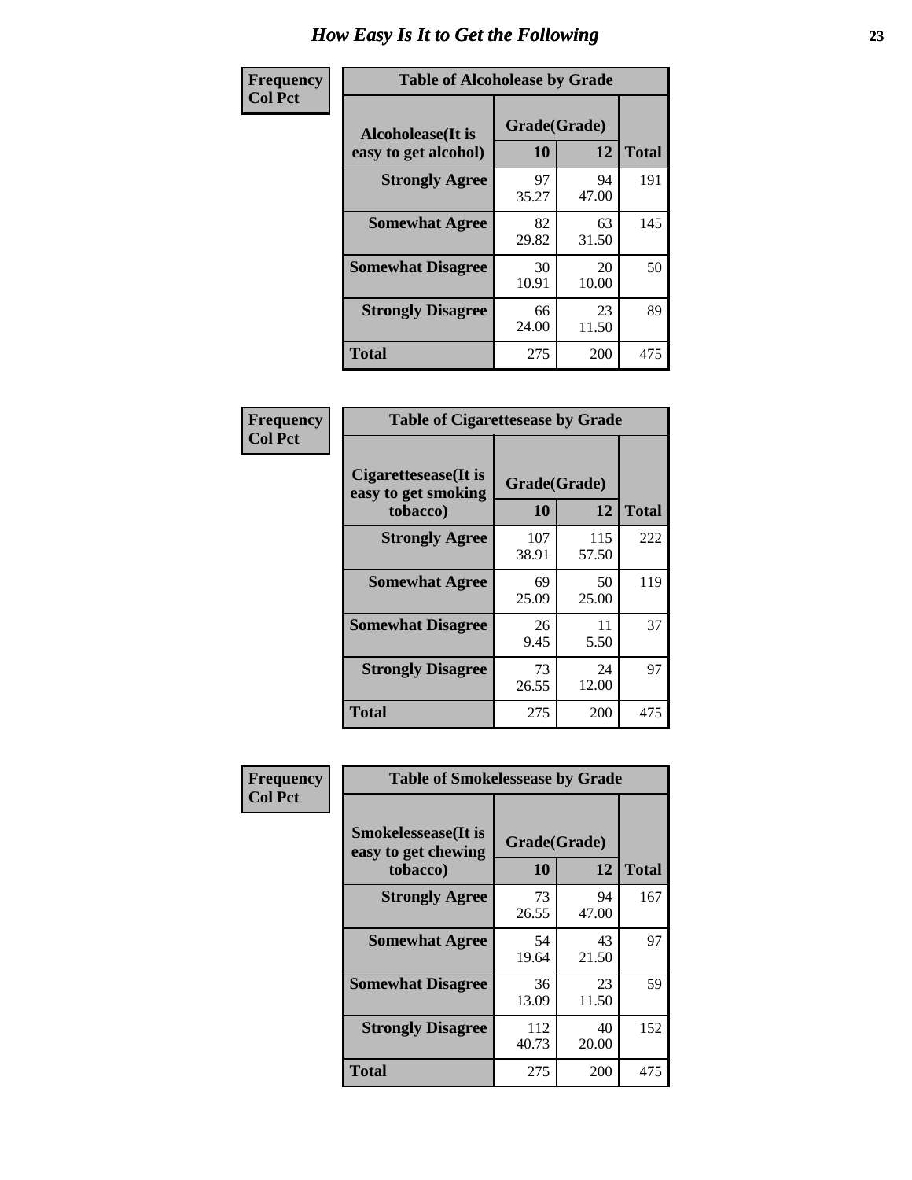# How Easy Is It to Get the Following

**Frequency**
**Col Pct**

**Table of Alcoholease by Grade**

| Alcoholease(It is easy to get alcohol) | Grade(Grade) | | Total |
|---|---|---|---|
| | 10 | 12 | |
| **Strongly Agree** | 97<br>35.27 | 94<br>47.00 | 191 |
| **Somewhat Agree** | 82<br>29.82 | 63<br>31.50 | 145 |
| **Somewhat Disagree** | 30<br>10.91 | 20<br>10.00 | 50 |
| **Strongly Disagree** | 66<br>24.00 | 23<br>11.50 | 89 |
| **Total** | 275 | 200 | 475 |

**Frequency**
**Col Pct**

**Table of Cigarettesease by Grade**

| Cigarettesease(It is easy to get smoking tobacco) | Grade(Grade) | | Total |
|---|---|---|---|
| | 10 | 12 | |
| **Strongly Agree** | 107<br>38.91 | 115<br>57.50 | 222 |
| **Somewhat Agree** | 69<br>25.09 | 50<br>25.00 | 119 |
| **Somewhat Disagree** | 26<br>9.45 | 11<br>5.50 | 37 |
| **Strongly Disagree** | 73<br>26.55 | 24<br>12.00 | 97 |
| **Total** | 275 | 200 | 475 |

**Frequency**
**Col Pct**

**Table of Smokelessease by Grade**

| Smokelessease(It is easy to get chewing tobacco) | Grade(Grade) | | Total |
|---|---|---|---|
| | 10 | 12 | |
| **Strongly Agree** | 73<br>26.55 | 94<br>47.00 | 167 |
| **Somewhat Agree** | 54<br>19.64 | 43<br>21.50 | 97 |
| **Somewhat Disagree** | 36<br>13.09 | 23<br>11.50 | 59 |
| **Strongly Disagree** | 112<br>40.73 | 40<br>20.00 | 152 |
| **Total** | 275 | 200 | 475 |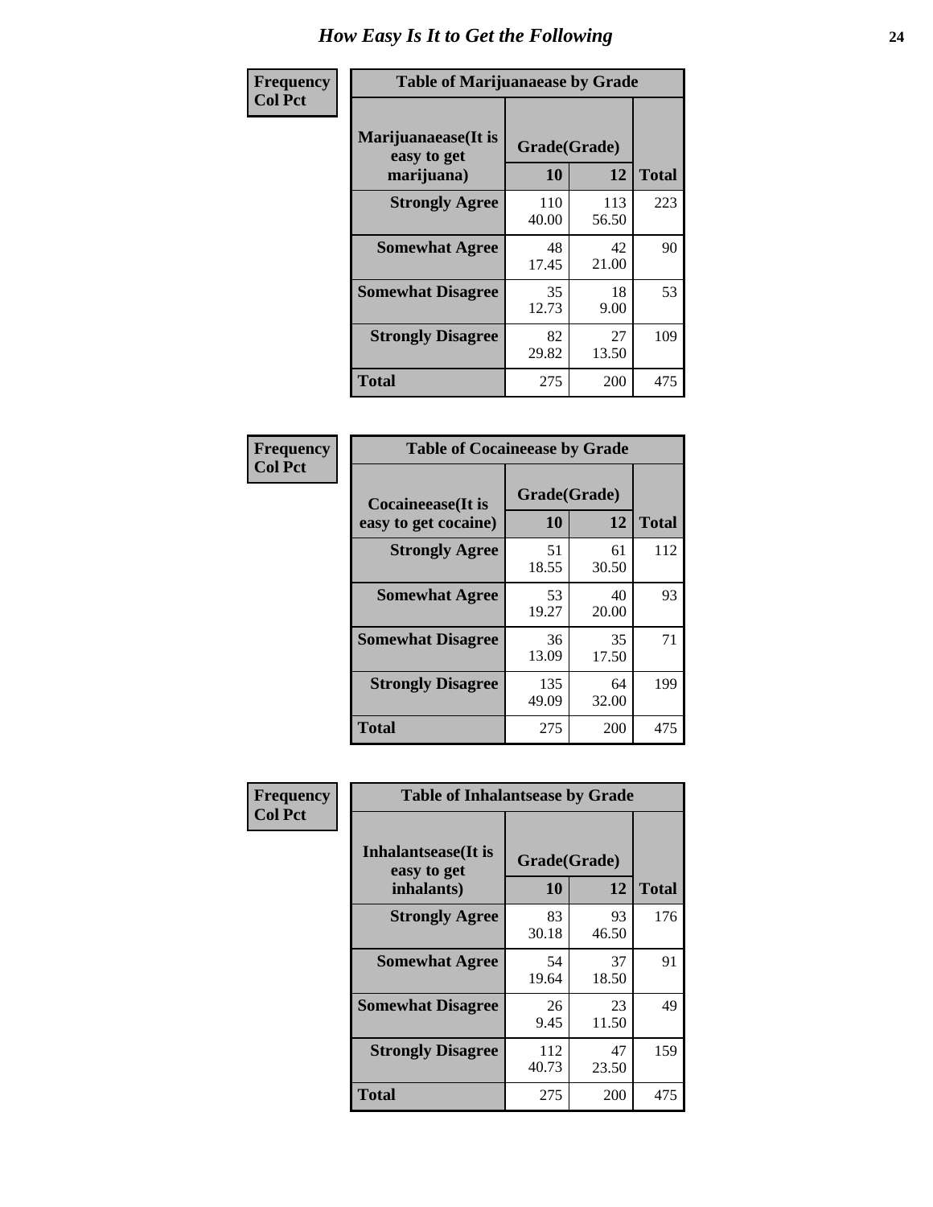# How Easy Is It to Get the Following

**Frequency**
**Col Pct**

**Table of Marijuanaease by Grade**

| Marijuanaease(It is easy to get marijuana) | Grade(Grade) | | Total |
|---|---|---|---|
| | 10 | 12 | |
| **Strongly Agree** | 110<br>40.00 | 113<br>56.50 | 223 |
| **Somewhat Agree** | 48<br>17.45 | 42<br>21.00 | 90 |
| **Somewhat Disagree** | 35<br>12.73 | 18<br>9.00 | 53 |
| **Strongly Disagree** | 82<br>29.82 | 27<br>13.50 | 109 |
| **Total** | 275 | 200 | 475 |

**Frequency**
**Col Pct**

**Table of Cocaineease by Grade**

| Cocaineease(It is easy to get cocaine) | Grade(Grade) | | Total |
|---|---|---|---|
| | 10 | 12 | |
| **Strongly Agree** | 51<br>18.55 | 61<br>30.50 | 112 |
| **Somewhat Agree** | 53<br>19.27 | 40<br>20.00 | 93 |
| **Somewhat Disagree** | 36<br>13.09 | 35<br>17.50 | 71 |
| **Strongly Disagree** | 135<br>49.09 | 64<br>32.00 | 199 |
| **Total** | 275 | 200 | 475 |

**Frequency**
**Col Pct**

**Table of Inhalantsease by Grade**

| Inhalantsease(It is easy to get inhalants) | Grade(Grade) | | Total |
|---|---|---|---|
| | 10 | 12 | |
| **Strongly Agree** | 83<br>30.18 | 93<br>46.50 | 176 |
| **Somewhat Agree** | 54<br>19.64 | 37<br>18.50 | 91 |
| **Somewhat Disagree** | 26<br>9.45 | 23<br>11.50 | 49 |
| **Strongly Disagree** | 112<br>40.73 | 47<br>23.50 | 159 |
| **Total** | 275 | 200 | 475 |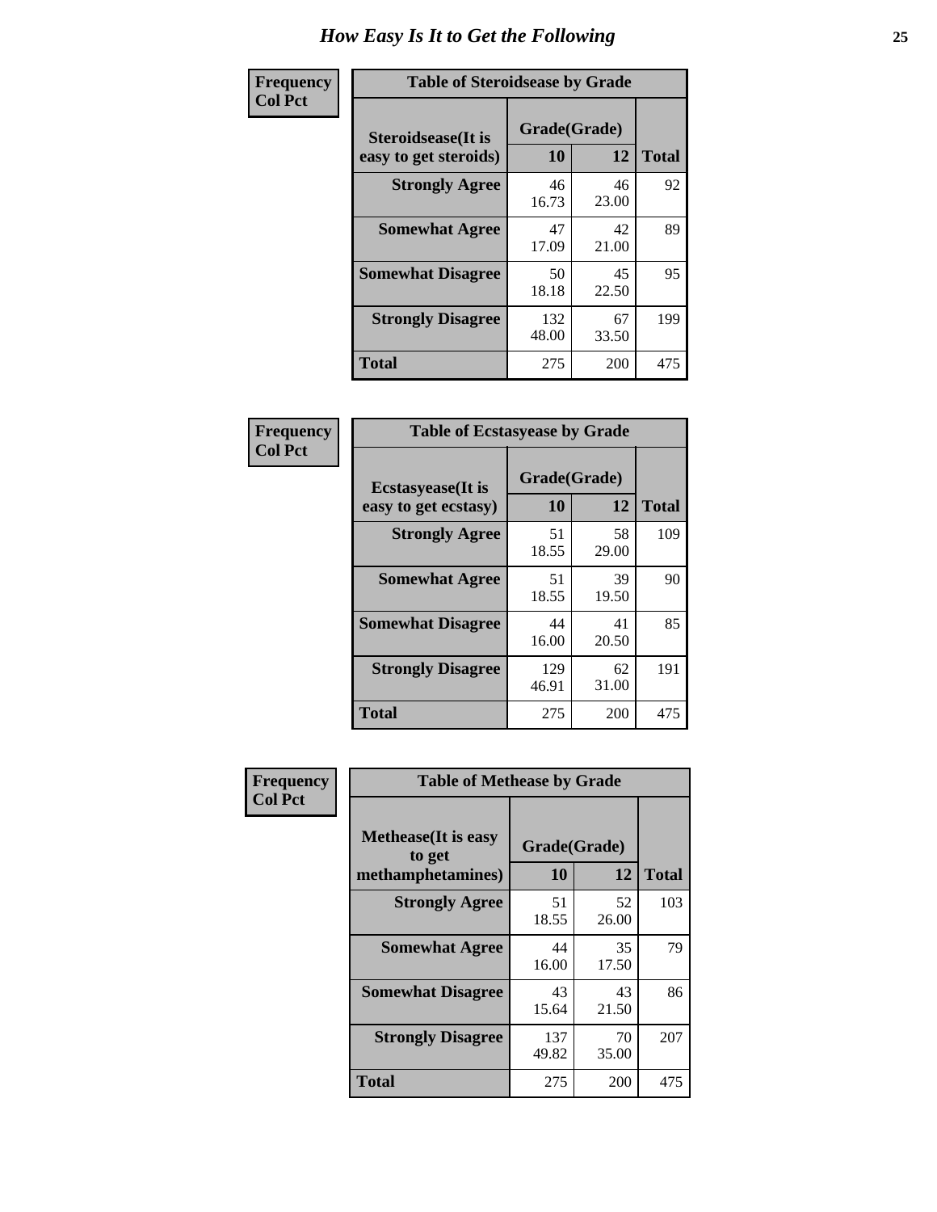# How Easy Is It to Get the Following

**Frequency**
**Col Pct**

| Table of Steroidsease by Grade | | | |
|---|---|---|---|
| **Steroidsease(It is easy to get steroids)** | **Grade(Grade)** | | **Total** |
| | **10** | **12** | |
| **Strongly Agree** | 46<br>16.73 | 46<br>23.00 | 92 |
| **Somewhat Agree** | 47<br>17.09 | 42<br>21.00 | 89 |
| **Somewhat Disagree** | 50<br>18.18 | 45<br>22.50 | 95 |
| **Strongly Disagree** | 132<br>48.00 | 67<br>33.50 | 199 |
| **Total** | 275 | 200 | 475 |

**Frequency**
**Col Pct**

| Table of Ecstasyease by Grade | | | |
|---|---|---|---|
| **Ecstasyease(It is easy to get ecstasy)** | **Grade(Grade)** | | **Total** |
| | **10** | **12** | |
| **Strongly Agree** | 51<br>18.55 | 58<br>29.00 | 109 |
| **Somewhat Agree** | 51<br>18.55 | 39<br>19.50 | 90 |
| **Somewhat Disagree** | 44<br>16.00 | 41<br>20.50 | 85 |
| **Strongly Disagree** | 129<br>46.91 | 62<br>31.00 | 191 |
| **Total** | 275 | 200 | 475 |

**Frequency**
**Col Pct**

| Table of Methease by Grade | | | |
|---|---|---|---|
| **Methease(It is easy to get methamphetamines)** | **Grade(Grade)** | | **Total** |
| | **10** | **12** | |
| **Strongly Agree** | 51<br>18.55 | 52<br>26.00 | 103 |
| **Somewhat Agree** | 44<br>16.00 | 35<br>17.50 | 79 |
| **Somewhat Disagree** | 43<br>15.64 | 43<br>21.50 | 86 |
| **Strongly Disagree** | 137<br>49.82 | 70<br>35.00 | 207 |
| **Total** | 275 | 200 | 475 |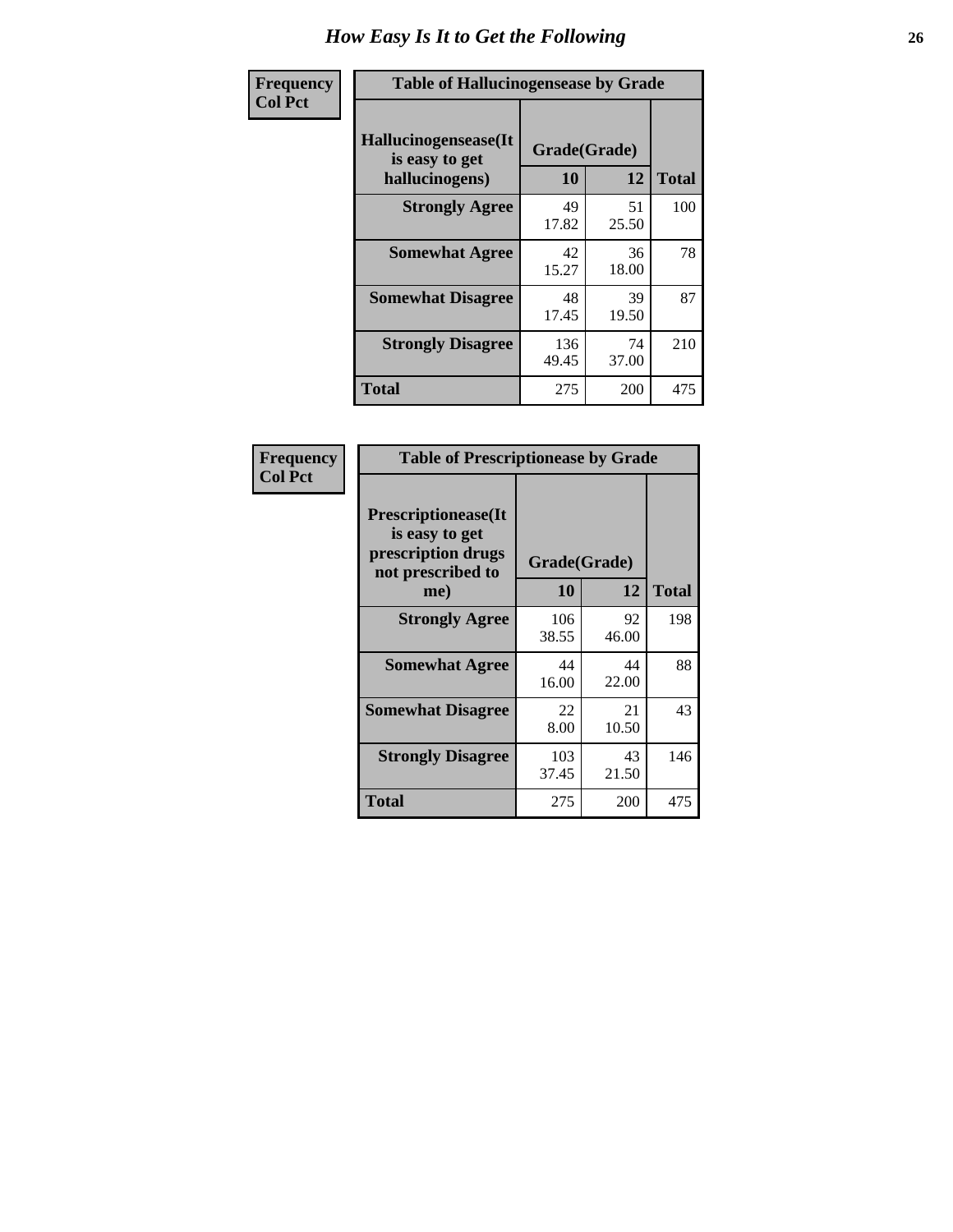# How Easy Is It to Get the Following

**Frequency**
**Col Pct**

**Table of Hallucinogensease by Grade**

| Hallucinogensease(It is easy to get hallucinogens) | Grade(Grade) | | Total |
|---|---|---|---|
| | 10 | 12 | |
| **Strongly Agree** | 49<br>17.82 | 51<br>25.50 | 100 |
| **Somewhat Agree** | 42<br>15.27 | 36<br>18.00 | 78 |
| **Somewhat Disagree** | 48<br>17.45 | 39<br>19.50 | 87 |
| **Strongly Disagree** | 136<br>49.45 | 74<br>37.00 | 210 |
| **Total** | 275 | 200 | 475 |

**Frequency**
**Col Pct**

**Table of Prescriptionease by Grade**

| Prescriptionease(It is easy to get prescription drugs not prescribed to me) | Grade(Grade) | | Total |
|---|---|---|---|
| | 10 | 12 | |
| **Strongly Agree** | 106<br>38.55 | 92<br>46.00 | 198 |
| **Somewhat Agree** | 44<br>16.00 | 44<br>22.00 | 88 |
| **Somewhat Disagree** | 22<br>8.00 | 21<br>10.50 | 43 |
| **Strongly Disagree** | 103<br>37.45 | 43<br>21.50 | 146 |
| **Total** | 275 | 200 | 475 |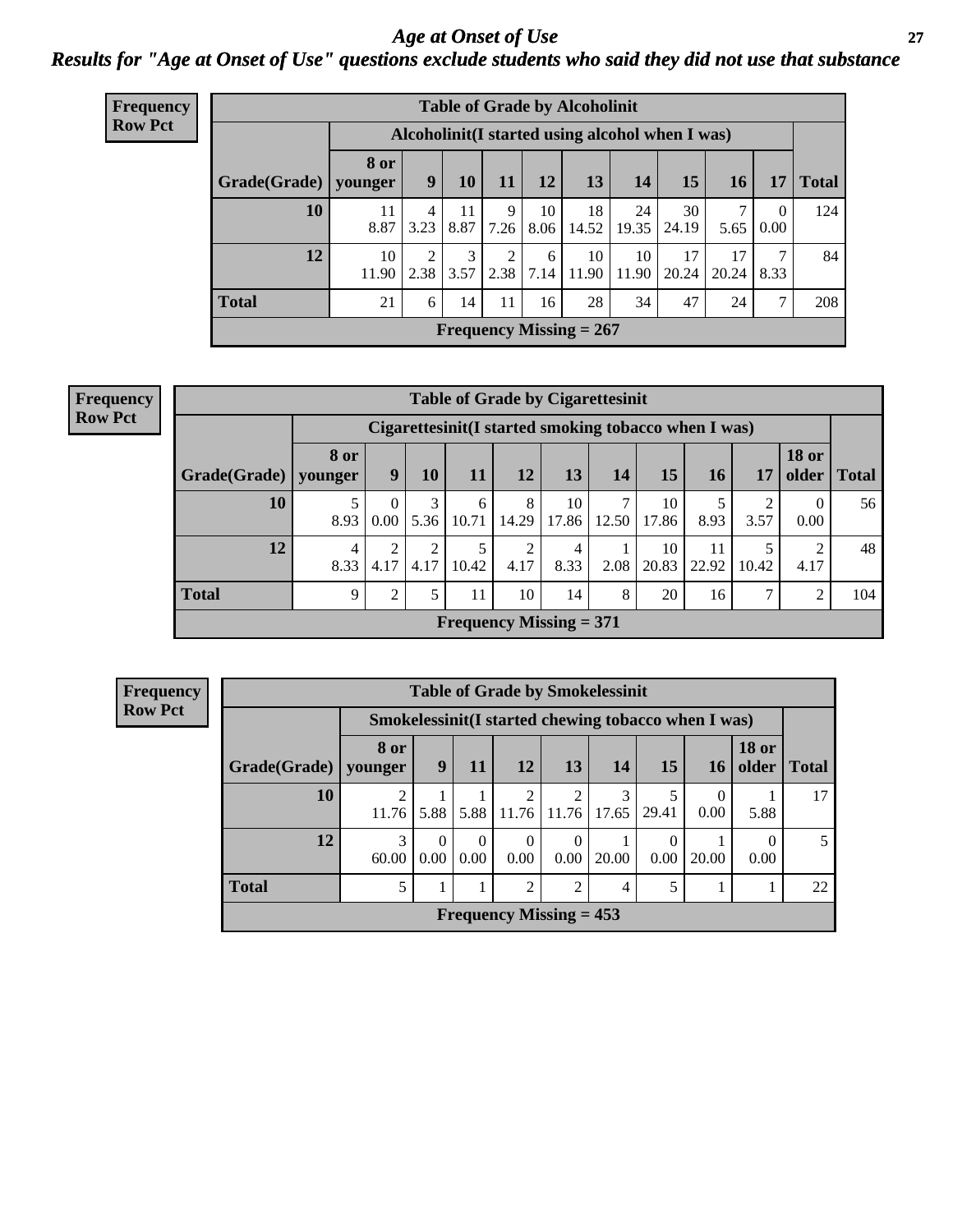# *Age at Onset of Use*

## *Results for "Age at Onset of Use" questions exclude students who said they did not use that substance*

**Frequency**
**Row Pct**

**Table of Grade by Alcoholinit**

| Grade(Grade) | Alcoholinit(I started using alcohol when I was) | | | | | | | | | | Total |
|---|---|---|---|---|---|---|---|---|---|---|---|
| | 8 or younger | 9 | 10 | 11 | 12 | 13 | 14 | 15 | 16 | 17 | |
| **10** | 11<br>8.87 | 4<br>3.23 | 11<br>8.87 | 9<br>7.26 | 10<br>8.06 | 18<br>14.52 | 24<br>19.35 | 30<br>24.19 | 7<br>5.65 | 0<br>0.00 | 124 |
| **12** | 10<br>11.90 | 2<br>2.38 | 3<br>3.57 | 2<br>2.38 | 6<br>7.14 | 10<br>11.90 | 10<br>11.90 | 17<br>20.24 | 17<br>20.24 | 7<br>8.33 | 84 |
| **Total** | 21 | 6 | 14 | 11 | 16 | 28 | 34 | 47 | 24 | 7 | 208 |

**Frequency Missing = 267**

**Frequency**
**Row Pct**

**Table of Grade by Cigarettesinit**

| Grade(Grade) | Cigarettesinit(I started smoking tobacco when I was) | | | | | | | | | | | Total |
|---|---|---|---|---|---|---|---|---|---|---|---|---|
| | 8 or younger | 9 | 10 | 11 | 12 | 13 | 14 | 15 | 16 | 17 | 18 or older | |
| **10** | 5<br>8.93 | 0<br>0.00 | 3<br>5.36 | 6<br>10.71 | 8<br>14.29 | 10<br>17.86 | 7<br>12.50 | 10<br>17.86 | 5<br>8.93 | 2<br>3.57 | 0<br>0.00 | 56 |
| **12** | 4<br>8.33 | 2<br>4.17 | 2<br>4.17 | 5<br>10.42 | 2<br>4.17 | 4<br>8.33 | 1<br>2.08 | 10<br>20.83 | 11<br>22.92 | 5<br>10.42 | 2<br>4.17 | 48 |
| **Total** | 9 | 2 | 5 | 11 | 10 | 14 | 8 | 20 | 16 | 7 | 2 | 104 |

**Frequency Missing = 371**

**Frequency**
**Row Pct**

**Table of Grade by Smokelessinit**

| Grade(Grade) | Smokelessinit(I started chewing tobacco when I was) | | | | | | | | | Total |
|---|---|---|---|---|---|---|---|---|---|---|
| | 8 or younger | 9 | 11 | 12 | 13 | 14 | 15 | 16 | 18 or older | |
| **10** | 2<br>11.76 | 1<br>5.88 | 1<br>5.88 | 2<br>11.76 | 2<br>11.76 | 3<br>17.65 | 5<br>29.41 | 0<br>0.00 | 1<br>5.88 | 17 |
| **12** | 3<br>60.00 | 0<br>0.00 | 0<br>0.00 | 0<br>0.00 | 0<br>0.00 | 1<br>20.00 | 0<br>0.00 | 1<br>20.00 | 0<br>0.00 | 5 |
| **Total** | 5 | 1 | 1 | 2 | 2 | 4 | 5 | 1 | 1 | 22 |

**Frequency Missing = 453**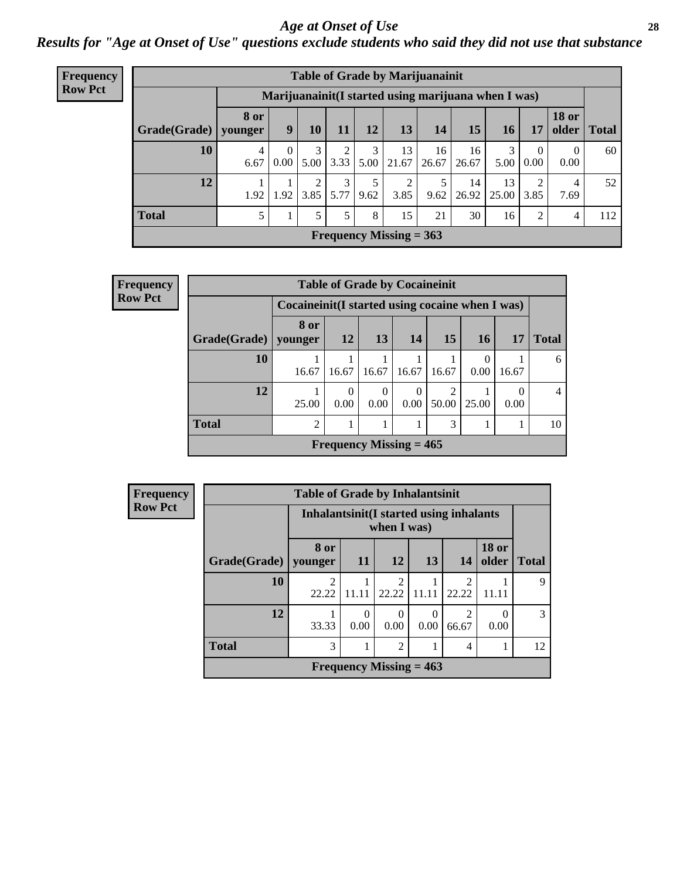## *Age at Onset of Use*

### *Results for "Age at Onset of Use" questions exclude students who said they did not use that substance*

**Frequency Row Pct**

| Table of Grade by Marijuanainit | | | | | | | | | | | | |
|---|---|---|---|---|---|---|---|---|---|---|---|---|
| | Marijuanainit(I started using marijuana when I was) | | | | | | | | | | | |
| Grade(Grade) | 8 or younger | 9 | 10 | 11 | 12 | 13 | 14 | 15 | 16 | 17 | 18 or older | Total |
| 10 | 4<br>6.67 | 0<br>0.00 | 3<br>5.00 | 2<br>3.33 | 3<br>5.00 | 13<br>21.67 | 16<br>26.67 | 16<br>26.67 | 3<br>5.00 | 0<br>0.00 | 0<br>0.00 | 60 |
| 12 | 1<br>1.92 | 1<br>1.92 | 2<br>3.85 | 3<br>5.77 | 5<br>9.62 | 2<br>3.85 | 5<br>9.62 | 14<br>26.92 | 13<br>25.00 | 2<br>3.85 | 4<br>7.69 | 52 |
| Total | 5 | 1 | 5 | 5 | 8 | 15 | 21 | 30 | 16 | 2 | 4 | 112 |
| Frequency Missing = 363 | | | | | | | | | | | | |

**Frequency Row Pct**

| Table of Grade by Cocaineinit | | | | | | | | |
|---|---|---|---|---|---|---|---|---|
| | Cocaineinit(I started using cocaine when I was) | | | | | | | |
| Grade(Grade) | 8 or younger | 12 | 13 | 14 | 15 | 16 | 17 | Total |
| 10 | 1<br>16.67 | 1<br>16.67 | 1<br>16.67 | 1<br>16.67 | 1<br>16.67 | 0<br>0.00 | 1<br>16.67 | 6 |
| 12 | 1<br>25.00 | 0<br>0.00 | 0<br>0.00 | 0<br>0.00 | 2<br>50.00 | 1<br>25.00 | 0<br>0.00 | 4 |
| Total | 2 | 1 | 1 | 1 | 3 | 1 | 1 | 10 |
| Frequency Missing = 465 | | | | | | | | |

**Frequency Row Pct**

| Table of Grade by Inhalantsinit | | | | | | | |
|---|---|---|---|---|---|---|---|
| | Inhalantsinit(I started using inhalants when I was) | | | | | | |
| Grade(Grade) | 8 or younger | 11 | 12 | 13 | 14 | 18 or older | Total |
| 10 | 2<br>22.22 | 1<br>11.11 | 2<br>22.22 | 1<br>11.11 | 2<br>22.22 | 1<br>11.11 | 9 |
| 12 | 1<br>33.33 | 0<br>0.00 | 0<br>0.00 | 0<br>0.00 | 2<br>66.67 | 0<br>0.00 | 3 |
| Total | 3 | 1 | 2 | 1 | 4 | 1 | 12 |
| Frequency Missing = 463 | | | | | | | |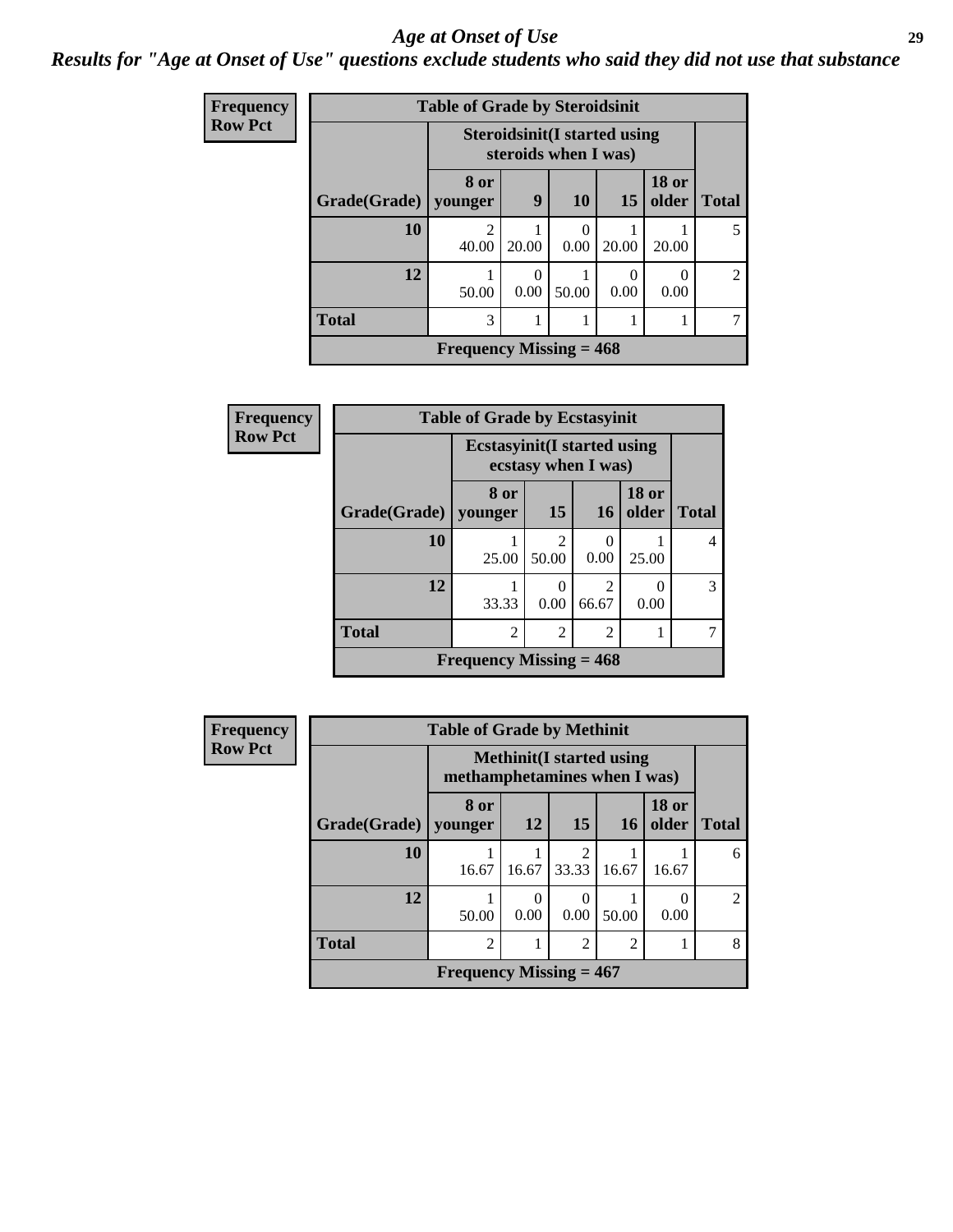# *Age at Onset of Use*

***Results for "Age at Onset of Use" questions exclude students who said they did not use that substance***

**Frequency**
**Row Pct**

**Table of Grade by Steroidsinit**

| Grade(Grade) | Steroidsinit(I started using steroids when I was) | | | | | Total |
|---|---|---|---|---|---|---|
| | 8 or younger | 9 | 10 | 15 | 18 or older | |
| 10 | 2<br>40.00 | 1<br>20.00 | 0<br>0.00 | 1<br>20.00 | 1<br>20.00 | 5 |
| 12 | 1<br>50.00 | 0<br>0.00 | 1<br>50.00 | 0<br>0.00 | 0<br>0.00 | 2 |
| Total | 3 | 1 | 1 | 1 | 1 | 7 |

**Frequency Missing = 468**

**Frequency**
**Row Pct**

**Table of Grade by Ecstasyinit**

| Grade(Grade) | Ecstasyinit(I started using ecstasy when I was) | | | | Total |
|---|---|---|---|---|---|
| | 8 or younger | 15 | 16 | 18 or older | |
| 10 | 1<br>25.00 | 2<br>50.00 | 0<br>0.00 | 1<br>25.00 | 4 |
| 12 | 1<br>33.33 | 0<br>0.00 | 2<br>66.67 | 0<br>0.00 | 3 |
| Total | 2 | 2 | 2 | 1 | 7 |

**Frequency Missing = 468**

**Frequency**
**Row Pct**

**Table of Grade by Methinit**

| Grade(Grade) | Methinit(I started using methamphetamines when I was) | | | | | Total |
|---|---|---|---|---|---|---|
| | 8 or younger | 12 | 15 | 16 | 18 or older | |
| 10 | 1<br>16.67 | 1<br>16.67 | 2<br>33.33 | 1<br>16.67 | 1<br>16.67 | 6 |
| 12 | 1<br>50.00 | 0<br>0.00 | 0<br>0.00 | 1<br>50.00 | 0<br>0.00 | 2 |
| Total | 2 | 1 | 2 | 2 | 1 | 8 |

**Frequency Missing = 467**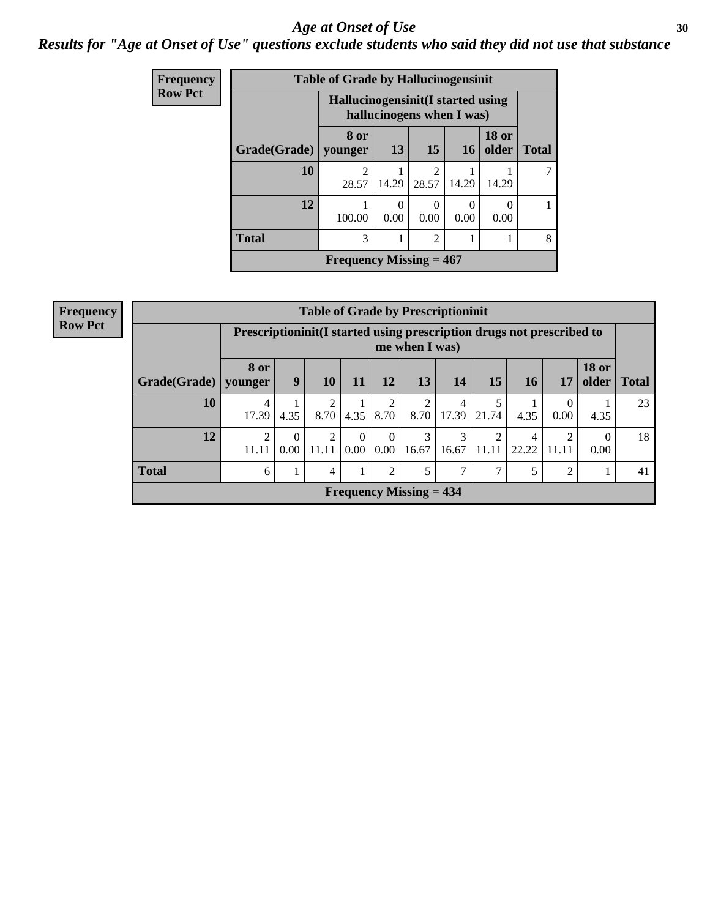## *Age at Onset of Use*

### *Results for "Age at Onset of Use" questions exclude students who said they did not use that substance*

**Frequency**
**Row Pct**

| Table of Grade by Hallucinogensinit | | | | | | |
|---|---|---|---|---|---|---|
| | Hallucinogensinit(I started using hallucinogens when I was) | | | | | |
| Grade(Grade) | 8 or younger | 13 | 15 | 16 | 18 or older | Total |
| 10 | 2<br>28.57 | 1<br>14.29 | 2<br>28.57 | 1<br>14.29 | 1<br>14.29 | 7 |
| 12 | 1<br>100.00 | 0<br>0.00 | 0<br>0.00 | 0<br>0.00 | 0<br>0.00 | 1 |
| Total | 3 | 1 | 2 | 1 | 1 | 8 |
| Frequency Missing = 467 | | | | | | |

**Frequency**
**Row Pct**

| Table of Grade by Prescriptioninit | | | | | | | | | | | | |
|---|---|---|---|---|---|---|---|---|---|---|---|---|
| | Prescriptioninit(I started using prescription drugs not prescribed to me when I was) | | | | | | | | | | | |
| Grade(Grade) | 8 or younger | 9 | 10 | 11 | 12 | 13 | 14 | 15 | 16 | 17 | 18 or older | Total |
| 10 | 4<br>17.39 | 1<br>4.35 | 2<br>8.70 | 1<br>4.35 | 2<br>8.70 | 2<br>8.70 | 4<br>17.39 | 5<br>21.74 | 1<br>4.35 | 0<br>0.00 | 1<br>4.35 | 23 |
| 12 | 2<br>11.11 | 0<br>0.00 | 2<br>11.11 | 0<br>0.00 | 0<br>0.00 | 3<br>16.67 | 3<br>16.67 | 2<br>11.11 | 4<br>22.22 | 2<br>11.11 | 0<br>0.00 | 18 |
| Total | 6 | 1 | 4 | 1 | 2 | 5 | 7 | 7 | 5 | 2 | 1 | 41 |
| Frequency Missing = 434 | | | | | | | | | | | | |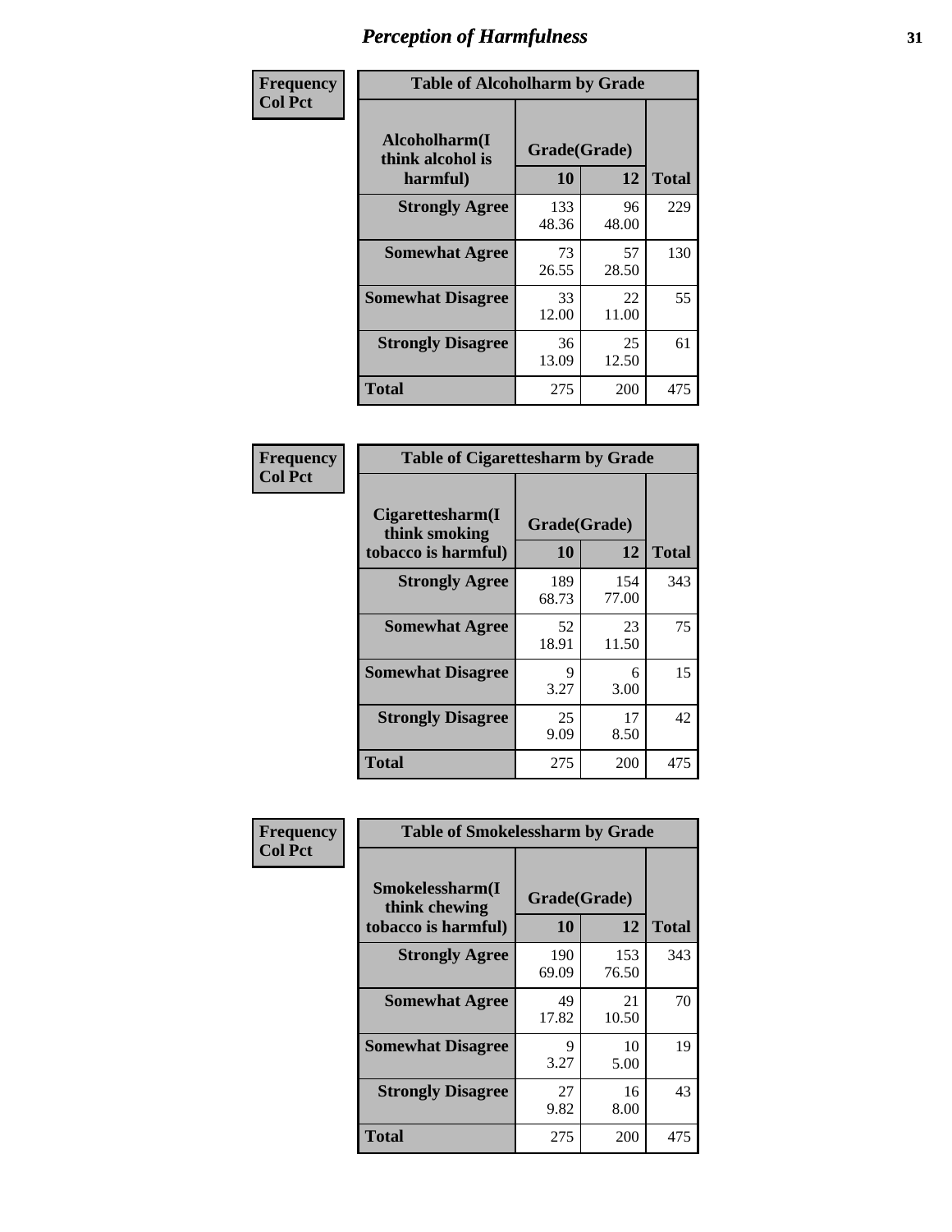# Perception of Harmfulness

| Frequency<br>Col Pct | Table of Alcoholharm by Grade | | |
|---|---|---|---|
| Alcoholharm(I think alcohol is harmful) | Grade(Grade) | | |
| | 10 | 12 | Total |
| Strongly Agree | 133<br>48.36 | 96<br>48.00 | 229 |
| Somewhat Agree | 73<br>26.55 | 57<br>28.50 | 130 |
| Somewhat Disagree | 33<br>12.00 | 22<br>11.00 | 55 |
| Strongly Disagree | 36<br>13.09 | 25<br>12.50 | 61 |
| Total | 275 | 200 | 475 |

| Frequency<br>Col Pct | Table of Cigarettesharm by Grade | | |
|---|---|---|---|
| Cigarettesharm(I think smoking tobacco is harmful) | Grade(Grade) | | |
| | 10 | 12 | Total |
| Strongly Agree | 189<br>68.73 | 154<br>77.00 | 343 |
| Somewhat Agree | 52<br>18.91 | 23<br>11.50 | 75 |
| Somewhat Disagree | 9<br>3.27 | 6<br>3.00 | 15 |
| Strongly Disagree | 25<br>9.09 | 17<br>8.50 | 42 |
| Total | 275 | 200 | 475 |

| Frequency<br>Col Pct | Table of Smokelessharm by Grade | | |
|---|---|---|---|
| Smokelessharm(I think chewing tobacco is harmful) | Grade(Grade) | | |
| | 10 | 12 | Total |
| Strongly Agree | 190<br>69.09 | 153<br>76.50 | 343 |
| Somewhat Agree | 49<br>17.82 | 21<br>10.50 | 70 |
| Somewhat Disagree | 9<br>3.27 | 10<br>5.00 | 19 |
| Strongly Disagree | 27<br>9.82 | 16<br>8.00 | 43 |
| Total | 275 | 200 | 475 |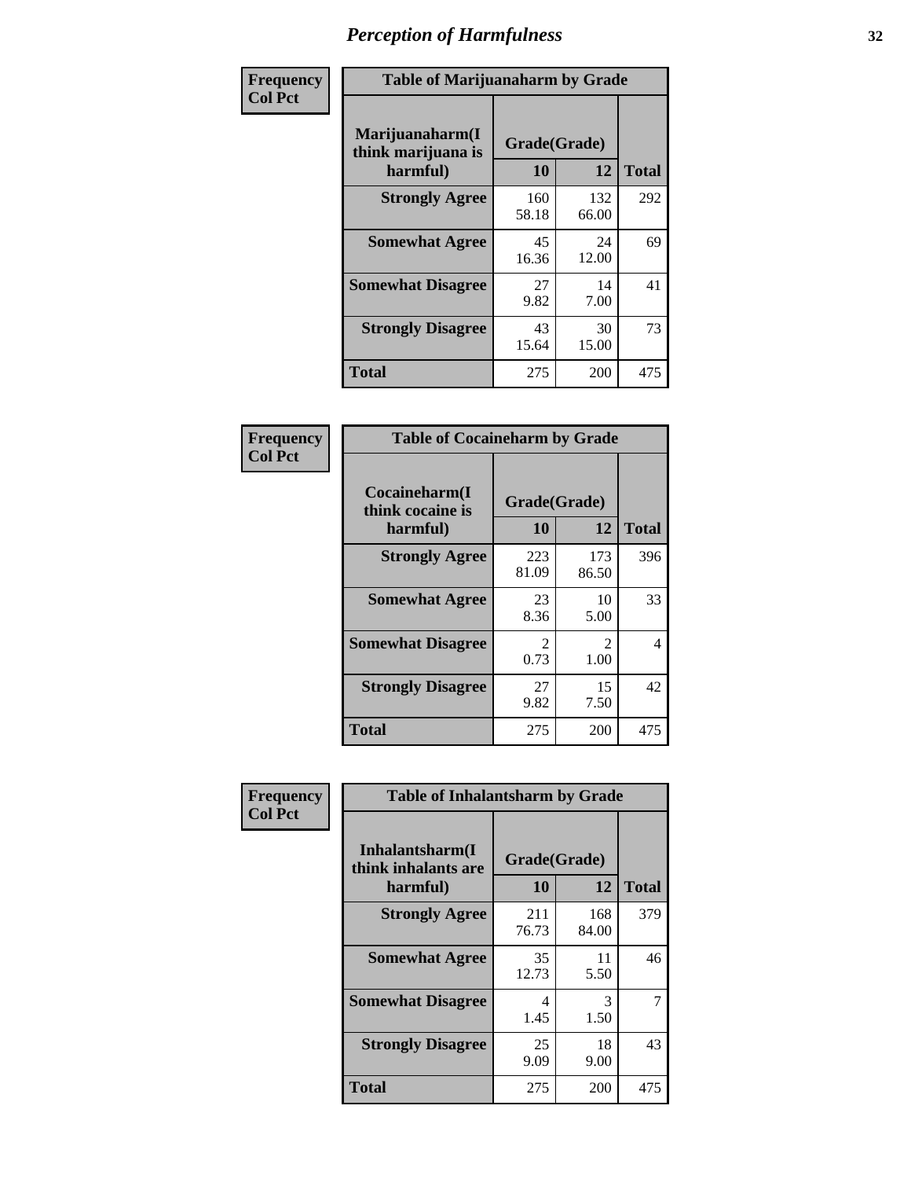# Perception of Harmfulness

**Frequency**
**Col Pct**

| Table of Marijuanaharm by Grade | | | |
|---|---|---|---|
| Marijuanaharm(I think marijuana is harmful) | Grade(Grade) | | |
| | 10 | 12 | Total |
| Strongly Agree | 160<br>58.18 | 132<br>66.00 | 292 |
| Somewhat Agree | 45<br>16.36 | 24<br>12.00 | 69 |
| Somewhat Disagree | 27<br>9.82 | 14<br>7.00 | 41 |
| Strongly Disagree | 43<br>15.64 | 30<br>15.00 | 73 |
| Total | 275 | 200 | 475 |

**Frequency**
**Col Pct**

| Table of Cocaineharm by Grade | | | |
|---|---|---|---|
| Cocaineharm(I think cocaine is harmful) | Grade(Grade) | | |
| | 10 | 12 | Total |
| Strongly Agree | 223<br>81.09 | 173<br>86.50 | 396 |
| Somewhat Agree | 23<br>8.36 | 10<br>5.00 | 33 |
| Somewhat Disagree | 2<br>0.73 | 2<br>1.00 | 4 |
| Strongly Disagree | 27<br>9.82 | 15<br>7.50 | 42 |
| Total | 275 | 200 | 475 |

**Frequency**
**Col Pct**

| Table of Inhalantsharm by Grade | | | |
|---|---|---|---|
| Inhalantsharm(I think inhalants are harmful) | Grade(Grade) | | |
| | 10 | 12 | Total |
| Strongly Agree | 211<br>76.73 | 168<br>84.00 | 379 |
| Somewhat Agree | 35<br>12.73 | 11<br>5.50 | 46 |
| Somewhat Disagree | 4<br>1.45 | 3<br>1.50 | 7 |
| Strongly Disagree | 25<br>9.09 | 18<br>9.00 | 43 |
| Total | 275 | 200 | 475 |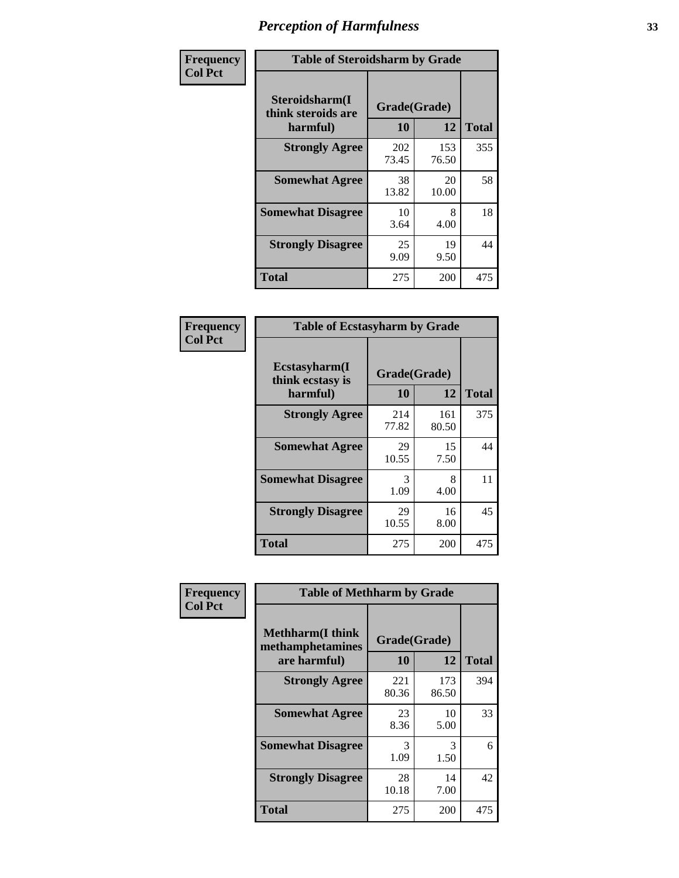# Perception of Harmfulness

**Frequency**
**Col Pct**

**Table of Steroidsharm by Grade**

| Steroidsharm(I think steroids are harmful) | Grade(Grade) | | Total |
|---|---|---|---|
| | 10 | 12 | |
| **Strongly Agree** | 202<br>73.45 | 153<br>76.50 | 355 |
| **Somewhat Agree** | 38<br>13.82 | 20<br>10.00 | 58 |
| **Somewhat Disagree** | 10<br>3.64 | 8<br>4.00 | 18 |
| **Strongly Disagree** | 25<br>9.09 | 19<br>9.50 | 44 |
| **Total** | 275 | 200 | 475 |

**Frequency**
**Col Pct**

**Table of Ecstasyharm by Grade**

| Ecstasyharm(I think ecstasy is harmful) | Grade(Grade) | | Total |
|---|---|---|---|
| | 10 | 12 | |
| **Strongly Agree** | 214<br>77.82 | 161<br>80.50 | 375 |
| **Somewhat Agree** | 29<br>10.55 | 15<br>7.50 | 44 |
| **Somewhat Disagree** | 3<br>1.09 | 8<br>4.00 | 11 |
| **Strongly Disagree** | 29<br>10.55 | 16<br>8.00 | 45 |
| **Total** | 275 | 200 | 475 |

**Frequency**
**Col Pct**

**Table of Methharm by Grade**

| Methharm(I think methamphetamines are harmful) | Grade(Grade) | | Total |
|---|---|---|---|
| | 10 | 12 | |
| **Strongly Agree** | 221<br>80.36 | 173<br>86.50 | 394 |
| **Somewhat Agree** | 23<br>8.36 | 10<br>5.00 | 33 |
| **Somewhat Disagree** | 3<br>1.09 | 3<br>1.50 | 6 |
| **Strongly Disagree** | 28<br>10.18 | 14<br>7.00 | 42 |
| **Total** | 275 | 200 | 475 |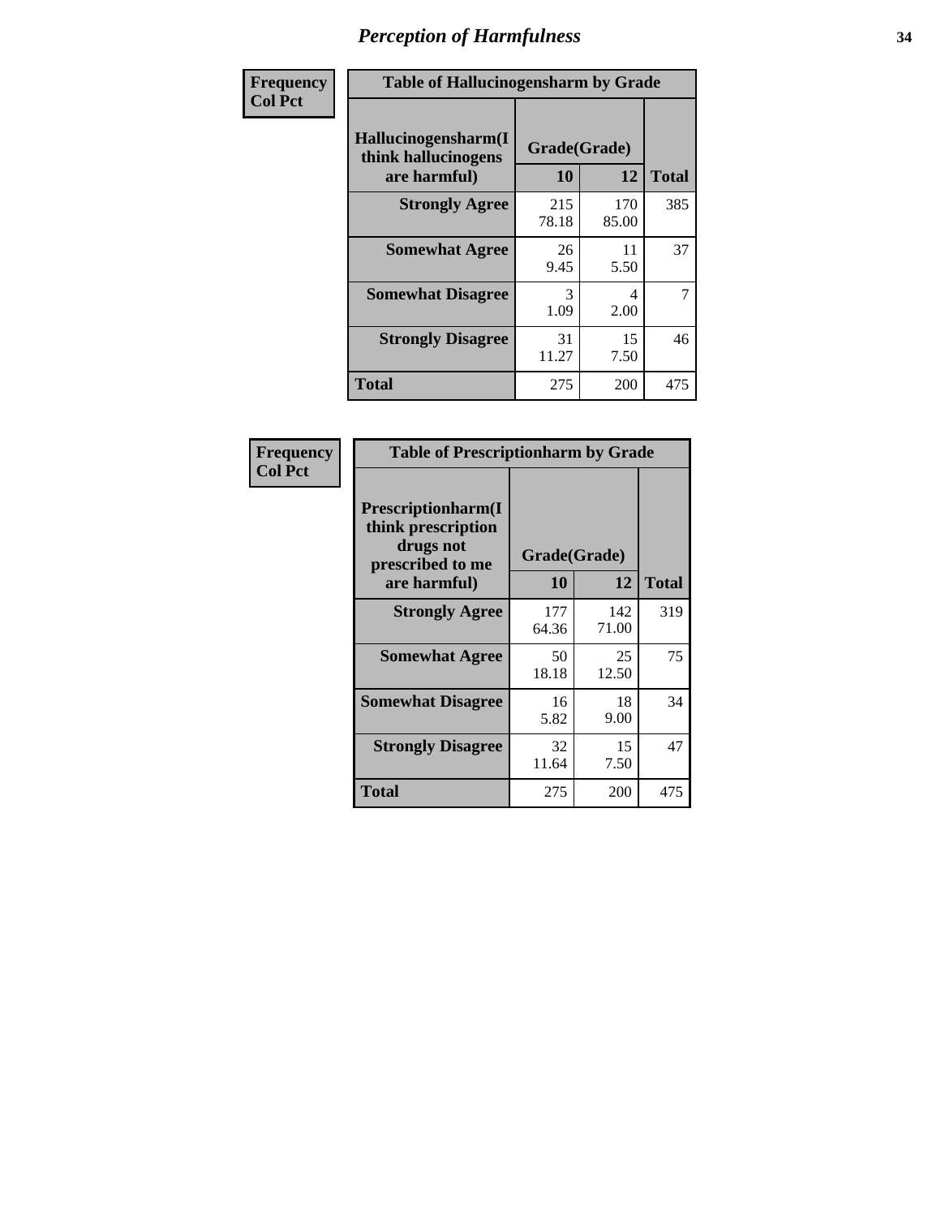# Perception of Harmfulness

| Frequency Col Pct | Table of Hallucinogensharm by Grade | | |
|---|---|---|---|
| Hallucinogensharm(I think hallucinogens are harmful) | Grade(Grade) | | |
| | 10 | 12 | Total |
| Strongly Agree | 215<br>78.18 | 170<br>85.00 | 385 |
| Somewhat Agree | 26<br>9.45 | 11<br>5.50 | 37 |
| Somewhat Disagree | 3<br>1.09 | 4<br>2.00 | 7 |
| Strongly Disagree | 31<br>11.27 | 15<br>7.50 | 46 |
| Total | 275 | 200 | 475 |

| Frequency Col Pct | Table of Prescriptionharm by Grade | | |
|---|---|---|---|
| Prescriptionharm(I think prescription drugs not prescribed to me are harmful) | Grade(Grade) | | |
| | 10 | 12 | Total |
| Strongly Agree | 177<br>64.36 | 142<br>71.00 | 319 |
| Somewhat Agree | 50<br>18.18 | 25<br>12.50 | 75 |
| Somewhat Disagree | 16<br>5.82 | 18<br>9.00 | 34 |
| Strongly Disagree | 32<br>11.64 | 15<br>7.50 | 47 |
| Total | 275 | 200 | 475 |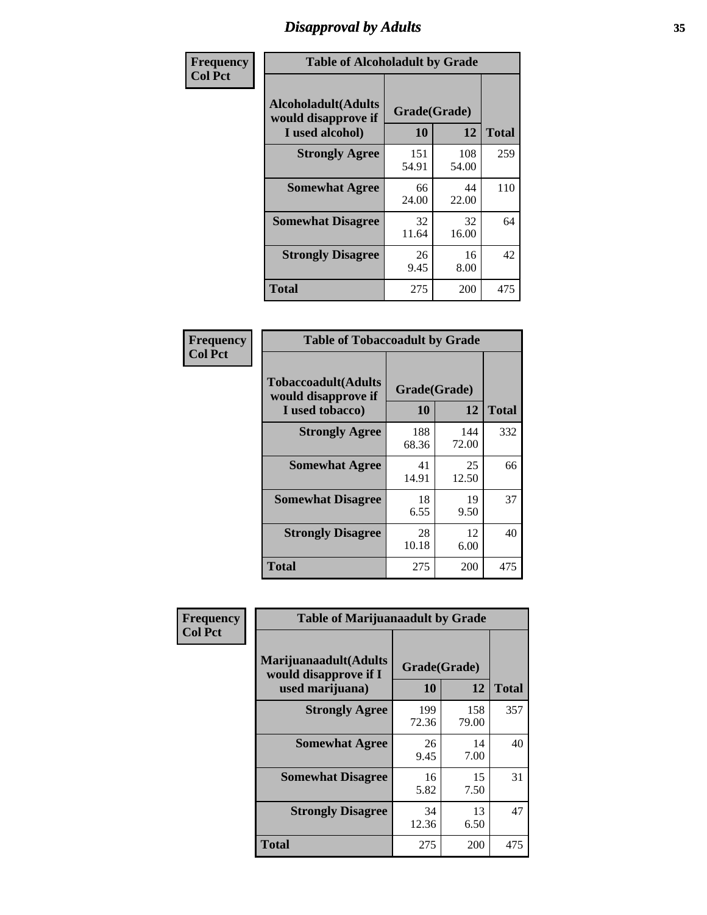# Disapproval by Adults

| Frequency Col Pct |
|---|

**Table of Alcoholadult by Grade**

| Alcoholadult(Adults would disapprove if I used alcohol) | Grade(Grade) 10 | 12 | Total |
|---|---|---|---|
| Strongly Agree | 151<br>54.91 | 108<br>54.00 | 259 |
| Somewhat Agree | 66<br>24.00 | 44<br>22.00 | 110 |
| Somewhat Disagree | 32<br>11.64 | 32<br>16.00 | 64 |
| Strongly Disagree | 26<br>9.45 | 16<br>8.00 | 42 |
| Total | 275 | 200 | 475 |

| Frequency Col Pct |
|---|

**Table of Tobaccoadult by Grade**

| Tobaccoadult(Adults would disapprove if I used tobacco) | Grade(Grade) 10 | 12 | Total |
|---|---|---|---|
| Strongly Agree | 188<br>68.36 | 144<br>72.00 | 332 |
| Somewhat Agree | 41<br>14.91 | 25<br>12.50 | 66 |
| Somewhat Disagree | 18<br>6.55 | 19<br>9.50 | 37 |
| Strongly Disagree | 28<br>10.18 | 12<br>6.00 | 40 |
| Total | 275 | 200 | 475 |

| Frequency Col Pct |
|---|

**Table of Marijuanaadult by Grade**

| Marijuanaadult(Adults would disapprove if I used marijuana) | Grade(Grade) 10 | 12 | Total |
|---|---|---|---|
| Strongly Agree | 199<br>72.36 | 158<br>79.00 | 357 |
| Somewhat Agree | 26<br>9.45 | 14<br>7.00 | 40 |
| Somewhat Disagree | 16<br>5.82 | 15<br>7.50 | 31 |
| Strongly Disagree | 34<br>12.36 | 13<br>6.50 | 47 |
| Total | 275 | 200 | 475 |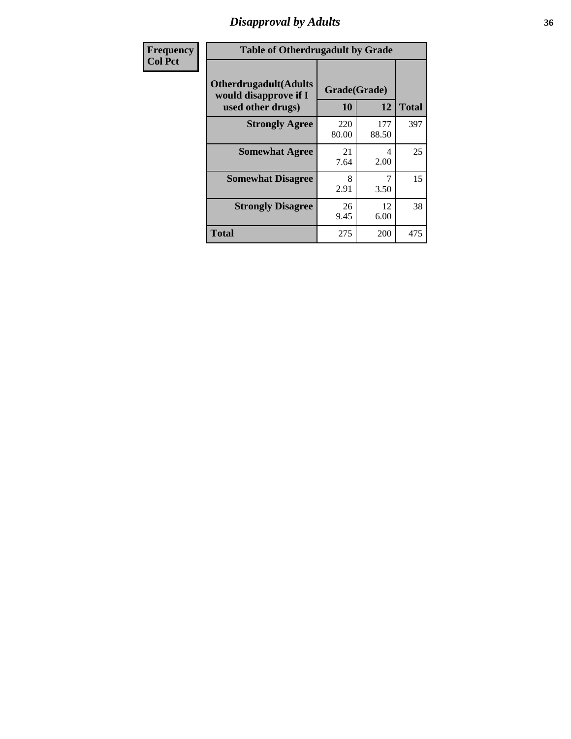## Disapproval by Adults

| Frequency<br>Col Pct |
|---|

**Table of Otherdrugadult by Grade**

| Otherdrugadult(Adults would disapprove if I used other drugs) | Grade(Grade) | | |
|---|---|---|---|
| | 10 | 12 | Total |
| **Strongly Agree** | 220<br>80.00 | 177<br>88.50 | 397 |
| **Somewhat Agree** | 21<br>7.64 | 4<br>2.00 | 25 |
| **Somewhat Disagree** | 8<br>2.91 | 7<br>3.50 | 15 |
| **Strongly Disagree** | 26<br>9.45 | 12<br>6.00 | 38 |
| **Total** | 275 | 200 | 475 |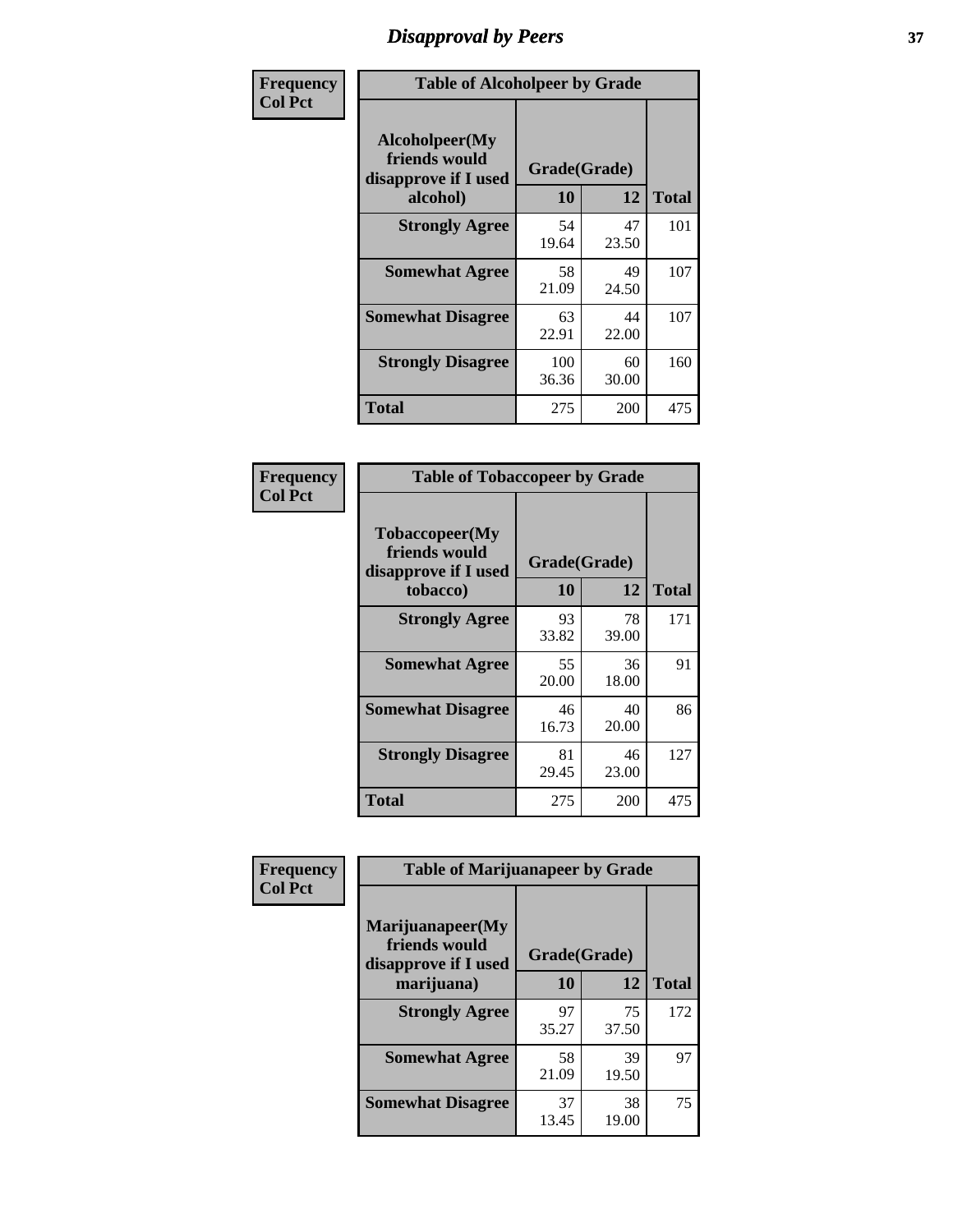# Disapproval by Peers

**Frequency**
**Col Pct**

| Table of Alcoholpeer by Grade | | | |
|---|---|---|---|
| Alcoholpeer(My friends would disapprove if I used alcohol) | Grade(Grade) | | |
| | 10 | 12 | Total |
| Strongly Agree | 54<br>19.64 | 47<br>23.50 | 101 |
| Somewhat Agree | 58<br>21.09 | 49<br>24.50 | 107 |
| Somewhat Disagree | 63<br>22.91 | 44<br>22.00 | 107 |
| Strongly Disagree | 100<br>36.36 | 60<br>30.00 | 160 |
| Total | 275 | 200 | 475 |

**Frequency**
**Col Pct**

| Table of Tobaccopeer by Grade | | | |
|---|---|---|---|
| Tobaccopeer(My friends would disapprove if I used tobacco) | Grade(Grade) | | |
| | 10 | 12 | Total |
| Strongly Agree | 93<br>33.82 | 78<br>39.00 | 171 |
| Somewhat Agree | 55<br>20.00 | 36<br>18.00 | 91 |
| Somewhat Disagree | 46<br>16.73 | 40<br>20.00 | 86 |
| Strongly Disagree | 81<br>29.45 | 46<br>23.00 | 127 |
| Total | 275 | 200 | 475 |

**Frequency**
**Col Pct**

| Table of Marijuanapeer by Grade | | | |
|---|---|---|---|
| Marijuanapeer(My friends would disapprove if I used marijuana) | Grade(Grade) | | |
| | 10 | 12 | Total |
| Strongly Agree | 97<br>35.27 | 75<br>37.50 | 172 |
| Somewhat Agree | 58<br>21.09 | 39<br>19.50 | 97 |
| Somewhat Disagree | 37<br>13.45 | 38<br>19.00 | 75 |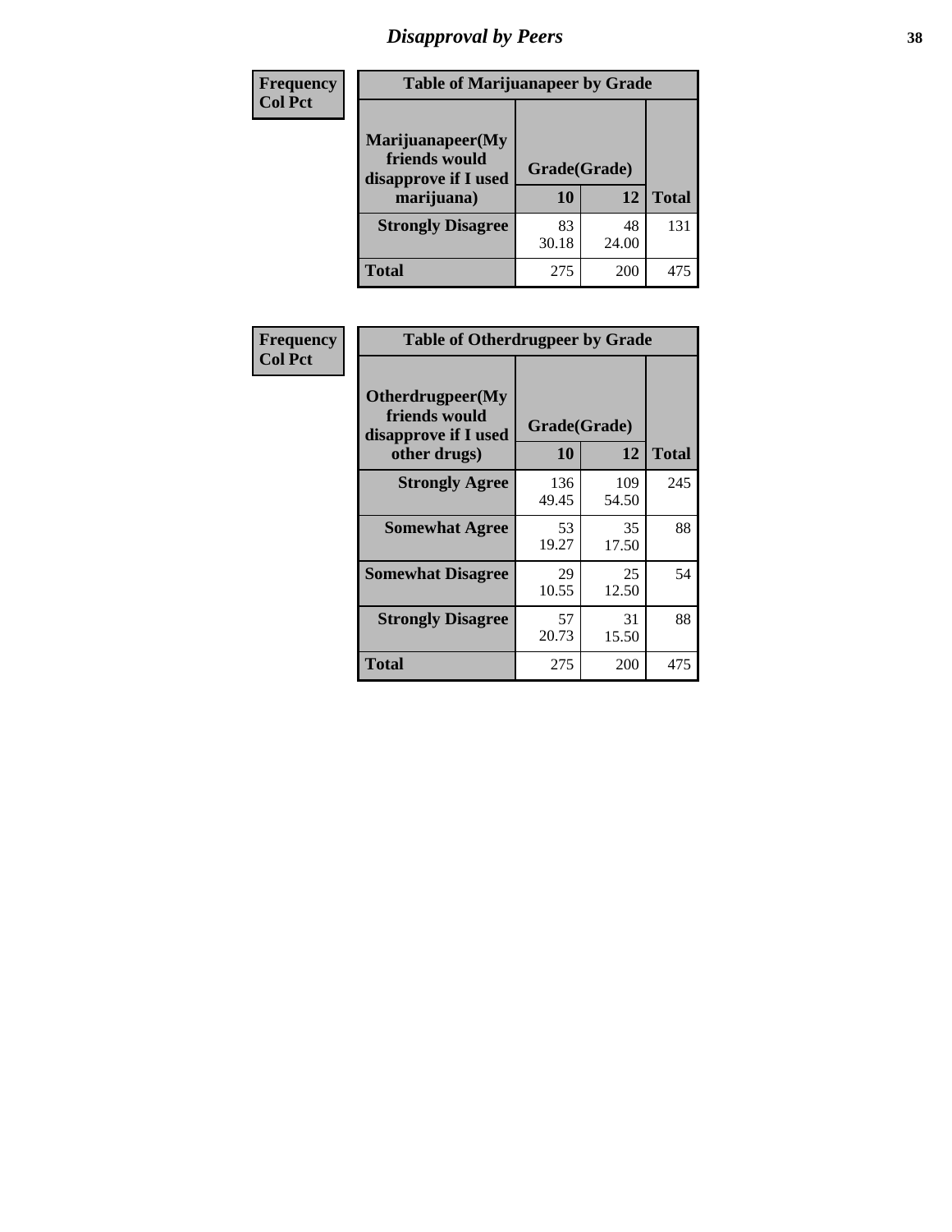# Disapproval by Peers

| Frequency<br>Col Pct | Table of Marijuanapeer by Grade | | |
|---|---|---|---|
| **Marijuanapeer(My friends would disapprove if I used marijuana)** | **Grade(Grade)** | | |
| | **10** | **12** | **Total** |
| **Strongly Disagree** | 83<br>30.18 | 48<br>24.00 | 131 |
| **Total** | 275 | 200 | 475 |

| Frequency<br>Col Pct | Table of Otherdrugpeer by Grade | | |
|---|---|---|---|
| **Otherdrugpeer(My friends would disapprove if I used other drugs)** | **Grade(Grade)** | | |
| | **10** | **12** | **Total** |
| **Strongly Agree** | 136<br>49.45 | 109<br>54.50 | 245 |
| **Somewhat Agree** | 53<br>19.27 | 35<br>17.50 | 88 |
| **Somewhat Disagree** | 29<br>10.55 | 25<br>12.50 | 54 |
| **Strongly Disagree** | 57<br>20.73 | 31<br>15.50 | 88 |
| **Total** | 275 | 200 | 475 |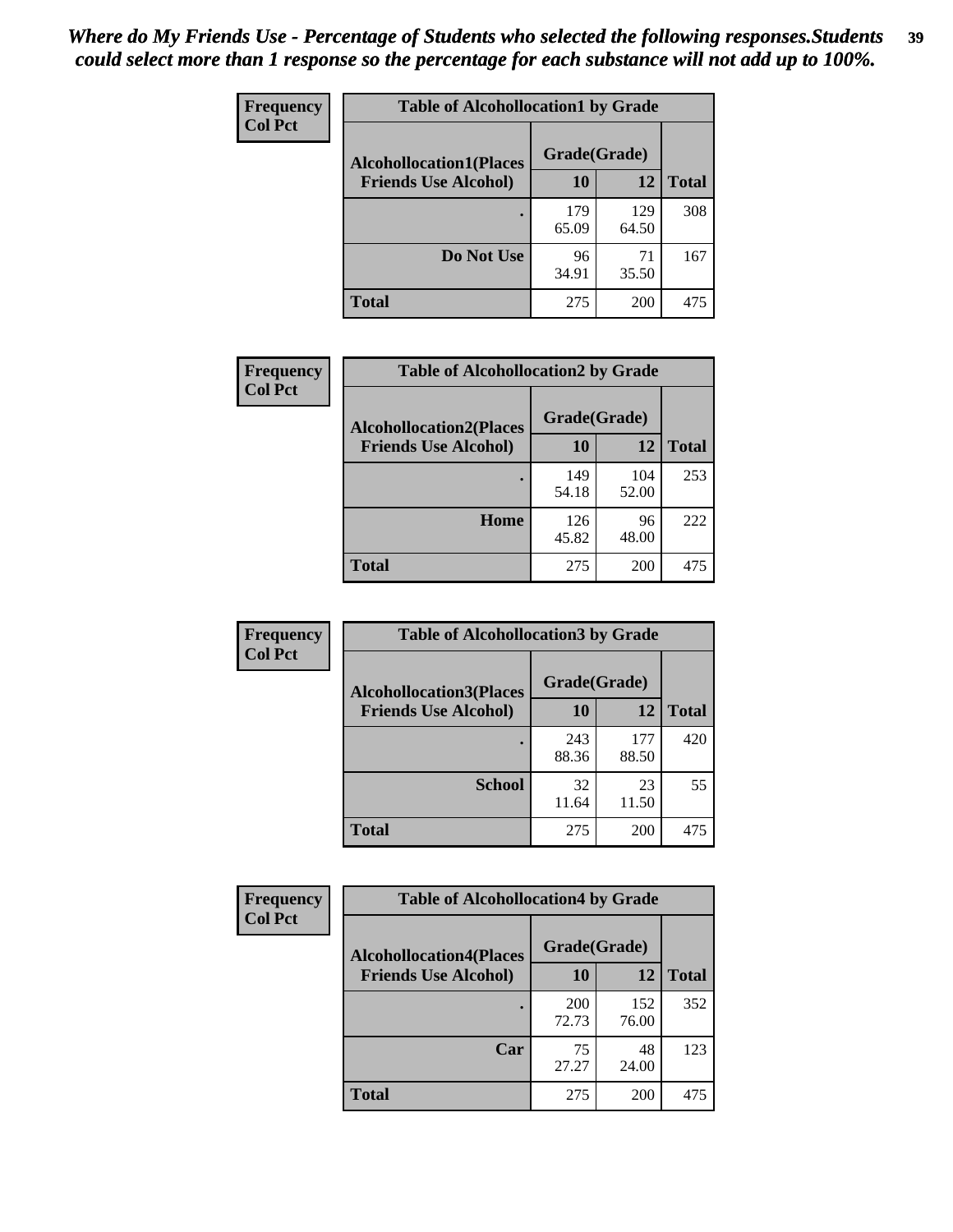*Where do My Friends Use - Percentage of Students who selected the following responses.Students could select more than 1 response so the percentage for each substance will not add up to 100%.*

**Frequency**
**Col Pct**

**Table of Alcohollocation1 by Grade**

| Alcohollocation1(Places Friends Use Alcohol) | Grade(Grade) 10 | 12 | Total |
|---|---|---|---|
| . | 179<br>65.09 | 129<br>64.50 | 308 |
| Do Not Use | 96<br>34.91 | 71<br>35.50 | 167 |
| Total | 275 | 200 | 475 |

**Frequency**
**Col Pct**

**Table of Alcohollocation2 by Grade**

| Alcohollocation2(Places Friends Use Alcohol) | Grade(Grade) 10 | 12 | Total |
|---|---|---|---|
| . | 149<br>54.18 | 104<br>52.00 | 253 |
| Home | 126<br>45.82 | 96<br>48.00 | 222 |
| Total | 275 | 200 | 475 |

**Frequency**
**Col Pct**

**Table of Alcohollocation3 by Grade**

| Alcohollocation3(Places Friends Use Alcohol) | Grade(Grade) 10 | 12 | Total |
|---|---|---|---|
| . | 243<br>88.36 | 177<br>88.50 | 420 |
| School | 32<br>11.64 | 23<br>11.50 | 55 |
| Total | 275 | 200 | 475 |

**Frequency**
**Col Pct**

**Table of Alcohollocation4 by Grade**

| Alcohollocation4(Places Friends Use Alcohol) | Grade(Grade) 10 | 12 | Total |
|---|---|---|---|
| . | 200<br>72.73 | 152<br>76.00 | 352 |
| Car | 75<br>27.27 | 48<br>24.00 | 123 |
| Total | 275 | 200 | 475 |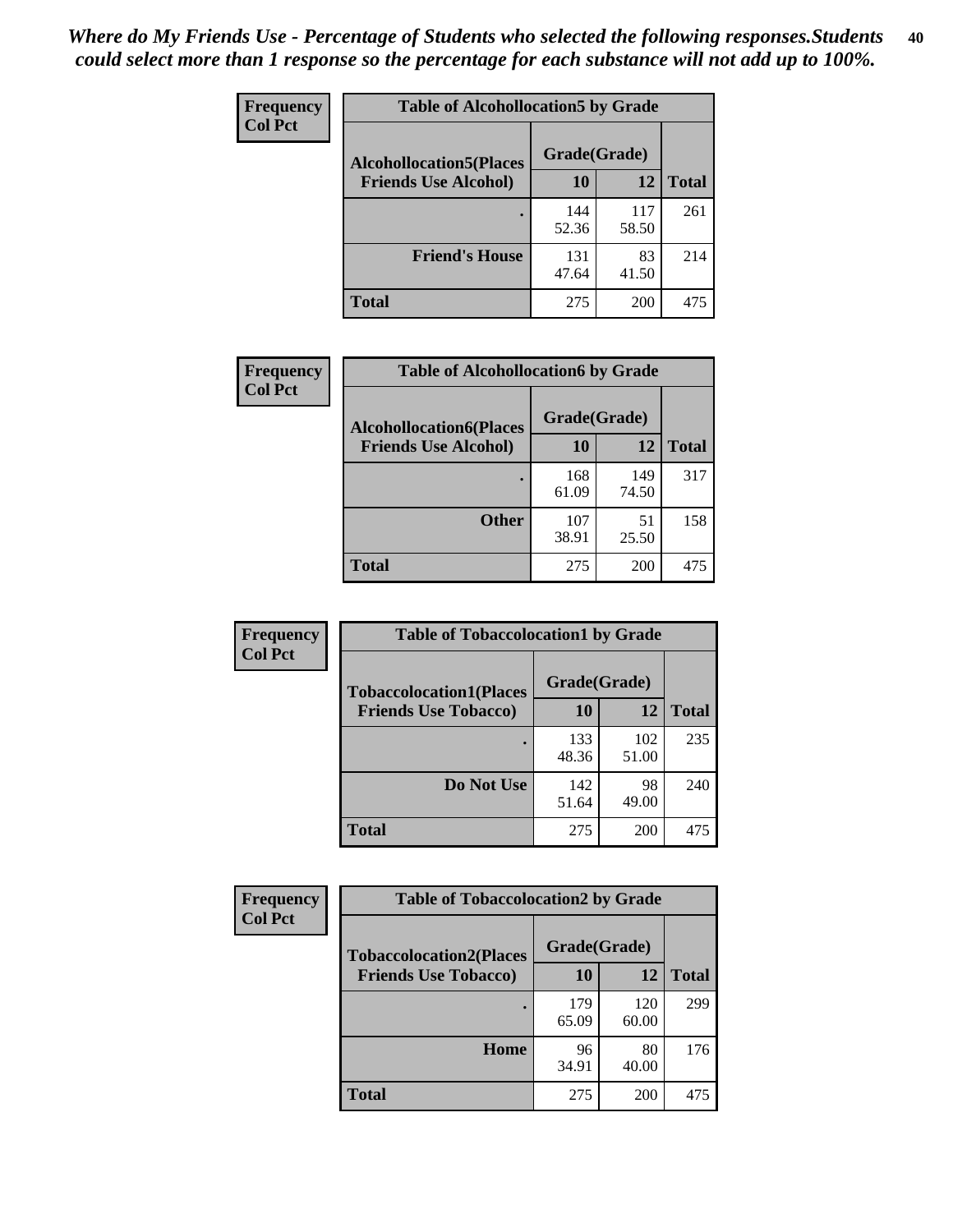*Where do My Friends Use - Percentage of Students who selected the following responses.Students could select more than 1 response so the percentage for each substance will not add up to 100%.*

**Frequency**
**Col Pct**

| Table of Alcohollocation5 by Grade | | | |
|---|---|---|---|
| **Alcohollocation5(Places Friends Use Alcohol)** | **Grade(Grade)** | | **Total** |
| | **10** | **12** | |
| **.** | 144<br>52.36 | 117<br>58.50 | 261 |
| **Friend's House** | 131<br>47.64 | 83<br>41.50 | 214 |
| **Total** | 275 | 200 | 475 |

**Frequency**
**Col Pct**

| Table of Alcohollocation6 by Grade | | | |
|---|---|---|---|
| **Alcohollocation6(Places Friends Use Alcohol)** | **Grade(Grade)** | | **Total** |
| | **10** | **12** | |
| **.** | 168<br>61.09 | 149<br>74.50 | 317 |
| **Other** | 107<br>38.91 | 51<br>25.50 | 158 |
| **Total** | 275 | 200 | 475 |

**Frequency**
**Col Pct**

| Table of Tobaccolocation1 by Grade | | | |
|---|---|---|---|
| **Tobaccolocation1(Places Friends Use Tobacco)** | **Grade(Grade)** | | **Total** |
| | **10** | **12** | |
| **.** | 133<br>48.36 | 102<br>51.00 | 235 |
| **Do Not Use** | 142<br>51.64 | 98<br>49.00 | 240 |
| **Total** | 275 | 200 | 475 |

**Frequency**
**Col Pct**

| Table of Tobaccolocation2 by Grade | | | |
|---|---|---|---|
| **Tobaccolocation2(Places Friends Use Tobacco)** | **Grade(Grade)** | | **Total** |
| | **10** | **12** | |
| **.** | 179<br>65.09 | 120<br>60.00 | 299 |
| **Home** | 96<br>34.91 | 80<br>40.00 | 176 |
| **Total** | 275 | 200 | 475 |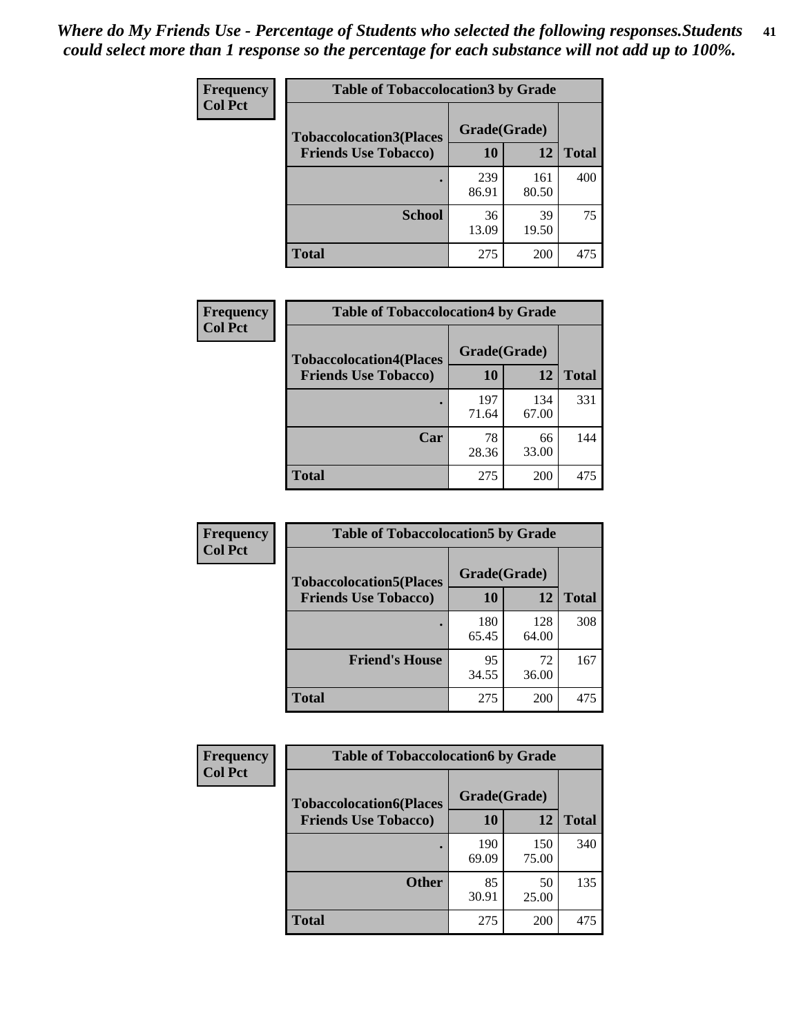*Where do My Friends Use - Percentage of Students who selected the following responses.Students could select more than 1 response so the percentage for each substance will not add up to 100%.*

**Frequency**
**Col Pct**

| Table of Tobaccolocation3 by Grade | | | |
|---|---|---|---|
| **Tobaccolocation3(Places Friends Use Tobacco)** | **Grade(Grade)** | | |
| | **10** | **12** | **Total** |
| **.** | 239<br>86.91 | 161<br>80.50 | 400 |
| **School** | 36<br>13.09 | 39<br>19.50 | 75 |
| **Total** | 275 | 200 | 475 |

**Frequency**
**Col Pct**

| Table of Tobaccolocation4 by Grade | | | |
|---|---|---|---|
| **Tobaccolocation4(Places Friends Use Tobacco)** | **Grade(Grade)** | | |
| | **10** | **12** | **Total** |
| **.** | 197<br>71.64 | 134<br>67.00 | 331 |
| **Car** | 78<br>28.36 | 66<br>33.00 | 144 |
| **Total** | 275 | 200 | 475 |

**Frequency**
**Col Pct**

| Table of Tobaccolocation5 by Grade | | | |
|---|---|---|---|
| **Tobaccolocation5(Places Friends Use Tobacco)** | **Grade(Grade)** | | |
| | **10** | **12** | **Total** |
| **.** | 180<br>65.45 | 128<br>64.00 | 308 |
| **Friend's House** | 95<br>34.55 | 72<br>36.00 | 167 |
| **Total** | 275 | 200 | 475 |

**Frequency**
**Col Pct**

| Table of Tobaccolocation6 by Grade | | | |
|---|---|---|---|
| **Tobaccolocation6(Places Friends Use Tobacco)** | **Grade(Grade)** | | |
| | **10** | **12** | **Total** |
| **.** | 190<br>69.09 | 150<br>75.00 | 340 |
| **Other** | 85<br>30.91 | 50<br>25.00 | 135 |
| **Total** | 275 | 200 | 475 |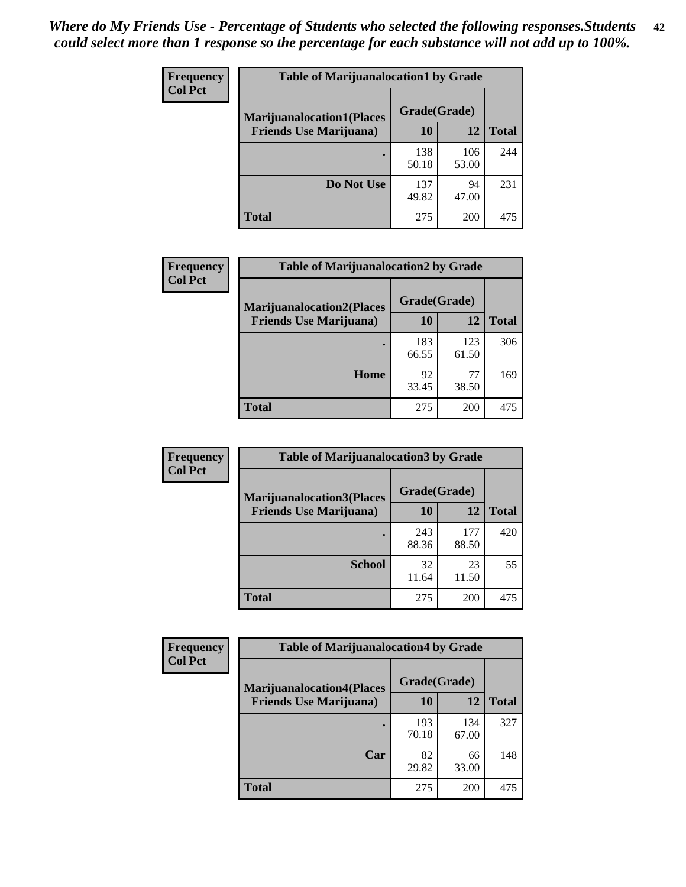*Where do My Friends Use - Percentage of Students who selected the following responses.Students could select more than 1 response so the percentage for each substance will not add up to 100%.*

**Frequency**
**Col Pct**

| Table of Marijuanalocation1 by Grade | | | |
|---|---|---|---|
| **Marijuanalocation1(Places Friends Use Marijuana)** | **Grade(Grade)** | | |
| | **10** | **12** | **Total** |
| **.** | 138<br>50.18 | 106<br>53.00 | 244 |
| **Do Not Use** | 137<br>49.82 | 94<br>47.00 | 231 |
| **Total** | 275 | 200 | 475 |

**Frequency**
**Col Pct**

| Table of Marijuanalocation2 by Grade | | | |
|---|---|---|---|
| **Marijuanalocation2(Places Friends Use Marijuana)** | **Grade(Grade)** | | |
| | **10** | **12** | **Total** |
| **.** | 183<br>66.55 | 123<br>61.50 | 306 |
| **Home** | 92<br>33.45 | 77<br>38.50 | 169 |
| **Total** | 275 | 200 | 475 |

**Frequency**
**Col Pct**

| Table of Marijuanalocation3 by Grade | | | |
|---|---|---|---|
| **Marijuanalocation3(Places Friends Use Marijuana)** | **Grade(Grade)** | | |
| | **10** | **12** | **Total** |
| **.** | 243<br>88.36 | 177<br>88.50 | 420 |
| **School** | 32<br>11.64 | 23<br>11.50 | 55 |
| **Total** | 275 | 200 | 475 |

**Frequency**
**Col Pct**

| Table of Marijuanalocation4 by Grade | | | |
|---|---|---|---|
| **Marijuanalocation4(Places Friends Use Marijuana)** | **Grade(Grade)** | | |
| | **10** | **12** | **Total** |
| **.** | 193<br>70.18 | 134<br>67.00 | 327 |
| **Car** | 82<br>29.82 | 66<br>33.00 | 148 |
| **Total** | 275 | 200 | 475 |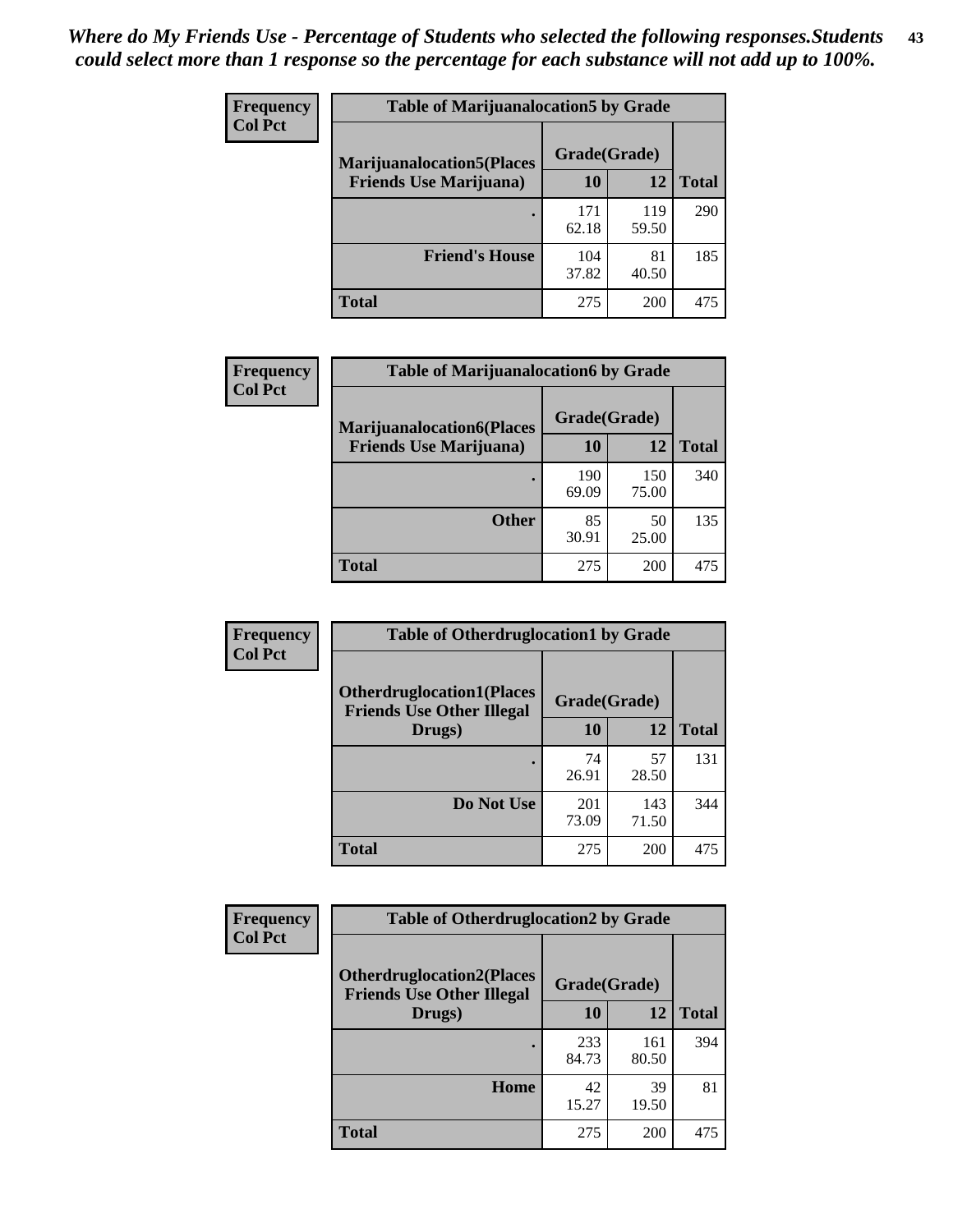*Where do My Friends Use - Percentage of Students who selected the following responses.Students could select more than 1 response so the percentage for each substance will not add up to 100%.*

**Frequency / Col Pct**

**Table of Marijuanalocation5 by Grade**

| Marijuanalocation5(Places Friends Use Marijuana) | Grade(Grade) 10 | 12 | Total |
|---|---|---|---|
| . | 171<br>62.18 | 119<br>59.50 | 290 |
| Friend's House | 104<br>37.82 | 81<br>40.50 | 185 |
| Total | 275 | 200 | 475 |

**Frequency / Col Pct**

**Table of Marijuanalocation6 by Grade**

| Marijuanalocation6(Places Friends Use Marijuana) | Grade(Grade) 10 | 12 | Total |
|---|---|---|---|
| . | 190<br>69.09 | 150<br>75.00 | 340 |
| Other | 85<br>30.91 | 50<br>25.00 | 135 |
| Total | 275 | 200 | 475 |

**Frequency / Col Pct**

**Table of Otherdruglocation1 by Grade**

| Otherdruglocation1(Places Friends Use Other Illegal Drugs) | Grade(Grade) 10 | 12 | Total |
|---|---|---|---|
| . | 74<br>26.91 | 57<br>28.50 | 131 |
| Do Not Use | 201<br>73.09 | 143<br>71.50 | 344 |
| Total | 275 | 200 | 475 |

**Frequency / Col Pct**

**Table of Otherdruglocation2 by Grade**

| Otherdruglocation2(Places Friends Use Other Illegal Drugs) | Grade(Grade) 10 | 12 | Total |
|---|---|---|---|
| . | 233<br>84.73 | 161<br>80.50 | 394 |
| Home | 42<br>15.27 | 39<br>19.50 | 81 |
| Total | 275 | 200 | 475 |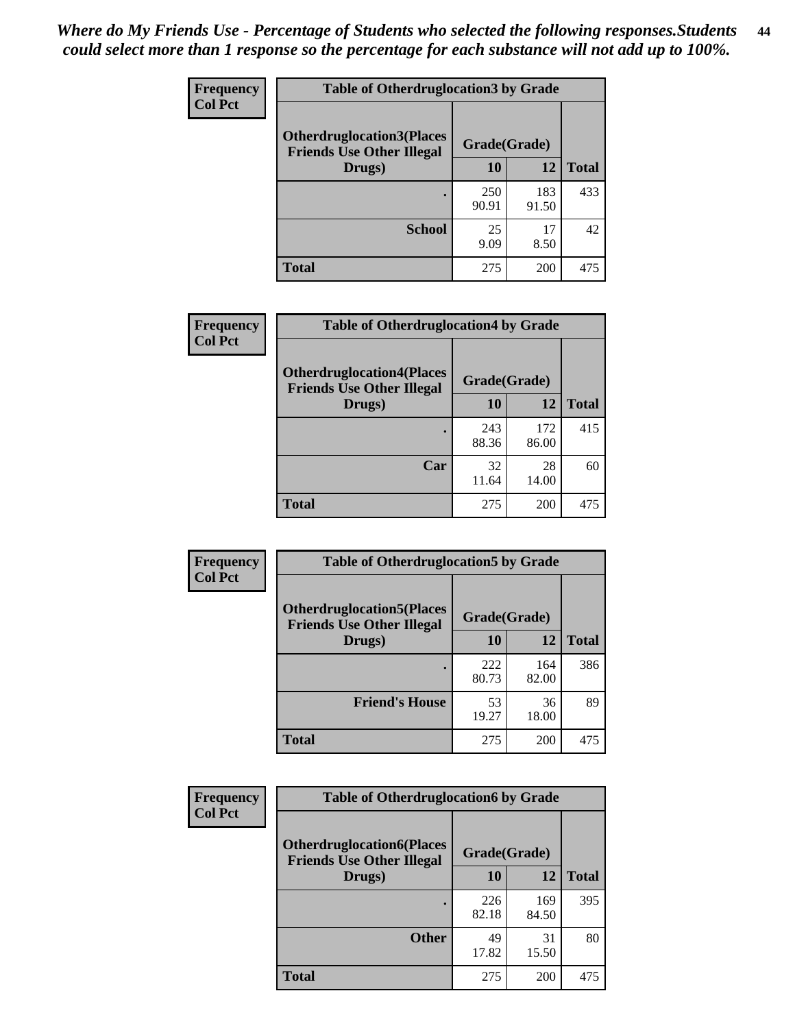*Where do My Friends Use - Percentage of Students who selected the following responses.Students could select more than 1 response so the percentage for each substance will not add up to 100%.*

| Frequency Col Pct | Table of Otherdruglocation3 by Grade | | |
|---|---|---|---|
| Otherdruglocation3(Places Friends Use Other Illegal Drugs) | Grade(Grade) | | |
| | 10 | 12 | Total |
| . | 250<br>90.91 | 183<br>91.50 | 433 |
| School | 25<br>9.09 | 17<br>8.50 | 42 |
| Total | 275 | 200 | 475 |

| Frequency Col Pct | Table of Otherdruglocation4 by Grade | | |
|---|---|---|---|
| Otherdruglocation4(Places Friends Use Other Illegal Drugs) | Grade(Grade) | | |
| | 10 | 12 | Total |
| . | 243<br>88.36 | 172<br>86.00 | 415 |
| Car | 32<br>11.64 | 28<br>14.00 | 60 |
| Total | 275 | 200 | 475 |

| Frequency Col Pct | Table of Otherdruglocation5 by Grade | | |
|---|---|---|---|
| Otherdruglocation5(Places Friends Use Other Illegal Drugs) | Grade(Grade) | | |
| | 10 | 12 | Total |
| . | 222<br>80.73 | 164<br>82.00 | 386 |
| Friend's House | 53<br>19.27 | 36<br>18.00 | 89 |
| Total | 275 | 200 | 475 |

| Frequency Col Pct | Table of Otherdruglocation6 by Grade | | |
|---|---|---|---|
| Otherdruglocation6(Places Friends Use Other Illegal Drugs) | Grade(Grade) | | |
| | 10 | 12 | Total |
| . | 226<br>82.18 | 169<br>84.50 | 395 |
| Other | 49<br>17.82 | 31<br>15.50 | 80 |
| Total | 275 | 200 | 475 |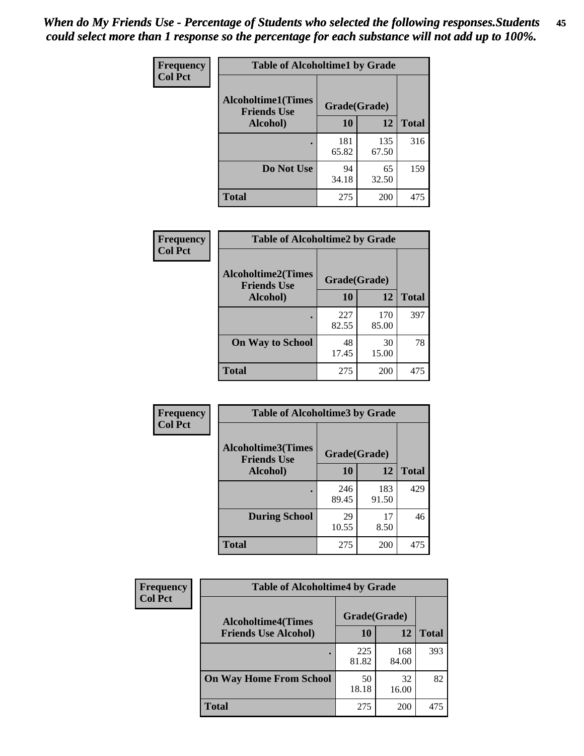*When do My Friends Use - Percentage of Students who selected the following responses.Students could select more than 1 response so the percentage for each substance will not add up to 100%.*

| Frequency Col Pct | Table of Alcoholtime1 by Grade | | |
|---|---|---|---|
| Alcoholtime1(Times Friends Use Alcohol) | Grade(Grade) | | |
| | 10 | 12 | Total |
| . | 181<br>65.82 | 135<br>67.50 | 316 |
| Do Not Use | 94<br>34.18 | 65<br>32.50 | 159 |
| Total | 275 | 200 | 475 |

| Frequency Col Pct | Table of Alcoholtime2 by Grade | | |
|---|---|---|---|
| Alcoholtime2(Times Friends Use Alcohol) | Grade(Grade) | | |
| | 10 | 12 | Total |
| . | 227<br>82.55 | 170<br>85.00 | 397 |
| On Way to School | 48<br>17.45 | 30<br>15.00 | 78 |
| Total | 275 | 200 | 475 |

| Frequency Col Pct | Table of Alcoholtime3 by Grade | | |
|---|---|---|---|
| Alcoholtime3(Times Friends Use Alcohol) | Grade(Grade) | | |
| | 10 | 12 | Total |
| . | 246<br>89.45 | 183<br>91.50 | 429 |
| During School | 29<br>10.55 | 17<br>8.50 | 46 |
| Total | 275 | 200 | 475 |

| Frequency Col Pct | Table of Alcoholtime4 by Grade | | |
|---|---|---|---|
| Alcoholtime4(Times Friends Use Alcohol) | Grade(Grade) | | |
| | 10 | 12 | Total |
| . | 225<br>81.82 | 168<br>84.00 | 393 |
| On Way Home From School | 50<br>18.18 | 32<br>16.00 | 82 |
| Total | 275 | 200 | 475 |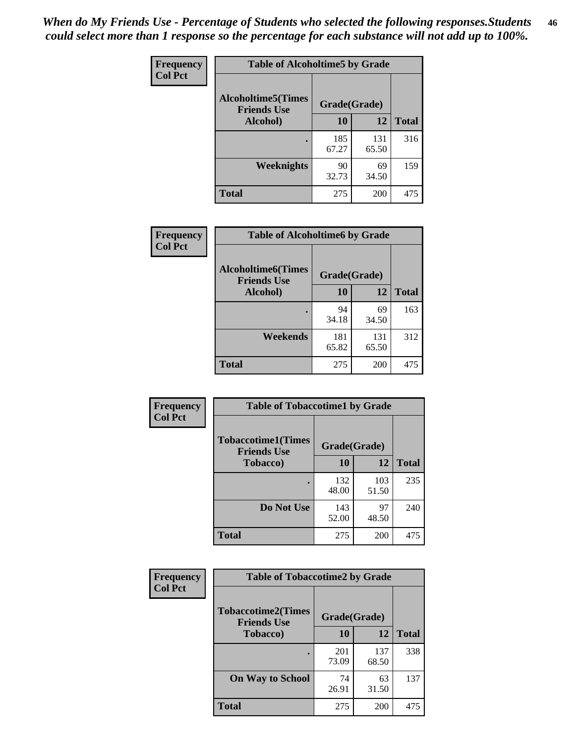*When do My Friends Use - Percentage of Students who selected the following responses.Students could select more than 1 response so the percentage for each substance will not add up to 100%.*

**Frequency / Col Pct**

| Table of Alcoholtime5 by Grade | | | |
|---|---|---|---|
| **Alcoholtime5(Times Friends Use Alcohol)** | **Grade(Grade)** | | |
| | **10** | **12** | **Total** |
| . | 185<br>67.27 | 131<br>65.50 | 316 |
| **Weeknights** | 90<br>32.73 | 69<br>34.50 | 159 |
| **Total** | 275 | 200 | 475 |

**Frequency / Col Pct**

| Table of Alcoholtime6 by Grade | | | |
|---|---|---|---|
| **Alcoholtime6(Times Friends Use Alcohol)** | **Grade(Grade)** | | |
| | **10** | **12** | **Total** |
| . | 94<br>34.18 | 69<br>34.50 | 163 |
| **Weekends** | 181<br>65.82 | 131<br>65.50 | 312 |
| **Total** | 275 | 200 | 475 |

**Frequency / Col Pct**

| Table of Tobaccotime1 by Grade | | | |
|---|---|---|---|
| **Tobaccotime1(Times Friends Use Tobacco)** | **Grade(Grade)** | | |
| | **10** | **12** | **Total** |
| . | 132<br>48.00 | 103<br>51.50 | 235 |
| **Do Not Use** | 143<br>52.00 | 97<br>48.50 | 240 |
| **Total** | 275 | 200 | 475 |

**Frequency / Col Pct**

| Table of Tobaccotime2 by Grade | | | |
|---|---|---|---|
| **Tobaccotime2(Times Friends Use Tobacco)** | **Grade(Grade)** | | |
| | **10** | **12** | **Total** |
| . | 201<br>73.09 | 137<br>68.50 | 338 |
| **On Way to School** | 74<br>26.91 | 63<br>31.50 | 137 |
| **Total** | 275 | 200 | 475 |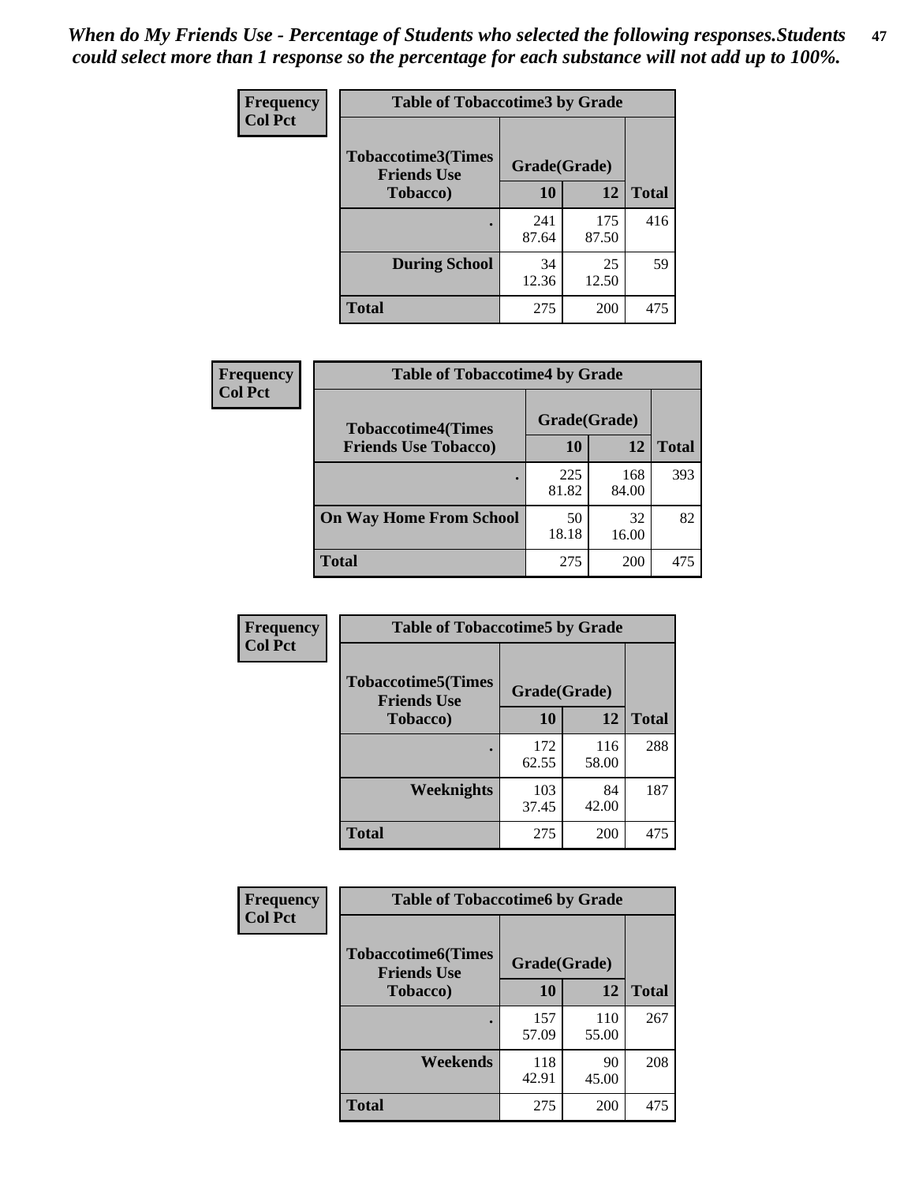*When do My Friends Use - Percentage of Students who selected the following responses.Students could select more than 1 response so the percentage for each substance will not add up to 100%.*

**Frequency**
**Col Pct**

| Table of Tobaccotime3 by Grade | | | |
|---|---|---|---|
| **Tobaccotime3(Times Friends Use Tobacco)** | **Grade(Grade)** | | |
| | **10** | **12** | **Total** |
| **.** | 241<br>87.64 | 175<br>87.50 | 416 |
| **During School** | 34<br>12.36 | 25<br>12.50 | 59 |
| **Total** | 275 | 200 | 475 |

**Frequency**
**Col Pct**

| Table of Tobaccotime4 by Grade | | | |
|---|---|---|---|
| **Tobaccotime4(Times Friends Use Tobacco)** | **Grade(Grade)** | | |
| | **10** | **12** | **Total** |
| **.** | 225<br>81.82 | 168<br>84.00 | 393 |
| **On Way Home From School** | 50<br>18.18 | 32<br>16.00 | 82 |
| **Total** | 275 | 200 | 475 |

**Frequency**
**Col Pct**

| Table of Tobaccotime5 by Grade | | | |
|---|---|---|---|
| **Tobaccotime5(Times Friends Use Tobacco)** | **Grade(Grade)** | | |
| | **10** | **12** | **Total** |
| **.** | 172<br>62.55 | 116<br>58.00 | 288 |
| **Weeknights** | 103<br>37.45 | 84<br>42.00 | 187 |
| **Total** | 275 | 200 | 475 |

**Frequency**
**Col Pct**

| Table of Tobaccotime6 by Grade | | | |
|---|---|---|---|
| **Tobaccotime6(Times Friends Use Tobacco)** | **Grade(Grade)** | | |
| | **10** | **12** | **Total** |
| **.** | 157<br>57.09 | 110<br>55.00 | 267 |
| **Weekends** | 118<br>42.91 | 90<br>45.00 | 208 |
| **Total** | 275 | 200 | 475 |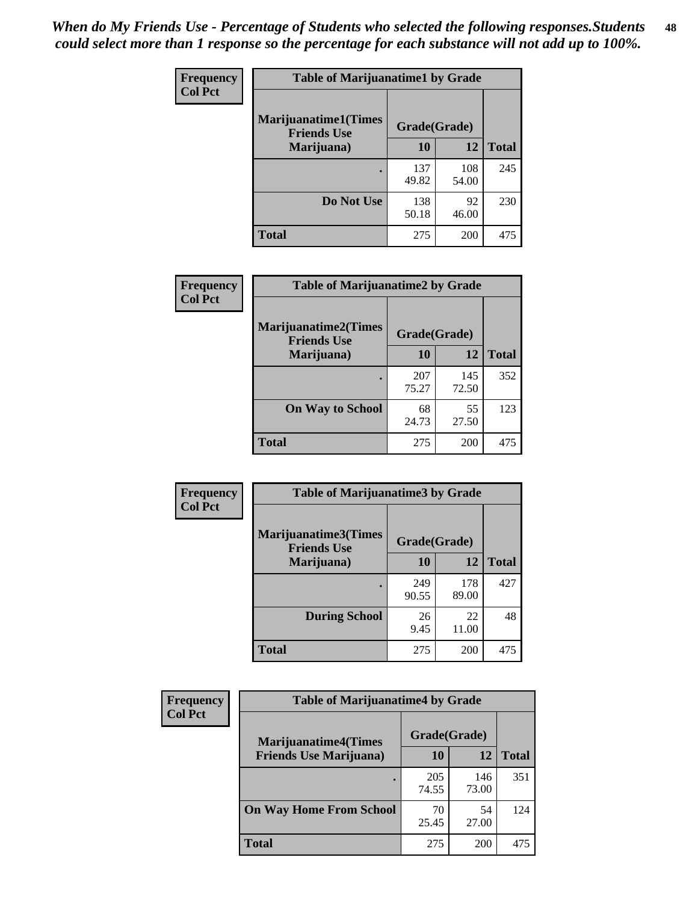*When do My Friends Use - Percentage of Students who selected the following responses.Students could select more than 1 response so the percentage for each substance will not add up to 100%.*

**Frequency**
**Col Pct**

| Table of Marijuanatime1 by Grade | | | |
|---|---|---|---|
| **Marijuanatime1(Times Friends Use Marijuana)** | **Grade(Grade)** | | |
| | **10** | **12** | **Total** |
| **.** | 137<br>49.82 | 108<br>54.00 | 245 |
| **Do Not Use** | 138<br>50.18 | 92<br>46.00 | 230 |
| **Total** | 275 | 200 | 475 |

**Frequency**
**Col Pct**

| Table of Marijuanatime2 by Grade | | | |
|---|---|---|---|
| **Marijuanatime2(Times Friends Use Marijuana)** | **Grade(Grade)** | | |
| | **10** | **12** | **Total** |
| **.** | 207<br>75.27 | 145<br>72.50 | 352 |
| **On Way to School** | 68<br>24.73 | 55<br>27.50 | 123 |
| **Total** | 275 | 200 | 475 |

**Frequency**
**Col Pct**

| Table of Marijuanatime3 by Grade | | | |
|---|---|---|---|
| **Marijuanatime3(Times Friends Use Marijuana)** | **Grade(Grade)** | | |
| | **10** | **12** | **Total** |
| **.** | 249<br>90.55 | 178<br>89.00 | 427 |
| **During School** | 26<br>9.45 | 22<br>11.00 | 48 |
| **Total** | 275 | 200 | 475 |

**Frequency**
**Col Pct**

| Table of Marijuanatime4 by Grade | | | |
|---|---|---|---|
| **Marijuanatime4(Times Friends Use Marijuana)** | **Grade(Grade)** | | |
| | **10** | **12** | **Total** |
| **.** | 205<br>74.55 | 146<br>73.00 | 351 |
| **On Way Home From School** | 70<br>25.45 | 54<br>27.00 | 124 |
| **Total** | 275 | 200 | 475 |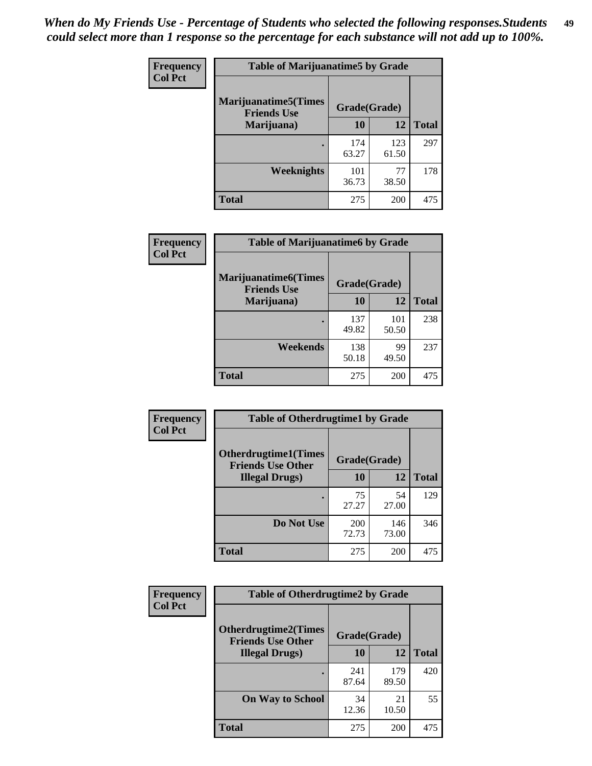*When do My Friends Use - Percentage of Students who selected the following responses.Students could select more than 1 response so the percentage for each substance will not add up to 100%.*

**Frequency**
**Col Pct**

| Table of Marijuanatime5 by Grade | | | |
|---|---|---|---|
| Marijuanatime5(Times Friends Use Marijuana) | Grade(Grade) | | |
| | 10 | 12 | Total |
| . | 174<br>63.27 | 123<br>61.50 | 297 |
| Weeknights | 101<br>36.73 | 77<br>38.50 | 178 |
| Total | 275 | 200 | 475 |

**Frequency**
**Col Pct**

| Table of Marijuanatime6 by Grade | | | |
|---|---|---|---|
| Marijuanatime6(Times Friends Use Marijuana) | Grade(Grade) | | |
| | 10 | 12 | Total |
| . | 137<br>49.82 | 101<br>50.50 | 238 |
| Weekends | 138<br>50.18 | 99<br>49.50 | 237 |
| Total | 275 | 200 | 475 |

**Frequency**
**Col Pct**

| Table of Otherdrugtime1 by Grade | | | |
|---|---|---|---|
| Otherdrugtime1(Times Friends Use Other Illegal Drugs) | Grade(Grade) | | |
| | 10 | 12 | Total |
| . | 75<br>27.27 | 54<br>27.00 | 129 |
| Do Not Use | 200<br>72.73 | 146<br>73.00 | 346 |
| Total | 275 | 200 | 475 |

**Frequency**
**Col Pct**

| Table of Otherdrugtime2 by Grade | | | |
|---|---|---|---|
| Otherdrugtime2(Times Friends Use Other Illegal Drugs) | Grade(Grade) | | |
| | 10 | 12 | Total |
| . | 241<br>87.64 | 179<br>89.50 | 420 |
| On Way to School | 34<br>12.36 | 21<br>10.50 | 55 |
| Total | 275 | 200 | 475 |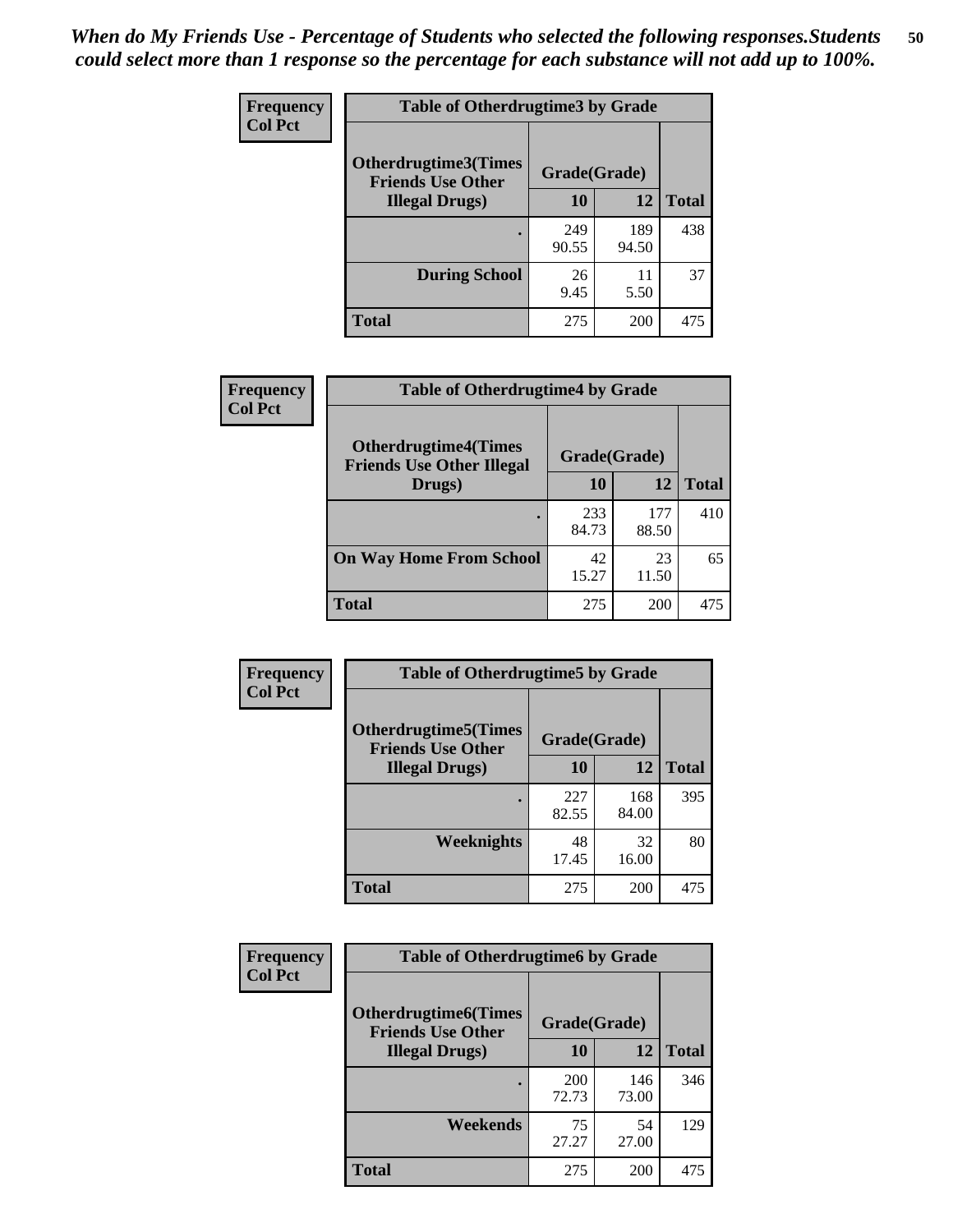*When do My Friends Use - Percentage of Students who selected the following responses.Students could select more than 1 response so the percentage for each substance will not add up to 100%.*

**Frequency**
**Col Pct**

| Table of Otherdrugtime3 by Grade | | | |
|---|---|---|---|
| **Otherdrugtime3(Times Friends Use Other Illegal Drugs)** | **Grade(Grade)** | | |
| | **10** | **12** | **Total** |
| **.** | 249<br>90.55 | 189<br>94.50 | 438 |
| **During School** | 26<br>9.45 | 11<br>5.50 | 37 |
| **Total** | 275 | 200 | 475 |

**Frequency**
**Col Pct**

| Table of Otherdrugtime4 by Grade | | | |
|---|---|---|---|
| **Otherdrugtime4(Times Friends Use Other Illegal Drugs)** | **Grade(Grade)** | | |
| | **10** | **12** | **Total** |
| **.** | 233<br>84.73 | 177<br>88.50 | 410 |
| **On Way Home From School** | 42<br>15.27 | 23<br>11.50 | 65 |
| **Total** | 275 | 200 | 475 |

**Frequency**
**Col Pct**

| Table of Otherdrugtime5 by Grade | | | |
|---|---|---|---|
| **Otherdrugtime5(Times Friends Use Other Illegal Drugs)** | **Grade(Grade)** | | |
| | **10** | **12** | **Total** |
| **.** | 227<br>82.55 | 168<br>84.00 | 395 |
| **Weeknights** | 48<br>17.45 | 32<br>16.00 | 80 |
| **Total** | 275 | 200 | 475 |

**Frequency**
**Col Pct**

| Table of Otherdrugtime6 by Grade | | | |
|---|---|---|---|
| **Otherdrugtime6(Times Friends Use Other Illegal Drugs)** | **Grade(Grade)** | | |
| | **10** | **12** | **Total** |
| **.** | 200<br>72.73 | 146<br>73.00 | 346 |
| **Weekends** | 75<br>27.27 | 54<br>27.00 | 129 |
| **Total** | 275 | 200 | 475 |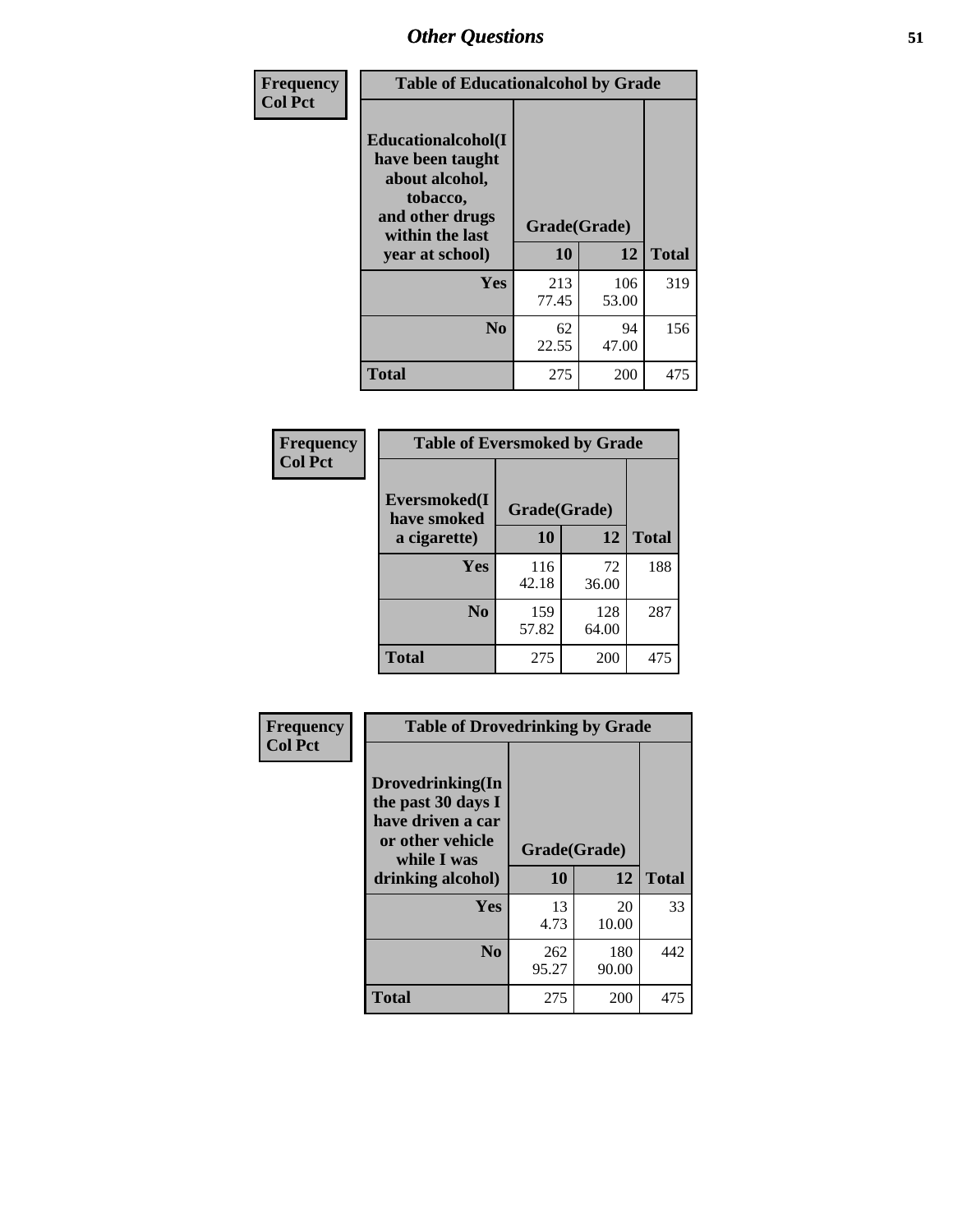| Frequency Col Pct | Table of Educationalalcohol by Grade | | |
|---|---|---|---|
| Educationalalcohol(I have been taught about alcohol, tobacco, and other drugs within the last year at school) | Grade(Grade) | | |
| | 10 | 12 | Total |
| Yes | 213<br>77.45 | 106<br>53.00 | 319 |
| No | 62<br>22.55 | 94<br>47.00 | 156 |
| Total | 275 | 200 | 475 |

| Frequency Col Pct | Table of Eversmoked by Grade | | |
|---|---|---|---|
| Eversmoked(I have smoked a cigarette) | Grade(Grade) | | |
| | 10 | 12 | Total |
| Yes | 116<br>42.18 | 72<br>36.00 | 188 |
| No | 159<br>57.82 | 128<br>64.00 | 287 |
| Total | 275 | 200 | 475 |

| Frequency Col Pct | Table of Drovedrinking by Grade | | |
|---|---|---|---|
| Drovedrinking(In the past 30 days I have driven a car or other vehicle while I was drinking alcohol) | Grade(Grade) | | |
| | 10 | 12 | Total |
| Yes | 13<br>4.73 | 20<br>10.00 | 33 |
| No | 262<br>95.27 | 180<br>90.00 | 442 |
| Total | 275 | 200 | 475 |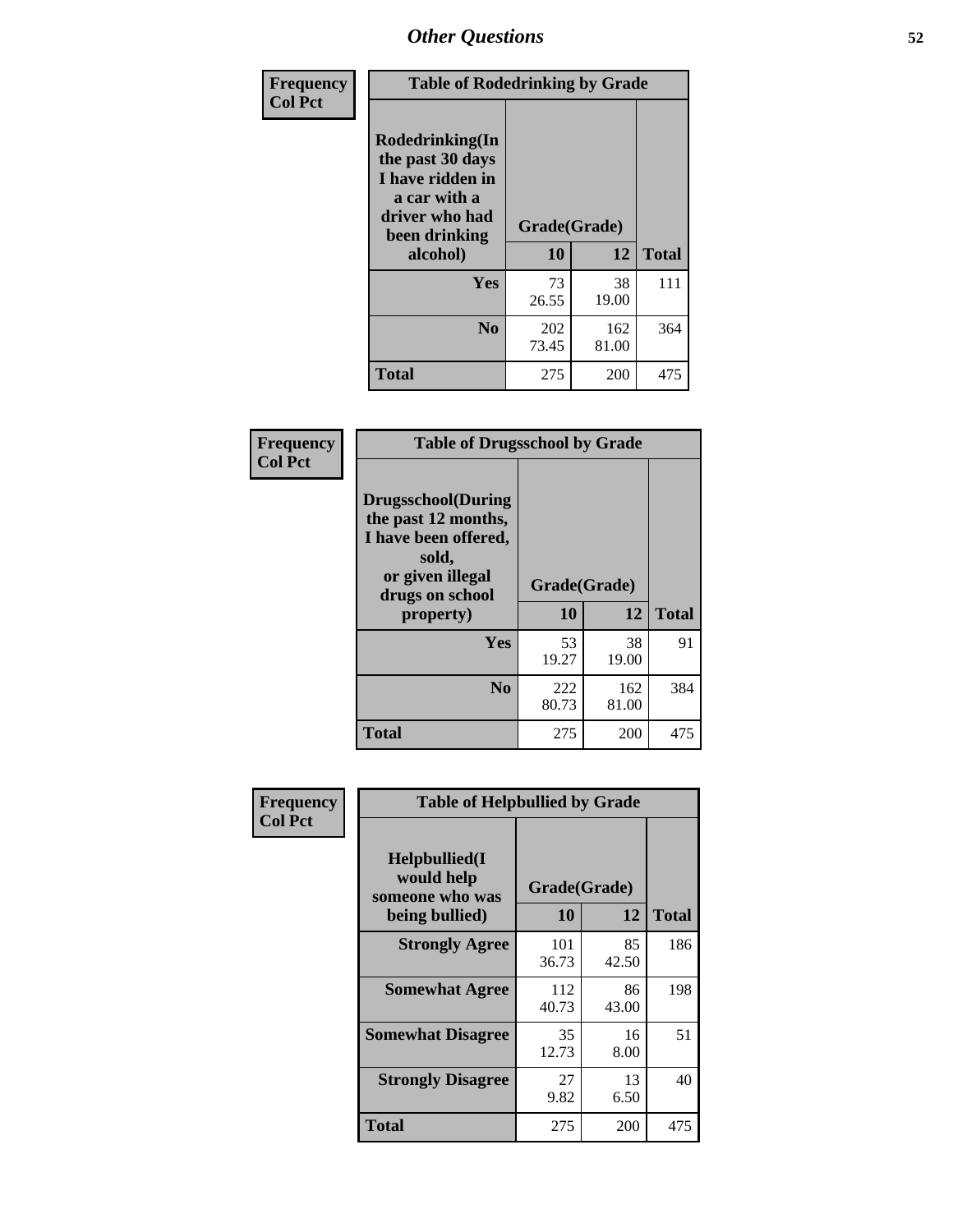# Other Questions

**Frequency**
**Col Pct**

| Table of Rodedrinking by Grade | | | |
|---|---|---|---|
| Rodedrinking(In the past 30 days I have ridden in a car with a driver who had been drinking alcohol) | Grade(Grade) | | |
| | 10 | 12 | Total |
| Yes | 73<br>26.55 | 38<br>19.00 | 111 |
| No | 202<br>73.45 | 162<br>81.00 | 364 |
| Total | 275 | 200 | 475 |

**Frequency**
**Col Pct**

| Table of Drugsschool by Grade | | | |
|---|---|---|---|
| Drugsschool(During the past 12 months, I have been offered, sold, or given illegal drugs on school property) | Grade(Grade) | | |
| | 10 | 12 | Total |
| Yes | 53<br>19.27 | 38<br>19.00 | 91 |
| No | 222<br>80.73 | 162<br>81.00 | 384 |
| Total | 275 | 200 | 475 |

**Frequency**
**Col Pct**

| Table of Helpbullied by Grade | | | |
|---|---|---|---|
| Helpbullied(I would help someone who was being bullied) | Grade(Grade) | | |
| | 10 | 12 | Total |
| Strongly Agree | 101<br>36.73 | 85<br>42.50 | 186 |
| Somewhat Agree | 112<br>40.73 | 86<br>43.00 | 198 |
| Somewhat Disagree | 35<br>12.73 | 16<br>8.00 | 51 |
| Strongly Disagree | 27<br>9.82 | 13<br>6.50 | 40 |
| Total | 275 | 200 | 475 |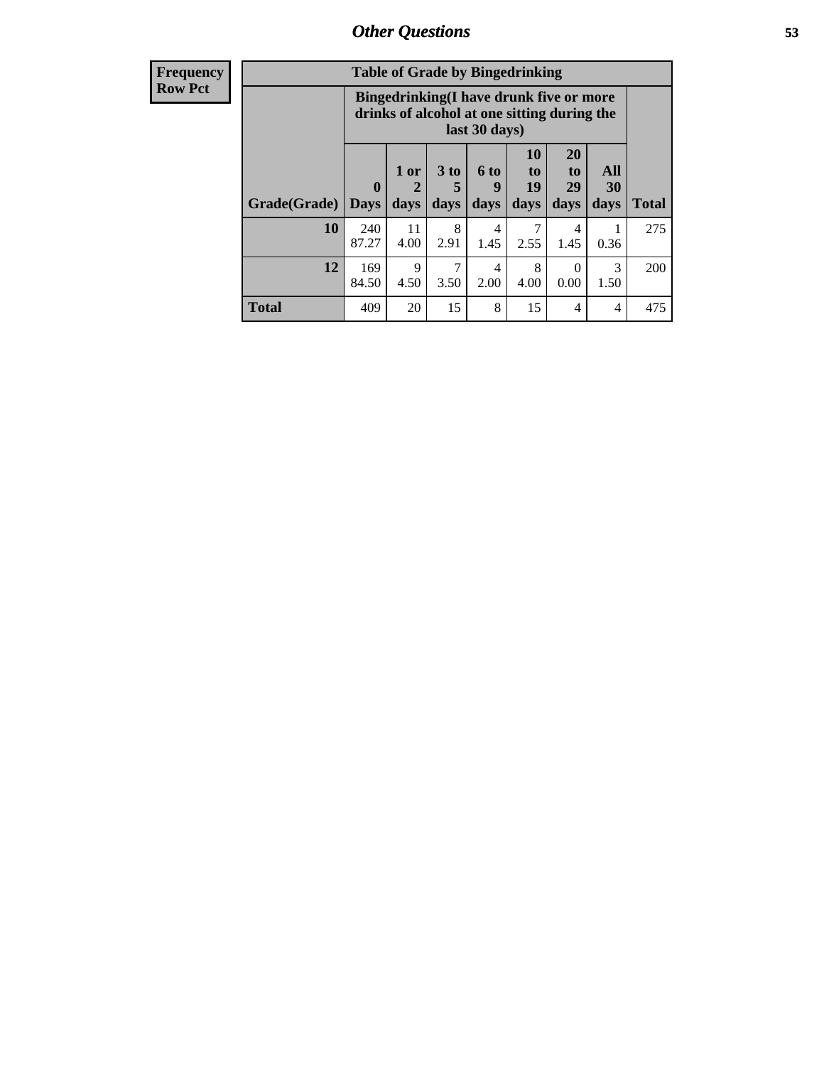## Other Questions

| Frequency<br>Row Pct |
|---|

**Table of Grade by Bingedrinking**

| Grade(Grade) | Bingedrinking(I have drunk five or more drinks of alcohol at one sitting during the last 30 days) | | | | | | | Total |
|---|---|---|---|---|---|---|---|---|
| | 0 Days | 1 or 2 days | 3 to 5 days | 6 to 9 days | 10 to 19 days | 20 to 29 days | All 30 days | |
| **10** | 240<br>87.27 | 11<br>4.00 | 8<br>2.91 | 4<br>1.45 | 7<br>2.55 | 4<br>1.45 | 1<br>0.36 | 275 |
| **12** | 169<br>84.50 | 9<br>4.50 | 7<br>3.50 | 4<br>2.00 | 8<br>4.00 | 0<br>0.00 | 3<br>1.50 | 200 |
| **Total** | 409 | 20 | 15 | 8 | 15 | 4 | 4 | 475 |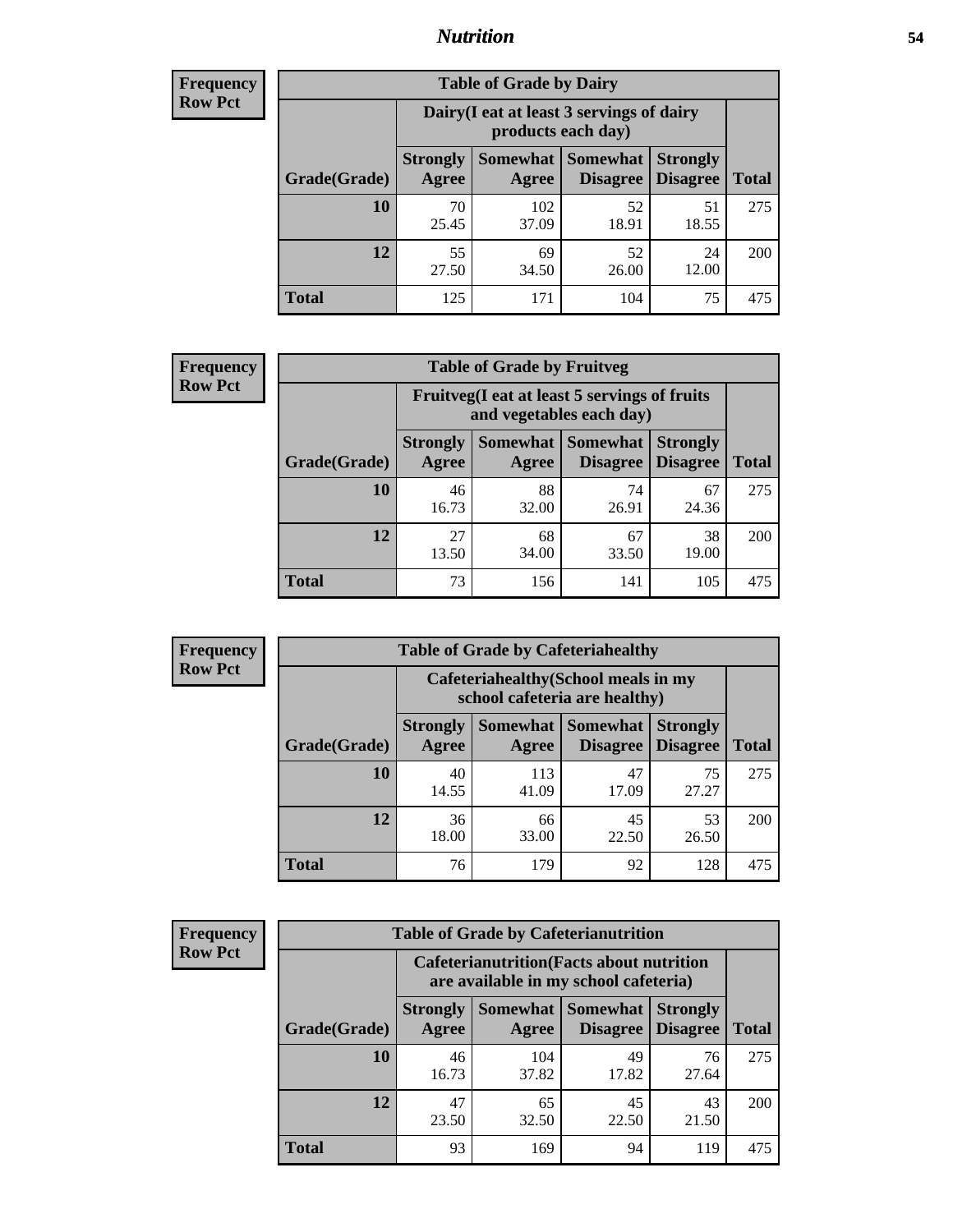# Nutrition

**Frequency**
**Row Pct**

| Table of Grade by Dairy | | | | | |
|---|---|---|---|---|---|
| | Dairy(I eat at least 3 servings of dairy products each day) | | | | |
| Grade(Grade) | Strongly Agree | Somewhat Agree | Somewhat Disagree | Strongly Disagree | Total |
| **10** | 70<br>25.45 | 102<br>37.09 | 52<br>18.91 | 51<br>18.55 | 275 |
| **12** | 55<br>27.50 | 69<br>34.50 | 52<br>26.00 | 24<br>12.00 | 200 |
| **Total** | 125 | 171 | 104 | 75 | 475 |

**Frequency**
**Row Pct**

| Table of Grade by Fruitveg | | | | | |
|---|---|---|---|---|---|
| | Fruitveg(I eat at least 5 servings of fruits and vegetables each day) | | | | |
| Grade(Grade) | Strongly Agree | Somewhat Agree | Somewhat Disagree | Strongly Disagree | Total |
| **10** | 46<br>16.73 | 88<br>32.00 | 74<br>26.91 | 67<br>24.36 | 275 |
| **12** | 27<br>13.50 | 68<br>34.00 | 67<br>33.50 | 38<br>19.00 | 200 |
| **Total** | 73 | 156 | 141 | 105 | 475 |

**Frequency**
**Row Pct**

| Table of Grade by Cafeteriahealthy | | | | | |
|---|---|---|---|---|---|
| | Cafeteriahealthy(School meals in my school cafeteria are healthy) | | | | |
| Grade(Grade) | Strongly Agree | Somewhat Agree | Somewhat Disagree | Strongly Disagree | Total |
| **10** | 40<br>14.55 | 113<br>41.09 | 47<br>17.09 | 75<br>27.27 | 275 |
| **12** | 36<br>18.00 | 66<br>33.00 | 45<br>22.50 | 53<br>26.50 | 200 |
| **Total** | 76 | 179 | 92 | 128 | 475 |

**Frequency**
**Row Pct**

| Table of Grade by Cafeterianutrition | | | | | |
|---|---|---|---|---|---|
| | Cafeterianutrition(Facts about nutrition are available in my school cafeteria) | | | | |
| Grade(Grade) | Strongly Agree | Somewhat Agree | Somewhat Disagree | Strongly Disagree | Total |
| **10** | 46<br>16.73 | 104<br>37.82 | 49<br>17.82 | 76<br>27.64 | 275 |
| **12** | 47<br>23.50 | 65<br>32.50 | 45<br>22.50 | 43<br>21.50 | 200 |
| **Total** | 93 | 169 | 94 | 119 | 475 |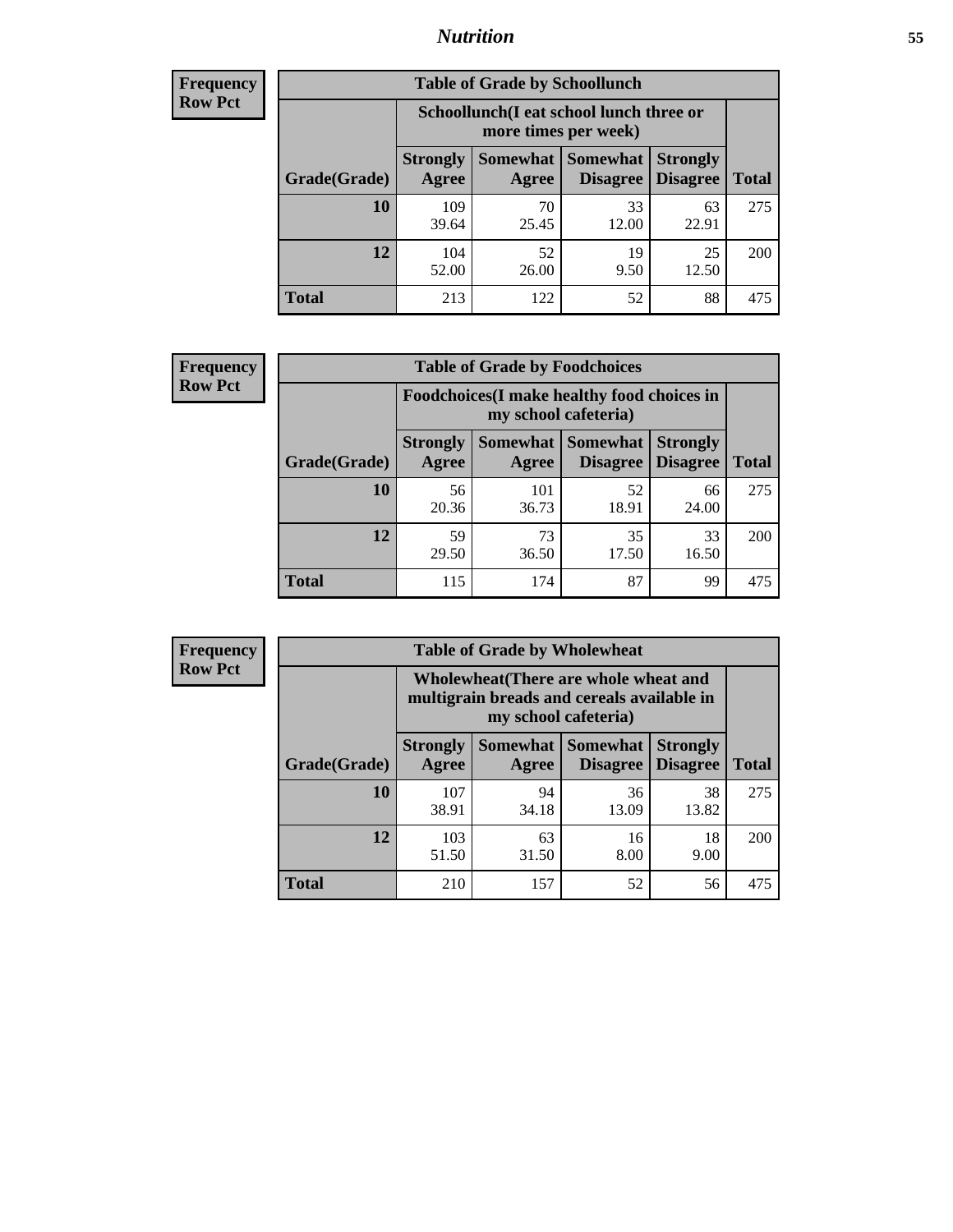| Frequency Row Pct | Table of Grade by Schoollunch | | | | |
|---|---|---|---|---|---|
| | Schoollunch(I eat school lunch three or more times per week) | | | | |
| Grade(Grade) | Strongly Agree | Somewhat Agree | Somewhat Disagree | Strongly Disagree | Total |
| 10 | 109<br>39.64 | 70<br>25.45 | 33<br>12.00 | 63<br>22.91 | 275 |
| 12 | 104<br>52.00 | 52<br>26.00 | 19<br>9.50 | 25<br>12.50 | 200 |
| Total | 213 | 122 | 52 | 88 | 475 |

| Frequency Row Pct | Table of Grade by Foodchoices | | | | |
|---|---|---|---|---|---|
| | Foodchoices(I make healthy food choices in my school cafeteria) | | | | |
| Grade(Grade) | Strongly Agree | Somewhat Agree | Somewhat Disagree | Strongly Disagree | Total |
| 10 | 56<br>20.36 | 101<br>36.73 | 52<br>18.91 | 66<br>24.00 | 275 |
| 12 | 59<br>29.50 | 73<br>36.50 | 35<br>17.50 | 33<br>16.50 | 200 |
| Total | 115 | 174 | 87 | 99 | 475 |

| Frequency Row Pct | Table of Grade by Wholewheat | | | | |
|---|---|---|---|---|---|
| | Wholewheat(There are whole wheat and multigrain breads and cereals available in my school cafeteria) | | | | |
| Grade(Grade) | Strongly Agree | Somewhat Agree | Somewhat Disagree | Strongly Disagree | Total |
| 10 | 107<br>38.91 | 94<br>34.18 | 36<br>13.09 | 38<br>13.82 | 275 |
| 12 | 103<br>51.50 | 63<br>31.50 | 16<br>8.00 | 18<br>9.00 | 200 |
| Total | 210 | 157 | 52 | 56 | 475 |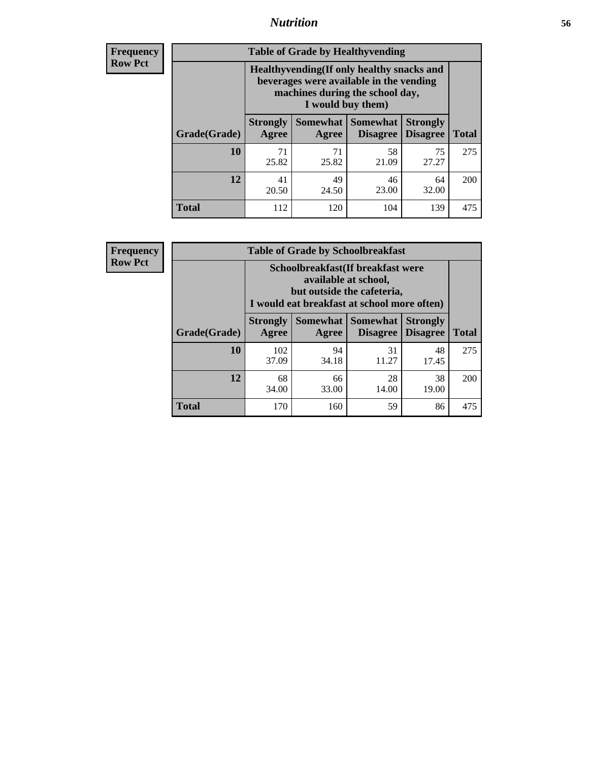# Nutrition

**Frequency**
**Row Pct**

**Table of Grade by Healthyvending**

| Grade(Grade) | Healthyvending(If only healthy snacks and beverages were available in the vending machines during the school day, I would buy them) | | | | Total |
|---|---|---|---|---|---|
| | Strongly Agree | Somewhat Agree | Somewhat Disagree | Strongly Disagree | |
| **10** | 71<br>25.82 | 71<br>25.82 | 58<br>21.09 | 75<br>27.27 | 275 |
| **12** | 41<br>20.50 | 49<br>24.50 | 46<br>23.00 | 64<br>32.00 | 200 |
| **Total** | 112 | 120 | 104 | 139 | 475 |

**Frequency**
**Row Pct**

**Table of Grade by Schoolbreakfast**

| Grade(Grade) | Schoolbreakfast(If breakfast were available at school, but outside the cafeteria, I would eat breakfast at school more often) | | | | Total |
|---|---|---|---|---|---|
| | Strongly Agree | Somewhat Agree | Somewhat Disagree | Strongly Disagree | |
| **10** | 102<br>37.09 | 94<br>34.18 | 31<br>11.27 | 48<br>17.45 | 275 |
| **12** | 68<br>34.00 | 66<br>33.00 | 28<br>14.00 | 38<br>19.00 | 200 |
| **Total** | 170 | 160 | 59 | 86 | 475 |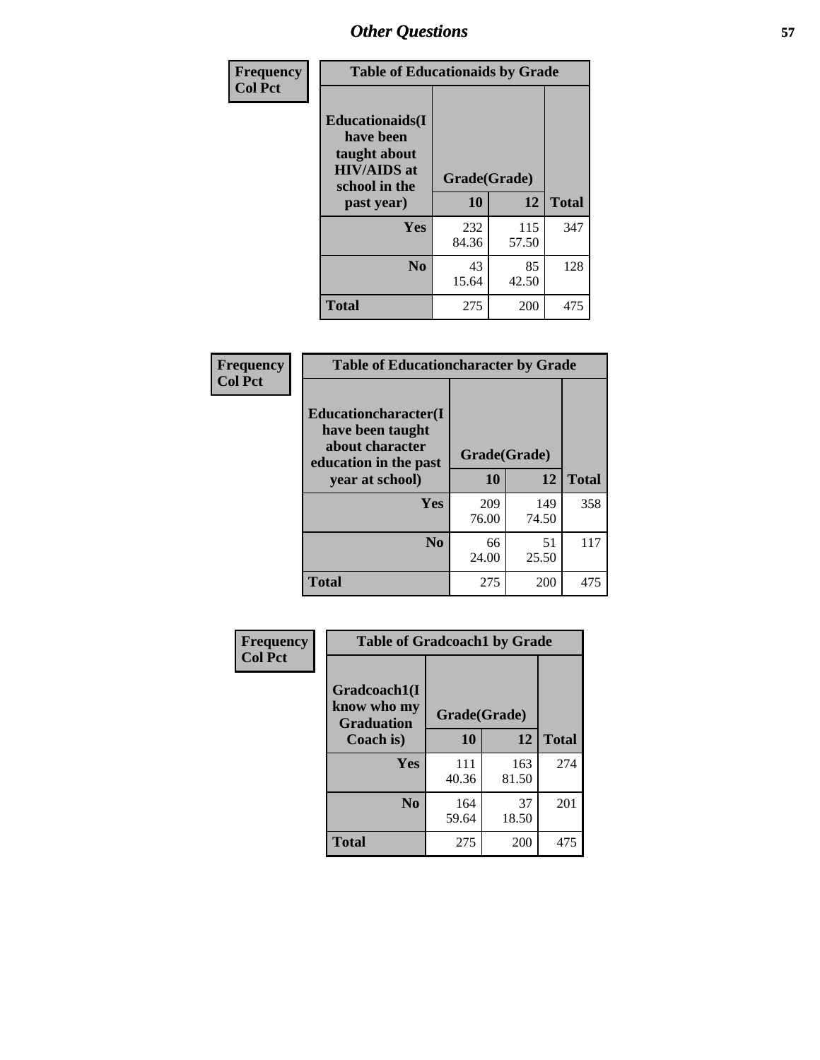## Other Questions

**Frequency**
**Col Pct**

| Table of Educationaids by Grade | | | |
|---|---|---|---|
| **Educationaids(I have been taught about HIV/AIDS at school in the past year)** | **Grade(Grade)** | | |
| | **10** | **12** | **Total** |
| **Yes** | 232<br>84.36 | 115<br>57.50 | 347 |
| **No** | 43<br>15.64 | 85<br>42.50 | 128 |
| **Total** | 275 | 200 | 475 |

**Frequency**
**Col Pct**

| Table of Educationcharacter by Grade | | | |
|---|---|---|---|
| **Educationcharacter(I have been taught about character education in the past year at school)** | **Grade(Grade)** | | |
| | **10** | **12** | **Total** |
| **Yes** | 209<br>76.00 | 149<br>74.50 | 358 |
| **No** | 66<br>24.00 | 51<br>25.50 | 117 |
| **Total** | 275 | 200 | 475 |

**Frequency**
**Col Pct**

| Table of Gradcoach1 by Grade | | | |
|---|---|---|---|
| **Gradcoach1(I know who my Graduation Coach is)** | **Grade(Grade)** | | |
| | **10** | **12** | **Total** |
| **Yes** | 111<br>40.36 | 163<br>81.50 | 274 |
| **No** | 164<br>59.64 | 37<br>18.50 | 201 |
| **Total** | 275 | 200 | 475 |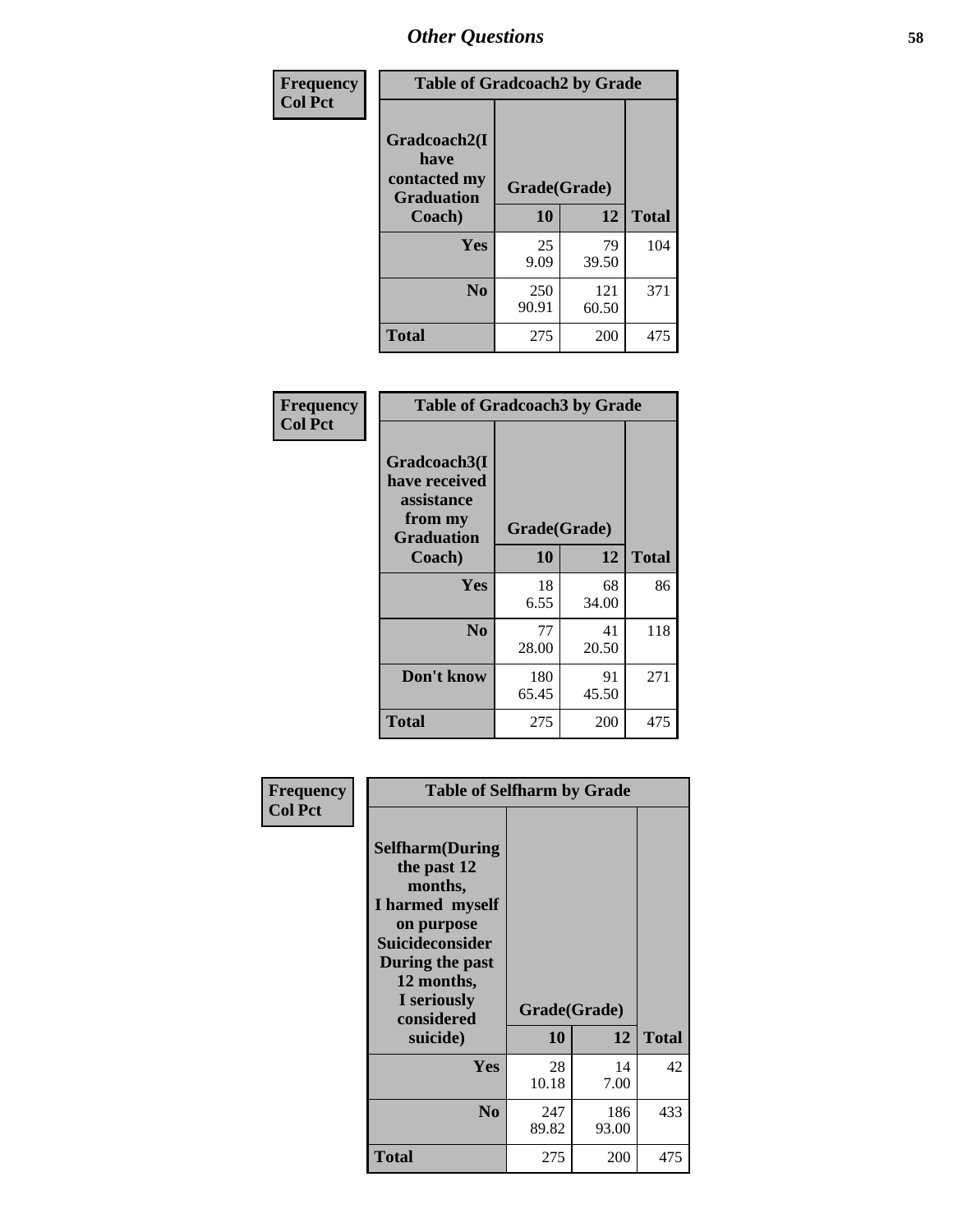## Other Questions

**Frequency / Col Pct**

| Table of Gradcoach2 by Grade | | | |
|---|---|---|---|
| Gradcoach2(I have contacted my Graduation Coach) | Grade(Grade) | | |
| | 10 | 12 | Total |
| **Yes** | 25<br>9.09 | 79<br>39.50 | 104 |
| **No** | 250<br>90.91 | 121<br>60.50 | 371 |
| **Total** | 275 | 200 | 475 |

**Frequency / Col Pct**

| Table of Gradcoach3 by Grade | | | |
|---|---|---|---|
| Gradcoach3(I have received assistance from my Graduation Coach) | Grade(Grade) | | |
| | 10 | 12 | Total |
| **Yes** | 18<br>6.55 | 68<br>34.00 | 86 |
| **No** | 77<br>28.00 | 41<br>20.50 | 118 |
| **Don't know** | 180<br>65.45 | 91<br>45.50 | 271 |
| **Total** | 275 | 200 | 475 |

**Frequency / Col Pct**

| Table of Selfharm by Grade | | | |
|---|---|---|---|
| Selfharm(During the past 12 months, I harmed myself on purpose Suicideconsider During the past 12 months, I seriously considered suicide) | Grade(Grade) | | |
| | 10 | 12 | Total |
| **Yes** | 28<br>10.18 | 14<br>7.00 | 42 |
| **No** | 247<br>89.82 | 186<br>93.00 | 433 |
| **Total** | 275 | 200 | 475 |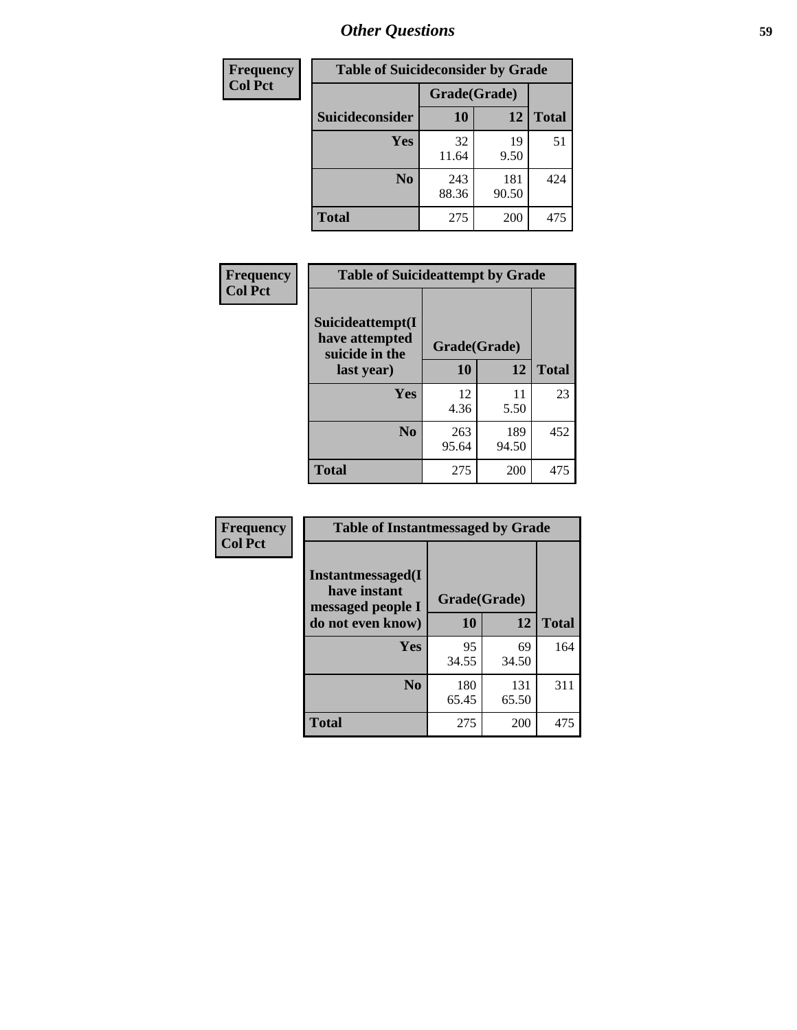## Other Questions

**Frequency**
**Col Pct**

| Table of Suicideconsider by Grade | | | |
|---|---|---|---|
| | Grade(Grade) | | |
| Suicideconsider | 10 | 12 | Total |
| Yes | 32<br>11.64 | 19<br>9.50 | 51 |
| No | 243<br>88.36 | 181<br>90.50 | 424 |
| Total | 275 | 200 | 475 |

**Frequency**
**Col Pct**

| Table of Suicideattempt by Grade | | | |
|---|---|---|---|
| Suicideattempt(I have attempted suicide in the last year) | Grade(Grade) | | |
| | 10 | 12 | Total |
| Yes | 12<br>4.36 | 11<br>5.50 | 23 |
| No | 263<br>95.64 | 189<br>94.50 | 452 |
| Total | 275 | 200 | 475 |

**Frequency**
**Col Pct**

| Table of Instantmessaged by Grade | | | |
|---|---|---|---|
| Instantmessaged(I have instant messaged people I do not even know) | Grade(Grade) | | |
| | 10 | 12 | Total |
| Yes | 95<br>34.55 | 69<br>34.50 | 164 |
| No | 180<br>65.45 | 131<br>65.50 | 311 |
| Total | 275 | 200 | 475 |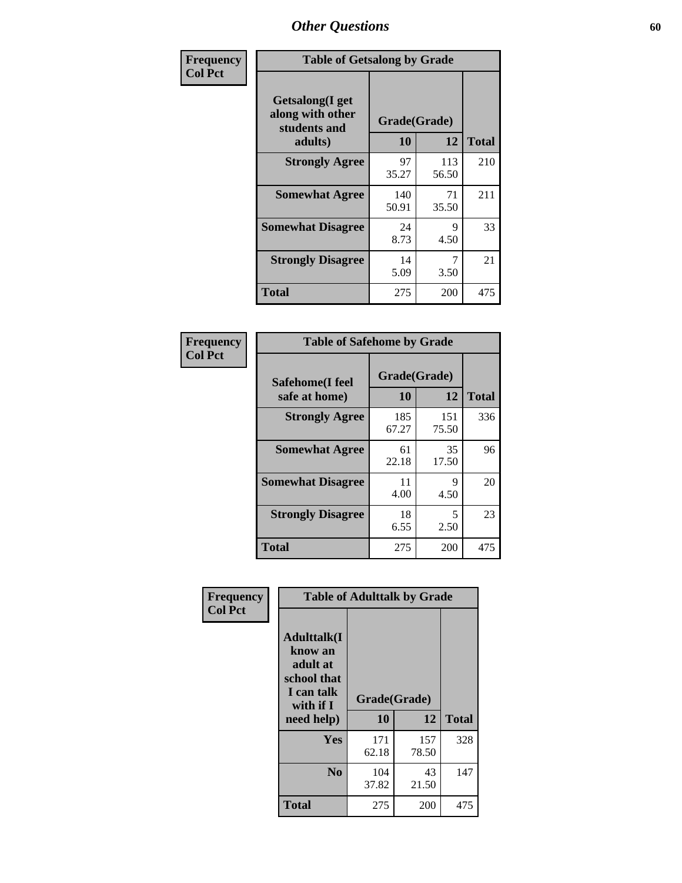## Other Questions

**Frequency**
**Col Pct**

**Table of Getsalong by Grade**

| Getsalong(I get along with other students and adults) | Grade(Grade) 10 | 12 | Total |
|---|---|---|---|
| **Strongly Agree** | 97<br>35.27 | 113<br>56.50 | 210 |
| **Somewhat Agree** | 140<br>50.91 | 71<br>35.50 | 211 |
| **Somewhat Disagree** | 24<br>8.73 | 9<br>4.50 | 33 |
| **Strongly Disagree** | 14<br>5.09 | 7<br>3.50 | 21 |
| **Total** | 275 | 200 | 475 |

**Frequency**
**Col Pct**

**Table of Safehome by Grade**

| Safehome(I feel safe at home) | Grade(Grade) 10 | 12 | Total |
|---|---|---|---|
| **Strongly Agree** | 185<br>67.27 | 151<br>75.50 | 336 |
| **Somewhat Agree** | 61<br>22.18 | 35<br>17.50 | 96 |
| **Somewhat Disagree** | 11<br>4.00 | 9<br>4.50 | 20 |
| **Strongly Disagree** | 18<br>6.55 | 5<br>2.50 | 23 |
| **Total** | 275 | 200 | 475 |

**Frequency**
**Col Pct**

**Table of Adulttalk by Grade**

| Adulttalk(I know an adult at school that I can talk with if I need help) | Grade(Grade) 10 | 12 | Total |
|---|---|---|---|
| **Yes** | 171<br>62.18 | 157<br>78.50 | 328 |
| **No** | 104<br>37.82 | 43<br>21.50 | 147 |
| **Total** | 275 | 200 | 475 |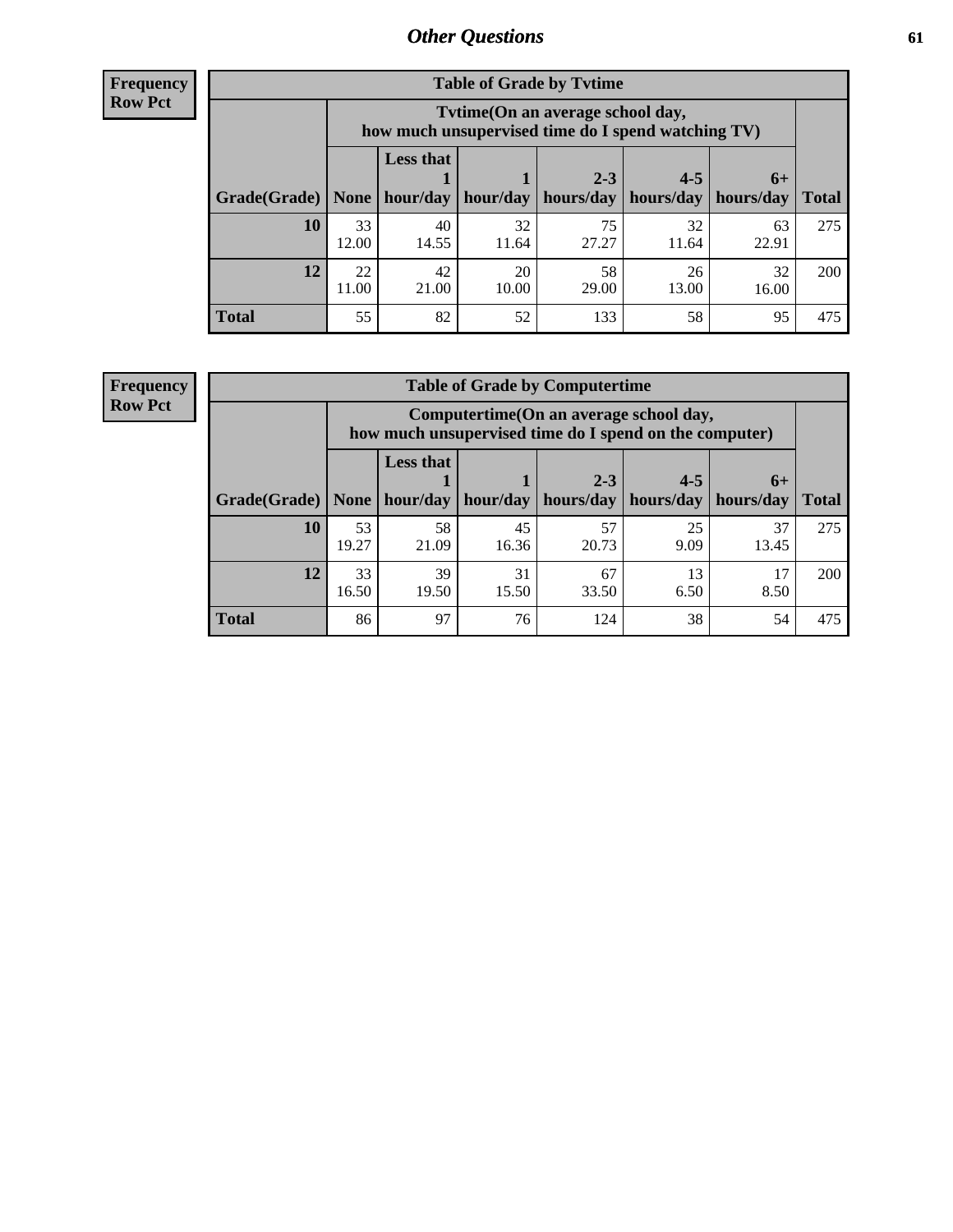**Frequency**
**Row Pct**

| Table of Grade by Tvtime | | | | | | | |
|---|---|---|---|---|---|---|---|
| | Tvtime(On an average school day, how much unsupervised time do I spend watching TV) | | | | | | |
| Grade(Grade) | None | Less that 1 hour/day | 1 hour/day | 2-3 hours/day | 4-5 hours/day | 6+ hours/day | Total |
| **10** | 33<br>12.00 | 40<br>14.55 | 32<br>11.64 | 75<br>27.27 | 32<br>11.64 | 63<br>22.91 | 275 |
| **12** | 22<br>11.00 | 42<br>21.00 | 20<br>10.00 | 58<br>29.00 | 26<br>13.00 | 32<br>16.00 | 200 |
| **Total** | 55 | 82 | 52 | 133 | 58 | 95 | 475 |

**Frequency**
**Row Pct**

| Table of Grade by Computertime | | | | | | | |
|---|---|---|---|---|---|---|---|
| | Computertime(On an average school day, how much unsupervised time do I spend on the computer) | | | | | | |
| Grade(Grade) | None | Less that 1 hour/day | 1 hour/day | 2-3 hours/day | 4-5 hours/day | 6+ hours/day | Total |
| **10** | 53<br>19.27 | 58<br>21.09 | 45<br>16.36 | 57<br>20.73 | 25<br>9.09 | 37<br>13.45 | 275 |
| **12** | 33<br>16.50 | 39<br>19.50 | 31<br>15.50 | 67<br>33.50 | 13<br>6.50 | 17<br>8.50 | 200 |
| **Total** | 86 | 97 | 76 | 124 | 38 | 54 | 475 |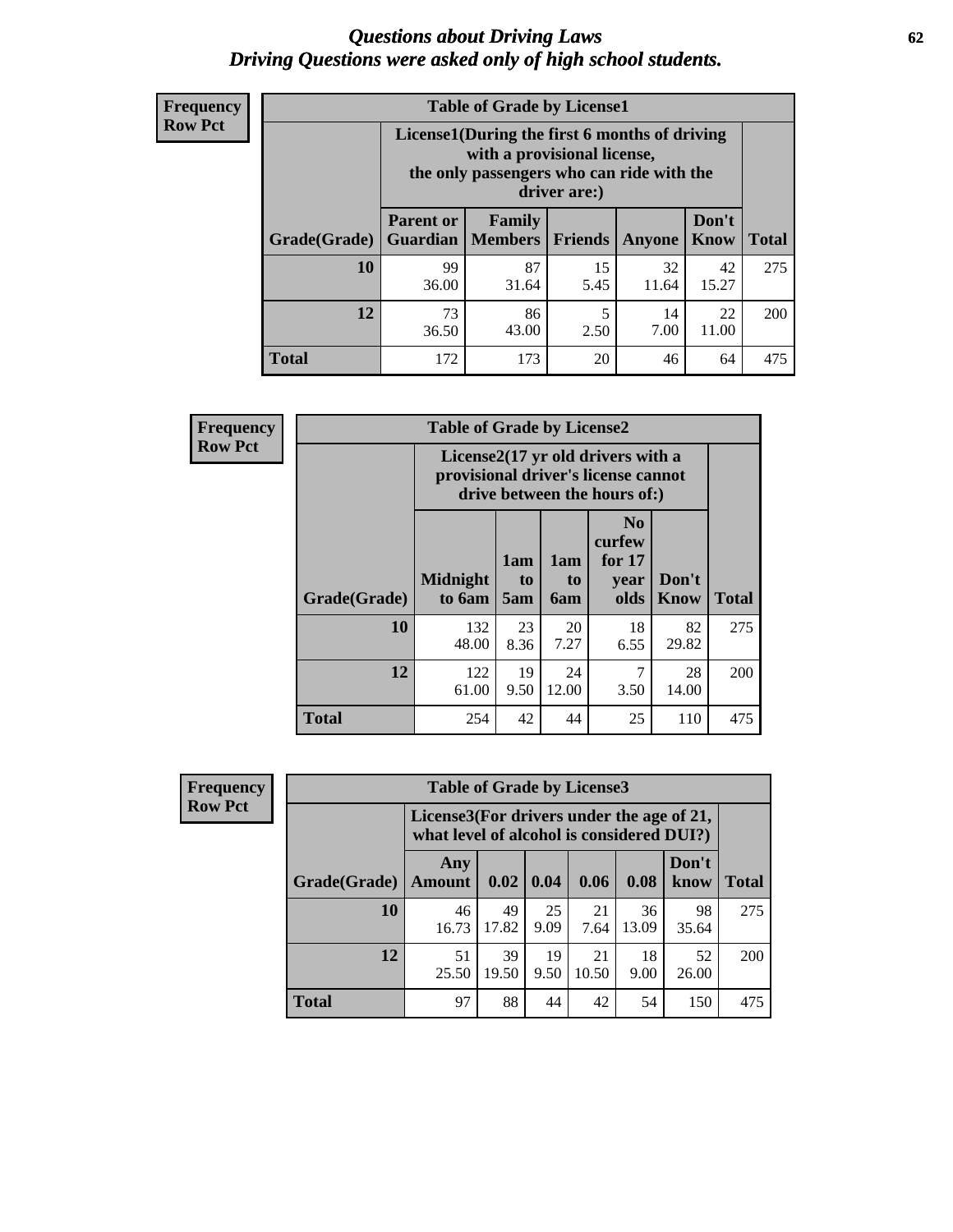# *Questions about Driving Laws*
## *Driving Questions were asked only of high school students.*

**Frequency**
**Row Pct**

| Table of Grade by License1 | | | | | | |
|---|---|---|---|---|---|---|
| | License1(During the first 6 months of driving with a provisional license, the only passengers who can ride with the driver are:) | | | | | |
| Grade(Grade) | Parent or Guardian | Family Members | Friends | Anyone | Don't Know | Total |
| 10 | 99<br>36.00 | 87<br>31.64 | 15<br>5.45 | 32<br>11.64 | 42<br>15.27 | 275 |
| 12 | 73<br>36.50 | 86<br>43.00 | 5<br>2.50 | 14<br>7.00 | 22<br>11.00 | 200 |
| Total | 172 | 173 | 20 | 46 | 64 | 475 |

**Frequency**
**Row Pct**

| Table of Grade by License2 | | | | | | |
|---|---|---|---|---|---|---|
| | License2(17 yr old drivers with a provisional driver's license cannot drive between the hours of:) | | | | | |
| Grade(Grade) | Midnight to 6am | 1am to 5am | 1am to 6am | No curfew for 17 year olds | Don't Know | Total |
| 10 | 132<br>48.00 | 23<br>8.36 | 20<br>7.27 | 18<br>6.55 | 82<br>29.82 | 275 |
| 12 | 122<br>61.00 | 19<br>9.50 | 24<br>12.00 | 7<br>3.50 | 28<br>14.00 | 200 |
| Total | 254 | 42 | 44 | 25 | 110 | 475 |

**Frequency**
**Row Pct**

| Table of Grade by License3 | | | | | | | |
|---|---|---|---|---|---|---|---|
| | License3(For drivers under the age of 21, what level of alcohol is considered DUI?) | | | | | | |
| Grade(Grade) | Any Amount | 0.02 | 0.04 | 0.06 | 0.08 | Don't know | Total |
| 10 | 46<br>16.73 | 49<br>17.82 | 25<br>9.09 | 21<br>7.64 | 36<br>13.09 | 98<br>35.64 | 275 |
| 12 | 51<br>25.50 | 39<br>19.50 | 19<br>9.50 | 21<br>10.50 | 18<br>9.00 | 52<br>26.00 | 200 |
| Total | 97 | 88 | 44 | 42 | 54 | 150 | 475 |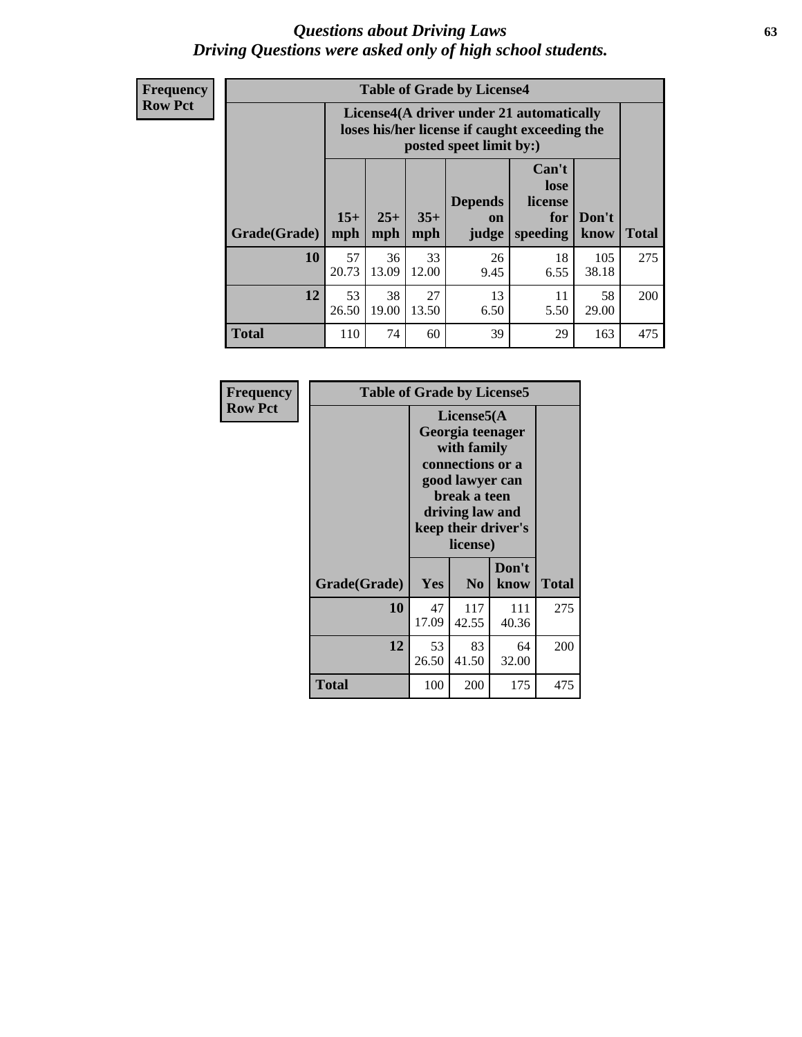# *Questions about Driving Laws*
## *Driving Questions were asked only of high school students.*

**Frequency**
**Row Pct**

| Table of Grade by License4 | | | | | | | |
|---|---|---|---|---|---|---|---|
| | License4(A driver under 21 automatically loses his/her license if caught exceeding the posted speet limit by:) | | | | | | |
| Grade(Grade) | 15+ mph | 25+ mph | 35+ mph | Depends on judge | Can't lose license for speeding | Don't know | Total |
| **10** | 57<br>20.73 | 36<br>13.09 | 33<br>12.00 | 26<br>9.45 | 18<br>6.55 | 105<br>38.18 | 275 |
| **12** | 53<br>26.50 | 38<br>19.00 | 27<br>13.50 | 13<br>6.50 | 11<br>5.50 | 58<br>29.00 | 200 |
| **Total** | 110 | 74 | 60 | 39 | 29 | 163 | 475 |

**Frequency**
**Row Pct**

| Table of Grade by License5 | | | | |
|---|---|---|---|---|
| | License5(A Georgia teenager with family connections or a good lawyer can break a teen driving law and keep their driver's license) | | | |
| Grade(Grade) | Yes | No | Don't know | Total |
| **10** | 47<br>17.09 | 117<br>42.55 | 111<br>40.36 | 275 |
| **12** | 53<br>26.50 | 83<br>41.50 | 64<br>32.00 | 200 |
| **Total** | 100 | 200 | 175 | 475 |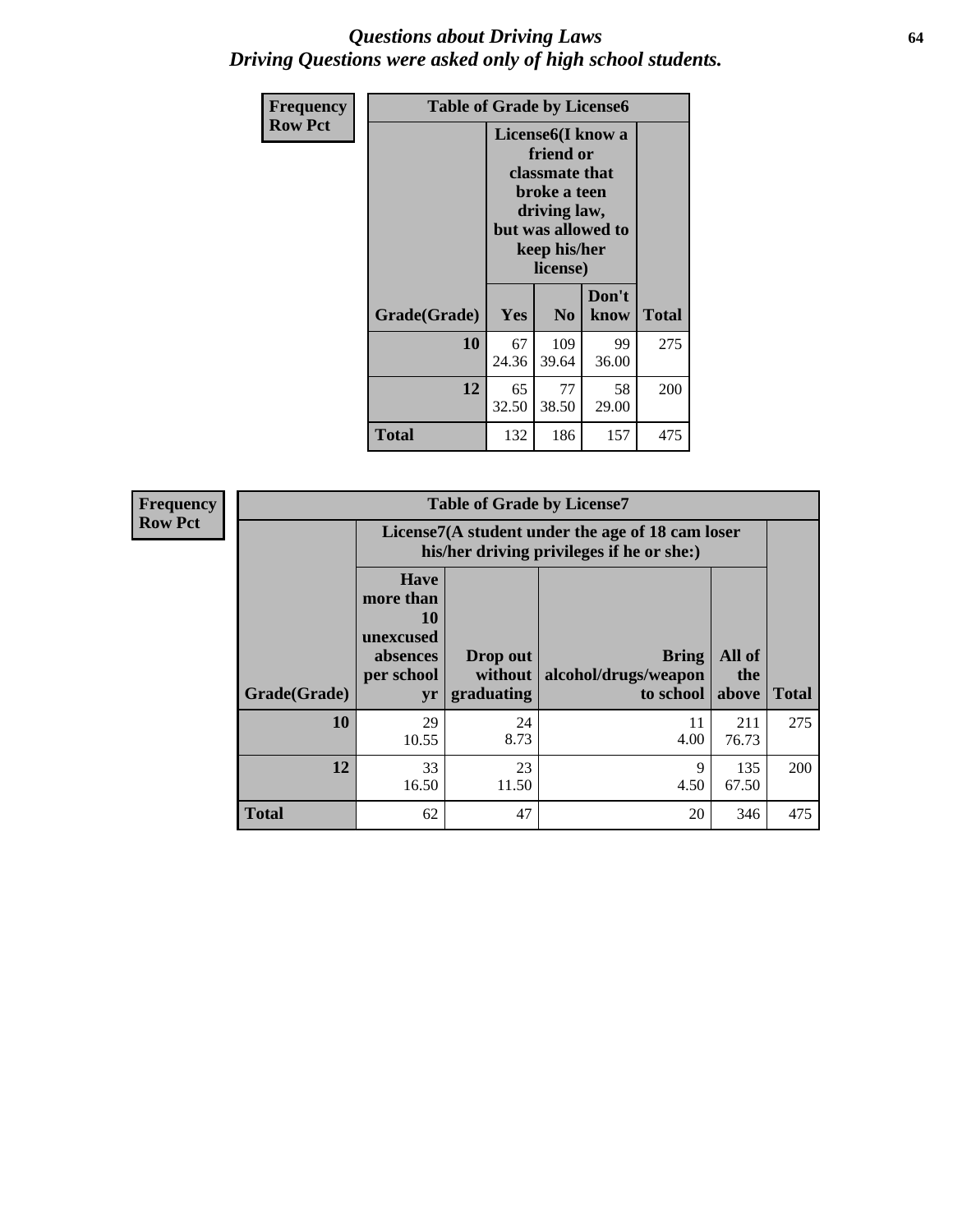## *Questions about Driving Laws*
## *Driving Questions were asked only of high school students.*

**Frequency**
**Row Pct**

**Table of Grade by License6**

| Grade(Grade) | License6(I know a friend or classmate that broke a teen driving law, but was allowed to keep his/her license) | | | Total |
|---|---|---|---|---|
| | Yes | No | Don't know | |
| **10** | 67<br>24.36 | 109<br>39.64 | 99<br>36.00 | 275 |
| **12** | 65<br>32.50 | 77<br>38.50 | 58<br>29.00 | 200 |
| **Total** | 132 | 186 | 157 | 475 |

**Frequency**
**Row Pct**

**Table of Grade by License7**

| Grade(Grade) | License7(A student under the age of 18 cam loser his/her driving privileges if he or she:) | | | | Total |
|---|---|---|---|---|---|
| | Have more than 10 unexcused absences per school yr | Drop out without graduating | Bring alcohol/drugs/weapon to school | All of the above | |
| **10** | 29<br>10.55 | 24<br>8.73 | 11<br>4.00 | 211<br>76.73 | 275 |
| **12** | 33<br>16.50 | 23<br>11.50 | 9<br>4.50 | 135<br>67.50 | 200 |
| **Total** | 62 | 47 | 20 | 346 | 475 |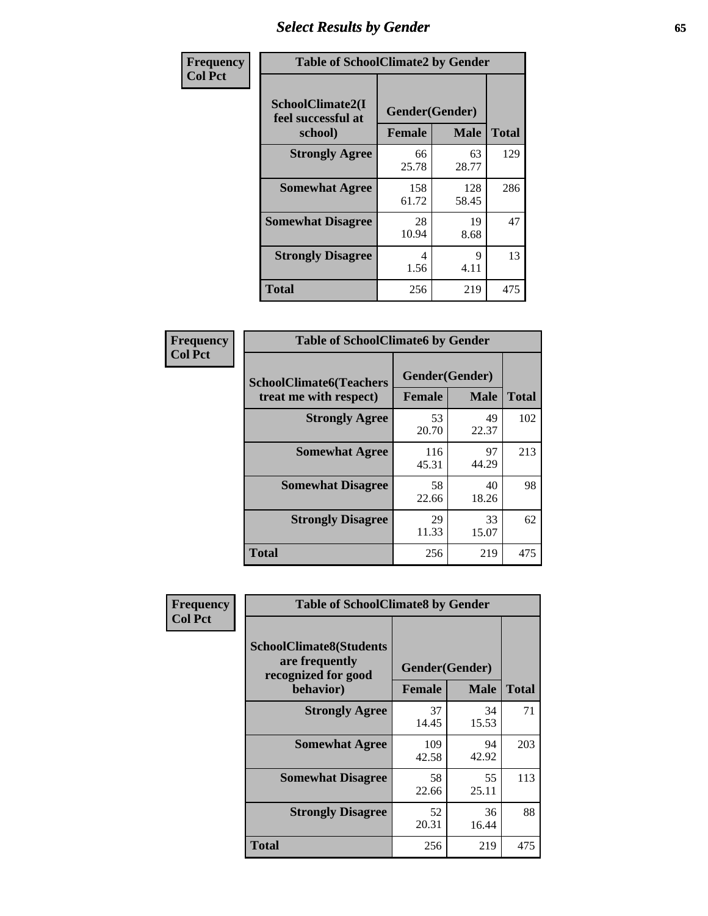# Select Results by Gender

**Frequency**
**Col Pct**

**Table of SchoolClimate2 by Gender**

| SchoolClimate2(I feel successful at school) | Gender(Gender) | | Total |
|---|---|---|---|
| | Female | Male | |
| Strongly Agree | 66<br>25.78 | 63<br>28.77 | 129 |
| Somewhat Agree | 158<br>61.72 | 128<br>58.45 | 286 |
| Somewhat Disagree | 28<br>10.94 | 19<br>8.68 | 47 |
| Strongly Disagree | 4<br>1.56 | 9<br>4.11 | 13 |
| Total | 256 | 219 | 475 |

**Frequency**
**Col Pct**

**Table of SchoolClimate6 by Gender**

| SchoolClimate6(Teachers treat me with respect) | Gender(Gender) | | Total |
|---|---|---|---|
| | Female | Male | |
| Strongly Agree | 53<br>20.70 | 49<br>22.37 | 102 |
| Somewhat Agree | 116<br>45.31 | 97<br>44.29 | 213 |
| Somewhat Disagree | 58<br>22.66 | 40<br>18.26 | 98 |
| Strongly Disagree | 29<br>11.33 | 33<br>15.07 | 62 |
| Total | 256 | 219 | 475 |

**Frequency**
**Col Pct**

**Table of SchoolClimate8 by Gender**

| SchoolClimate8(Students are frequently recognized for good behavior) | Gender(Gender) | | Total |
|---|---|---|---|
| | Female | Male | |
| Strongly Agree | 37<br>14.45 | 34<br>15.53 | 71 |
| Somewhat Agree | 109<br>42.58 | 94<br>42.92 | 203 |
| Somewhat Disagree | 58<br>22.66 | 55<br>25.11 | 113 |
| Strongly Disagree | 52<br>20.31 | 36<br>16.44 | 88 |
| Total | 256 | 219 | 475 |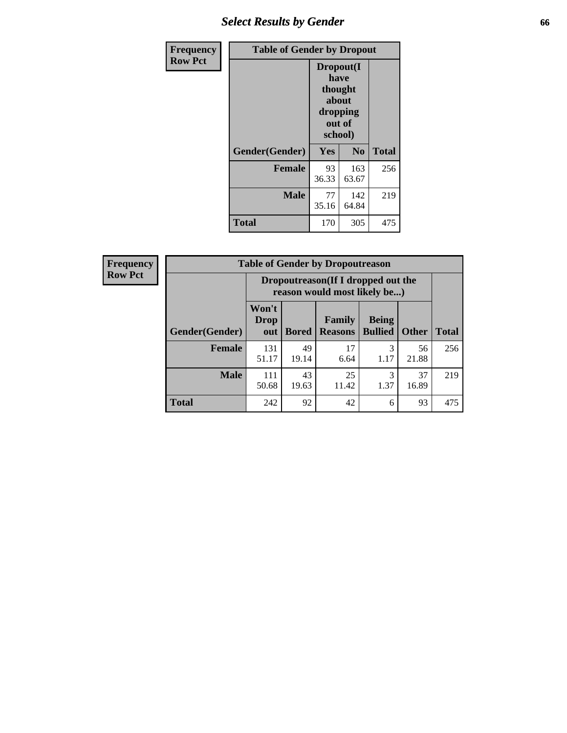## Table of Gender by Dropout

Frequency / Row Pct

| Gender(Gender) | Dropout(I have thought about dropping out of school) | | Total |
|---|---|---|---|
| | Yes | No | |
| Female | 93<br>36.33 | 163<br>63.67 | 256 |
| Male | 77<br>35.16 | 142<br>64.84 | 219 |
| Total | 170 | 305 | 475 |

## Table of Gender by Dropoutreason

Frequency / Row Pct

| Gender(Gender) | Dropoutreason(If I dropped out the reason would most likely be...) | | | | | Total |
|---|---|---|---|---|---|---|
| | Won't Drop out | Bored | Family Reasons | Being Bullied | Other | |
| Female | 131<br>51.17 | 49<br>19.14 | 17<br>6.64 | 3<br>1.17 | 56<br>21.88 | 256 |
| Male | 111<br>50.68 | 43<br>19.63 | 25<br>11.42 | 3<br>1.37 | 37<br>16.89 | 219 |
| Total | 242 | 92 | 42 | 6 | 93 | 475 |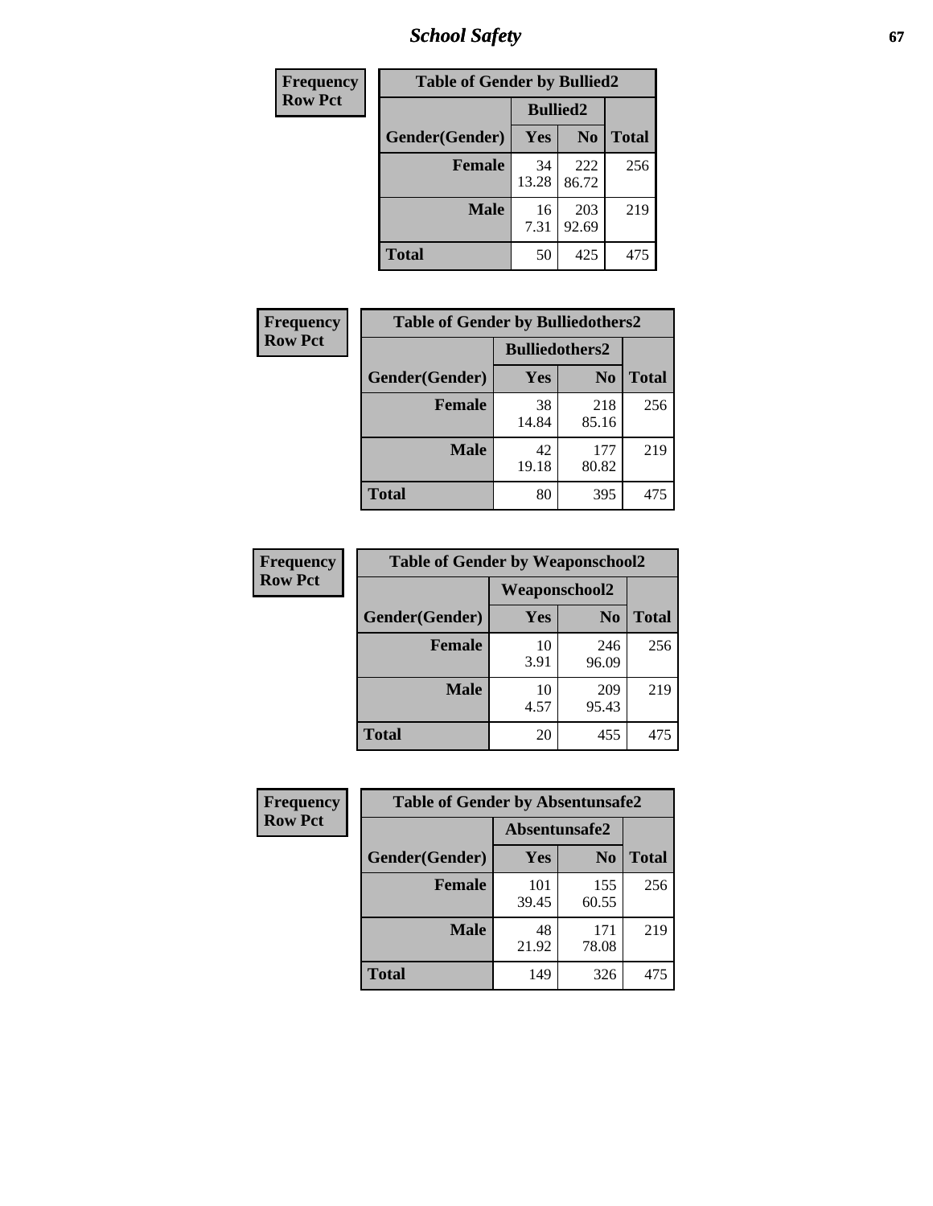| Frequency Row Pct |
|---|

| Table of Gender by Bullied2 | | | |
|---|---|---|---|
| | Bullied2 | | |
| Gender(Gender) | Yes | No | Total |
| Female | 34 13.28 | 222 86.72 | 256 |
| Male | 16 7.31 | 203 92.69 | 219 |
| Total | 50 | 425 | 475 |

| Frequency Row Pct |
|---|

| Table of Gender by Bulliedothers2 | | | |
|---|---|---|---|
| | Bulliedothers2 | | |
| Gender(Gender) | Yes | No | Total |
| Female | 38 14.84 | 218 85.16 | 256 |
| Male | 42 19.18 | 177 80.82 | 219 |
| Total | 80 | 395 | 475 |

| Frequency Row Pct |
|---|

| Table of Gender by Weaponschool2 | | | |
|---|---|---|---|
| | Weaponschool2 | | |
| Gender(Gender) | Yes | No | Total |
| Female | 10 3.91 | 246 96.09 | 256 |
| Male | 10 4.57 | 209 95.43 | 219 |
| Total | 20 | 455 | 475 |

| Frequency Row Pct |
|---|

| Table of Gender by Absentunsafe2 | | | |
|---|---|---|---|
| | Absentunsafe2 | | |
| Gender(Gender) | Yes | No | Total |
| Female | 101 39.45 | 155 60.55 | 256 |
| Male | 48 21.92 | 171 78.08 | 219 |
| Total | 149 | 326 | 475 |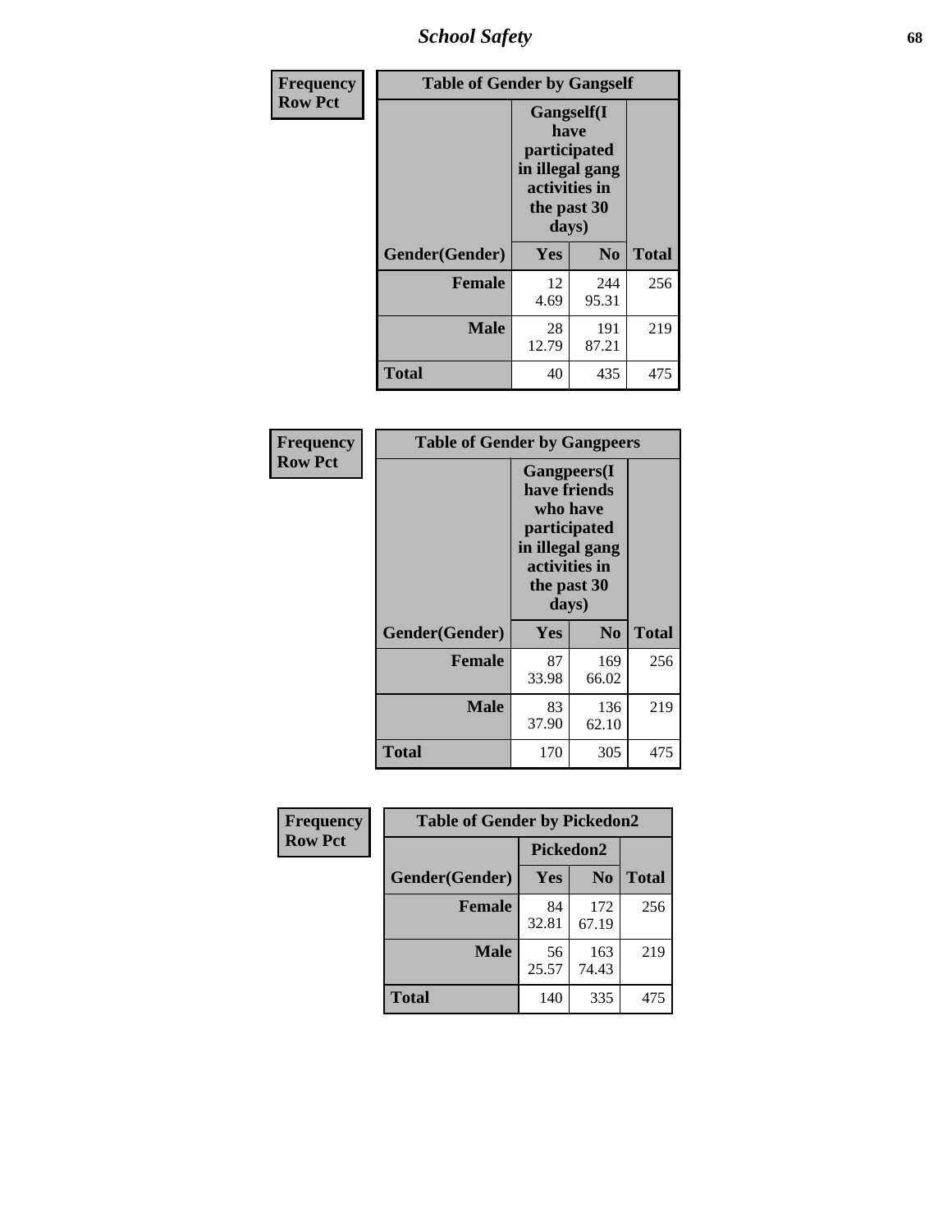| Frequency<br>Row Pct | Table of Gender by Gangself | | |
|---|---|---|---|
| | Gangself(I have participated in illegal gang activities in the past 30 days) | | |
| Gender(Gender) | Yes | No | Total |
| Female | 12<br>4.69 | 244<br>95.31 | 256 |
| Male | 28<br>12.79 | 191<br>87.21 | 219 |
| Total | 40 | 435 | 475 |

| Frequency<br>Row Pct | Table of Gender by Gangpeers | | |
|---|---|---|---|
| | Gangpeers(I have friends who have participated in illegal gang activities in the past 30 days) | | |
| Gender(Gender) | Yes | No | Total |
| Female | 87<br>33.98 | 169<br>66.02 | 256 |
| Male | 83<br>37.90 | 136<br>62.10 | 219 |
| Total | 170 | 305 | 475 |

| Frequency<br>Row Pct | Table of Gender by Pickedon2 | | |
|---|---|---|---|
| | Pickedon2 | | |
| Gender(Gender) | Yes | No | Total |
| Female | 84<br>32.81 | 172<br>67.19 | 256 |
| Male | 56<br>25.57 | 163<br>74.43 | 219 |
| Total | 140 | 335 | 475 |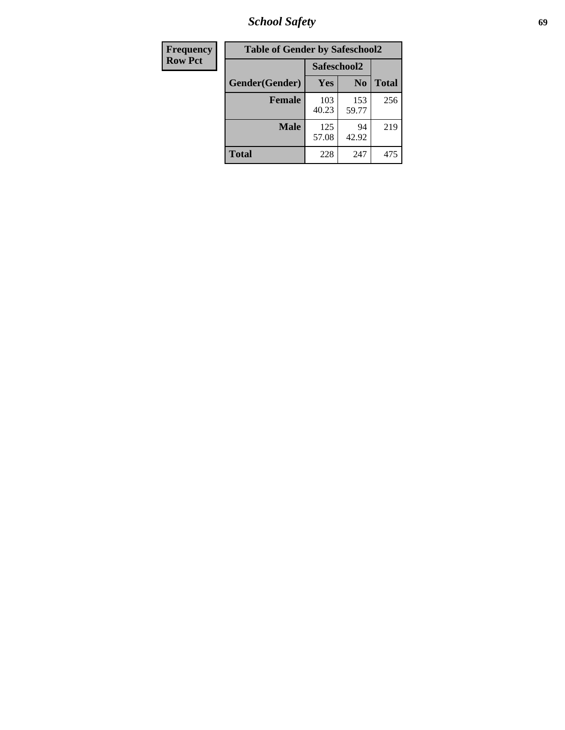| Frequency<br>Row Pct |
|---|

**Table of Gender by Safeschool2**

| Gender(Gender) | Safeschool2 | | Total |
|---|---|---|---|
| | Yes | No | |
| Female | 103<br>40.23 | 153<br>59.77 | 256 |
| Male | 125<br>57.08 | 94<br>42.92 | 219 |
| Total | 228 | 247 | 475 |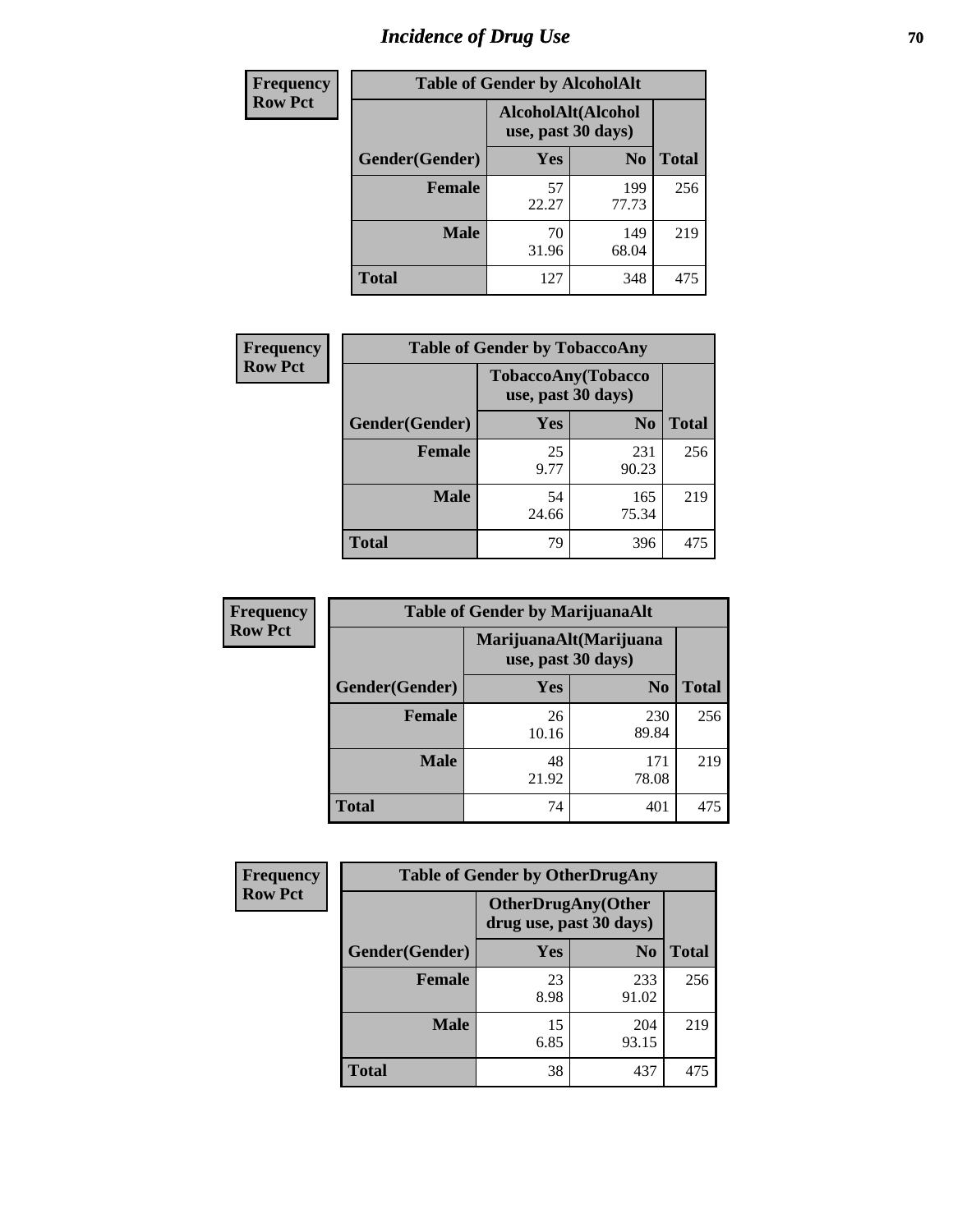# Incidence of Drug Use

**Frequency**
**Row Pct**

| Table of Gender by AlcoholAlt | | | |
|---|---|---|---|
| | AlcoholAlt(Alcohol use, past 30 days) | | |
| Gender(Gender) | Yes | No | Total |
| Female | 57<br>22.27 | 199<br>77.73 | 256 |
| Male | 70<br>31.96 | 149<br>68.04 | 219 |
| Total | 127 | 348 | 475 |

**Frequency**
**Row Pct**

| Table of Gender by TobaccoAny | | | |
|---|---|---|---|
| | TobaccoAny(Tobacco use, past 30 days) | | |
| Gender(Gender) | Yes | No | Total |
| Female | 25<br>9.77 | 231<br>90.23 | 256 |
| Male | 54<br>24.66 | 165<br>75.34 | 219 |
| Total | 79 | 396 | 475 |

**Frequency**
**Row Pct**

| Table of Gender by MarijuanaAlt | | | |
|---|---|---|---|
| | MarijuanaAlt(Marijuana use, past 30 days) | | |
| Gender(Gender) | Yes | No | Total |
| Female | 26<br>10.16 | 230<br>89.84 | 256 |
| Male | 48<br>21.92 | 171<br>78.08 | 219 |
| Total | 74 | 401 | 475 |

**Frequency**
**Row Pct**

| Table of Gender by OtherDrugAny | | | |
|---|---|---|---|
| | OtherDrugAny(Other drug use, past 30 days) | | |
| Gender(Gender) | Yes | No | Total |
| Female | 23<br>8.98 | 233<br>91.02 | 256 |
| Male | 15<br>6.85 | 204<br>93.15 | 219 |
| Total | 38 | 437 | 475 |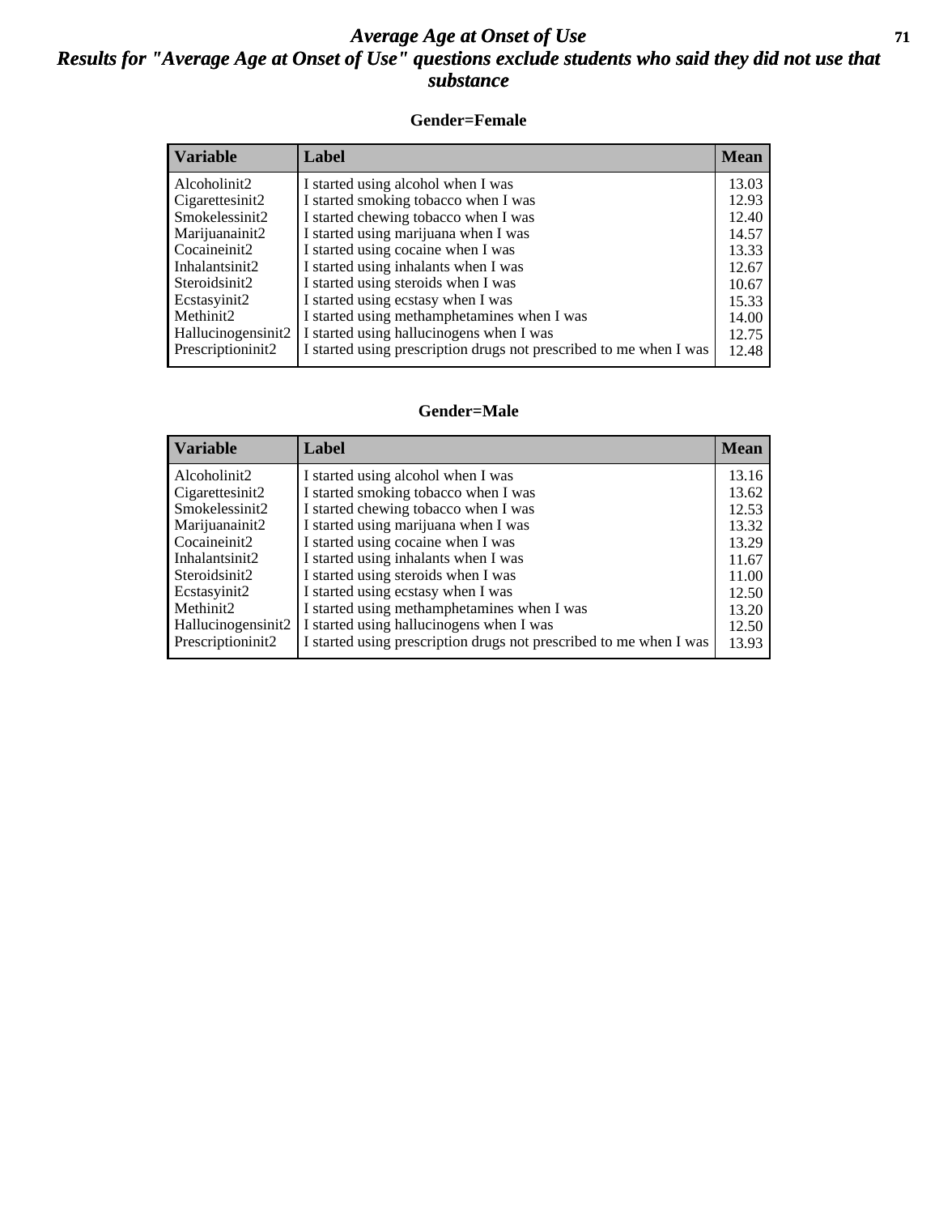# *Average Age at Onset of Use*

## *Results for "Average Age at Onset of Use" questions exclude students who said they did not use that substance*

### Gender=Female

| Variable | Label | Mean |
|---|---|---|
| Alcoholinit2 | I started using alcohol when I was | 13.03 |
| Cigarettesinit2 | I started smoking tobacco when I was | 12.93 |
| Smokelessinit2 | I started chewing tobacco when I was | 12.40 |
| Marijuanainit2 | I started using marijuana when I was | 14.57 |
| Cocaineinit2 | I started using cocaine when I was | 13.33 |
| Inhalantsinit2 | I started using inhalants when I was | 12.67 |
| Steroidsinit2 | I started using steroids when I was | 10.67 |
| Ecstasyinit2 | I started using ecstasy when I was | 15.33 |
| Methinit2 | I started using methamphetamines when I was | 14.00 |
| Hallucinogensinit2 | I started using hallucinogens when I was | 12.75 |
| Prescriptioninit2 | I started using prescription drugs not prescribed to me when I was | 12.48 |

### Gender=Male

| Variable | Label | Mean |
|---|---|---|
| Alcoholinit2 | I started using alcohol when I was | 13.16 |
| Cigarettesinit2 | I started smoking tobacco when I was | 13.62 |
| Smokelessinit2 | I started chewing tobacco when I was | 12.53 |
| Marijuanainit2 | I started using marijuana when I was | 13.32 |
| Cocaineinit2 | I started using cocaine when I was | 13.29 |
| Inhalantsinit2 | I started using inhalants when I was | 11.67 |
| Steroidsinit2 | I started using steroids when I was | 11.00 |
| Ecstasyinit2 | I started using ecstasy when I was | 12.50 |
| Methinit2 | I started using methamphetamines when I was | 13.20 |
| Hallucinogensinit2 | I started using hallucinogens when I was | 12.50 |
| Prescriptioninit2 | I started using prescription drugs not prescribed to me when I was | 13.93 |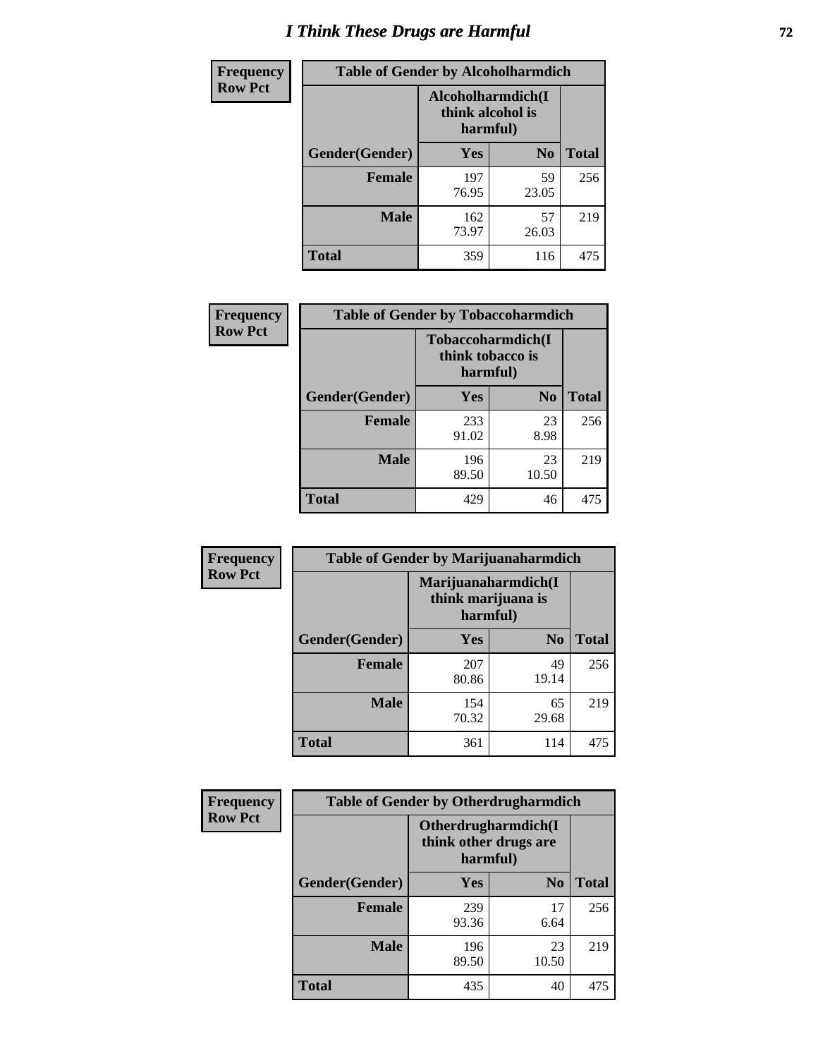# I Think These Drugs are Harmful

**Frequency**
**Row Pct**

| Table of Gender by Alcoholharmdich | | | |
|---|---|---|---|
| | Alcoholharmdich(I think alcohol is harmful) | | |
| Gender(Gender) | Yes | No | Total |
| **Female** | 197<br>76.95 | 59<br>23.05 | 256 |
| **Male** | 162<br>73.97 | 57<br>26.03 | 219 |
| **Total** | 359 | 116 | 475 |

**Frequency**
**Row Pct**

| Table of Gender by Tobaccoharmdich | | | |
|---|---|---|---|
| | Tobaccoharmdich(I think tobacco is harmful) | | |
| Gender(Gender) | Yes | No | Total |
| **Female** | 233<br>91.02 | 23<br>8.98 | 256 |
| **Male** | 196<br>89.50 | 23<br>10.50 | 219 |
| **Total** | 429 | 46 | 475 |

**Frequency**
**Row Pct**

| Table of Gender by Marijuanaharmdich | | | |
|---|---|---|---|
| | Marijuanaharmdich(I think marijuana is harmful) | | |
| Gender(Gender) | Yes | No | Total |
| **Female** | 207<br>80.86 | 49<br>19.14 | 256 |
| **Male** | 154<br>70.32 | 65<br>29.68 | 219 |
| **Total** | 361 | 114 | 475 |

**Frequency**
**Row Pct**

| Table of Gender by Otherdrugharmdich | | | |
|---|---|---|---|
| | Otherdrugharmdich(I think other drugs are harmful) | | |
| Gender(Gender) | Yes | No | Total |
| **Female** | 239<br>93.36 | 17<br>6.64 | 256 |
| **Male** | 196<br>89.50 | 23<br>10.50 | 219 |
| **Total** | 435 | 40 | 475 |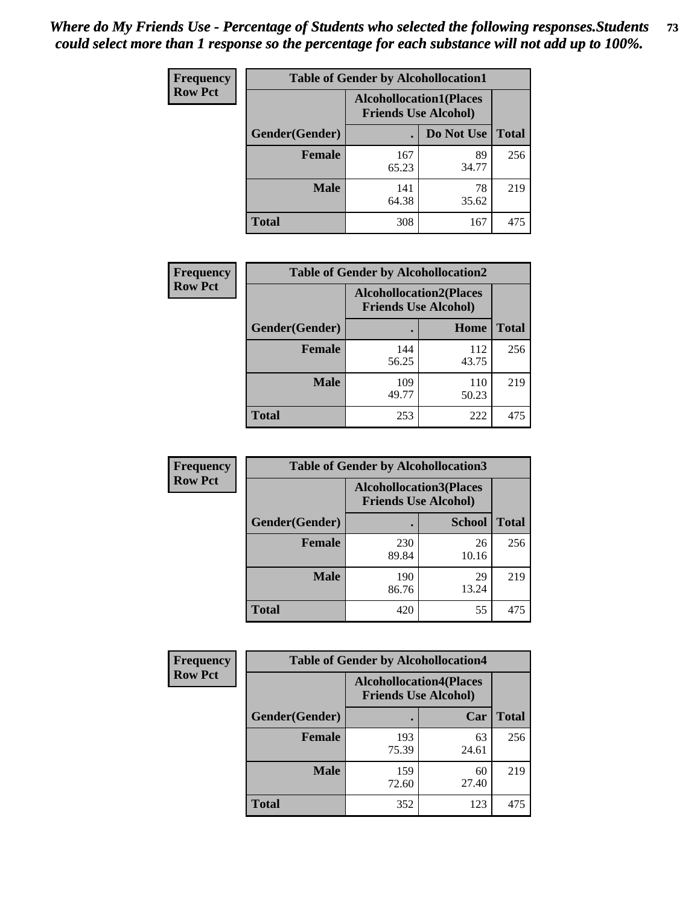*Where do My Friends Use - Percentage of Students who selected the following responses.Students could select more than 1 response so the percentage for each substance will not add up to 100%.*

**Frequency**
**Row Pct**

| Table of Gender by Alcohollocation1 | | | |
|---|---|---|---|
| | Alcohollocation1(Places Friends Use Alcohol) | | |
| Gender(Gender) | . | Do Not Use | Total |
| **Female** | 167<br>65.23 | 89<br>34.77 | 256 |
| **Male** | 141<br>64.38 | 78<br>35.62 | 219 |
| **Total** | 308 | 167 | 475 |

**Frequency**
**Row Pct**

| Table of Gender by Alcohollocation2 | | | |
|---|---|---|---|
| | Alcohollocation2(Places Friends Use Alcohol) | | |
| Gender(Gender) | . | Home | Total |
| **Female** | 144<br>56.25 | 112<br>43.75 | 256 |
| **Male** | 109<br>49.77 | 110<br>50.23 | 219 |
| **Total** | 253 | 222 | 475 |

**Frequency**
**Row Pct**

| Table of Gender by Alcohollocation3 | | | |
|---|---|---|---|
| | Alcohollocation3(Places Friends Use Alcohol) | | |
| Gender(Gender) | . | School | Total |
| **Female** | 230<br>89.84 | 26<br>10.16 | 256 |
| **Male** | 190<br>86.76 | 29<br>13.24 | 219 |
| **Total** | 420 | 55 | 475 |

**Frequency**
**Row Pct**

| Table of Gender by Alcohollocation4 | | | |
|---|---|---|---|
| | Alcohollocation4(Places Friends Use Alcohol) | | |
| Gender(Gender) | . | Car | Total |
| **Female** | 193<br>75.39 | 63<br>24.61 | 256 |
| **Male** | 159<br>72.60 | 60<br>27.40 | 219 |
| **Total** | 352 | 123 | 475 |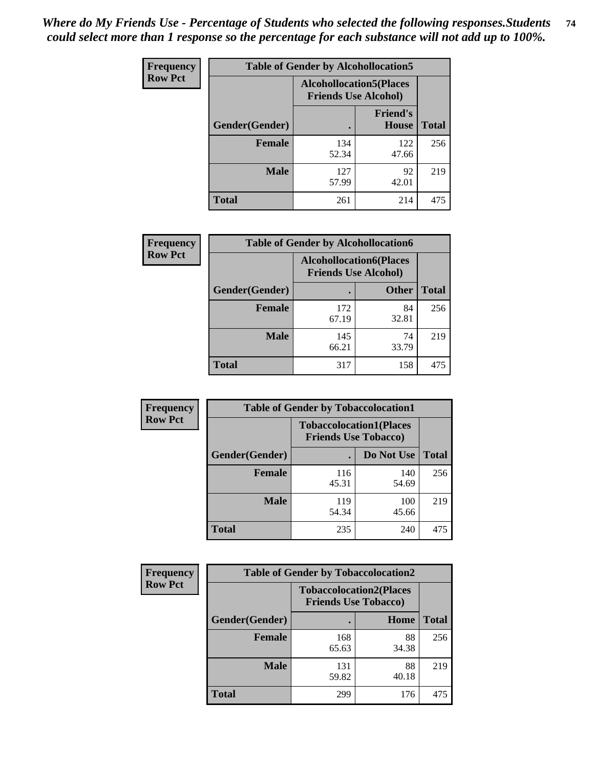*Where do My Friends Use - Percentage of Students who selected the following responses.Students could select more than 1 response so the percentage for each substance will not add up to 100%.*

**Frequency**
**Row Pct**

| Table of Gender by Alcohollocation5 | | | |
|---|---|---|---|
| | Alcohollocation5(Places Friends Use Alcohol) | | |
| Gender(Gender) | . | Friend's House | Total |
| **Female** | 134<br>52.34 | 122<br>47.66 | 256 |
| **Male** | 127<br>57.99 | 92<br>42.01 | 219 |
| **Total** | 261 | 214 | 475 |

**Frequency**
**Row Pct**

| Table of Gender by Alcohollocation6 | | | |
|---|---|---|---|
| | Alcohollocation6(Places Friends Use Alcohol) | | |
| Gender(Gender) | . | Other | Total |
| **Female** | 172<br>67.19 | 84<br>32.81 | 256 |
| **Male** | 145<br>66.21 | 74<br>33.79 | 219 |
| **Total** | 317 | 158 | 475 |

**Frequency**
**Row Pct**

| Table of Gender by Tobaccolocation1 | | | |
|---|---|---|---|
| | Tobaccolocation1(Places Friends Use Tobacco) | | |
| Gender(Gender) | . | Do Not Use | Total |
| **Female** | 116<br>45.31 | 140<br>54.69 | 256 |
| **Male** | 119<br>54.34 | 100<br>45.66 | 219 |
| **Total** | 235 | 240 | 475 |

**Frequency**
**Row Pct**

| Table of Gender by Tobaccolocation2 | | | |
|---|---|---|---|
| | Tobaccolocation2(Places Friends Use Tobacco) | | |
| Gender(Gender) | . | Home | Total |
| **Female** | 168<br>65.63 | 88<br>34.38 | 256 |
| **Male** | 131<br>59.82 | 88<br>40.18 | 219 |
| **Total** | 299 | 176 | 475 |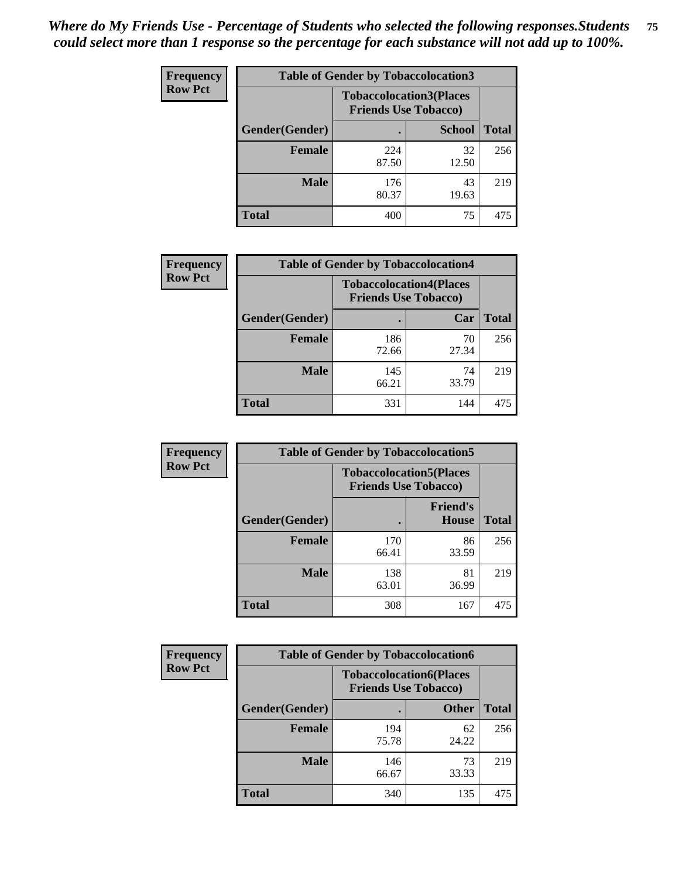*Where do My Friends Use - Percentage of Students who selected the following responses.Students could select more than 1 response so the percentage for each substance will not add up to 100%.*

**Frequency**
**Row Pct**

| Table of Gender by Tobaccolocation3 | | | |
|---|---|---|---|
| | Tobaccolocation3(Places Friends Use Tobacco) | | |
| Gender(Gender) | . | School | Total |
| Female | 224<br>87.50 | 32<br>12.50 | 256 |
| Male | 176<br>80.37 | 43<br>19.63 | 219 |
| Total | 400 | 75 | 475 |

**Frequency**
**Row Pct**

| Table of Gender by Tobaccolocation4 | | | |
|---|---|---|---|
| | Tobaccolocation4(Places Friends Use Tobacco) | | |
| Gender(Gender) | . | Car | Total |
| Female | 186<br>72.66 | 70<br>27.34 | 256 |
| Male | 145<br>66.21 | 74<br>33.79 | 219 |
| Total | 331 | 144 | 475 |

**Frequency**
**Row Pct**

| Table of Gender by Tobaccolocation5 | | | |
|---|---|---|---|
| | Tobaccolocation5(Places Friends Use Tobacco) | | |
| Gender(Gender) | . | Friend's House | Total |
| Female | 170<br>66.41 | 86<br>33.59 | 256 |
| Male | 138<br>63.01 | 81<br>36.99 | 219 |
| Total | 308 | 167 | 475 |

**Frequency**
**Row Pct**

| Table of Gender by Tobaccolocation6 | | | |
|---|---|---|---|
| | Tobaccolocation6(Places Friends Use Tobacco) | | |
| Gender(Gender) | . | Other | Total |
| Female | 194<br>75.78 | 62<br>24.22 | 256 |
| Male | 146<br>66.67 | 73<br>33.33 | 219 |
| Total | 340 | 135 | 475 |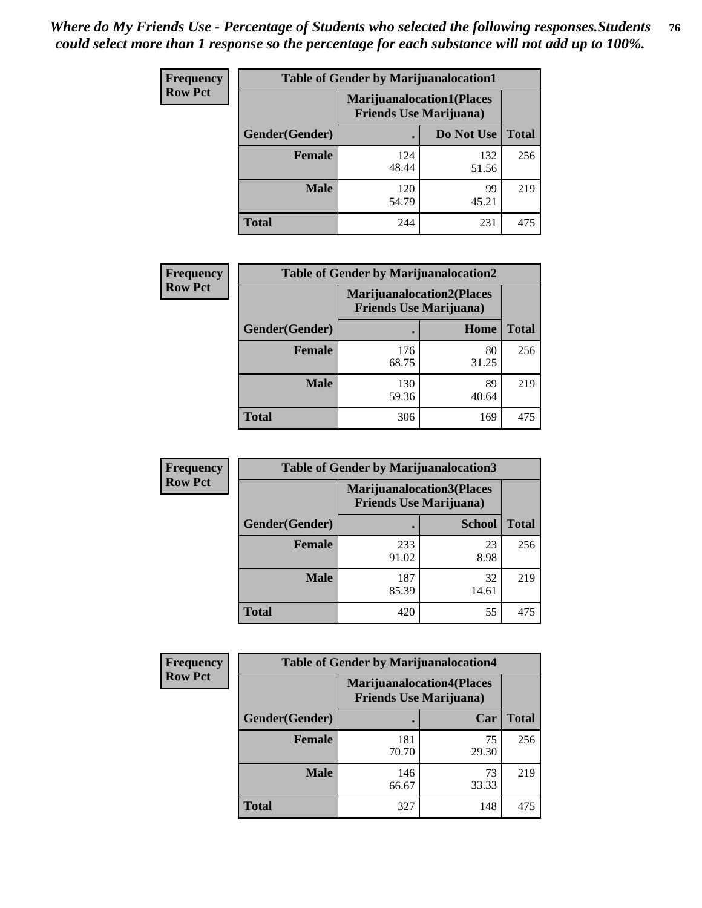*Where do My Friends Use - Percentage of Students who selected the following responses.Students could select more than 1 response so the percentage for each substance will not add up to 100%.*

**Frequency**
**Row Pct**

| Table of Gender by Marijuanalocation1 | | | |
|---|---|---|---|
| | Marijuanalocation1(Places Friends Use Marijuana) | | |
| Gender(Gender) | . | Do Not Use | Total |
| Female | 124<br>48.44 | 132<br>51.56 | 256 |
| Male | 120<br>54.79 | 99<br>45.21 | 219 |
| Total | 244 | 231 | 475 |

**Frequency**
**Row Pct**

| Table of Gender by Marijuanalocation2 | | | |
|---|---|---|---|
| | Marijuanalocation2(Places Friends Use Marijuana) | | |
| Gender(Gender) | . | Home | Total |
| Female | 176<br>68.75 | 80<br>31.25 | 256 |
| Male | 130<br>59.36 | 89<br>40.64 | 219 |
| Total | 306 | 169 | 475 |

**Frequency**
**Row Pct**

| Table of Gender by Marijuanalocation3 | | | |
|---|---|---|---|
| | Marijuanalocation3(Places Friends Use Marijuana) | | |
| Gender(Gender) | . | School | Total |
| Female | 233<br>91.02 | 23<br>8.98 | 256 |
| Male | 187<br>85.39 | 32<br>14.61 | 219 |
| Total | 420 | 55 | 475 |

**Frequency**
**Row Pct**

| Table of Gender by Marijuanalocation4 | | | |
|---|---|---|---|
| | Marijuanalocation4(Places Friends Use Marijuana) | | |
| Gender(Gender) | . | Car | Total |
| Female | 181<br>70.70 | 75<br>29.30 | 256 |
| Male | 146<br>66.67 | 73<br>33.33 | 219 |
| Total | 327 | 148 | 475 |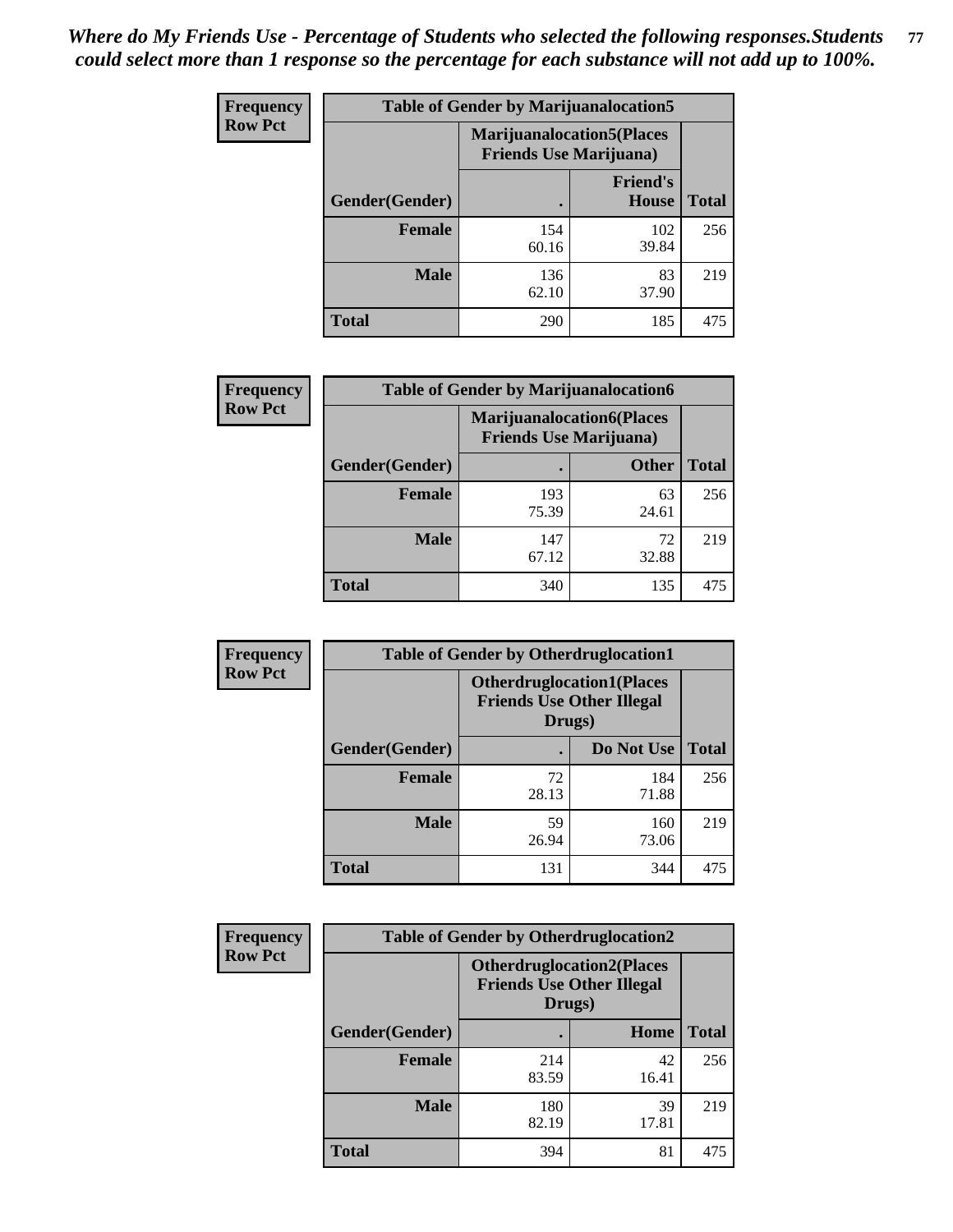*Where do My Friends Use - Percentage of Students who selected the following responses.Students could select more than 1 response so the percentage for each substance will not add up to 100%.*

**Table of Gender by Marijuanalocation5**

| Frequency Row Pct | Marijuanalocation5(Places Friends Use Marijuana) | | |
|---|---|---|---|
| Gender(Gender) | . | Friend's House | Total |
| **Female** | 154<br>60.16 | 102<br>39.84 | 256 |
| **Male** | 136<br>62.10 | 83<br>37.90 | 219 |
| **Total** | 290 | 185 | 475 |

**Table of Gender by Marijuanalocation6**

| Frequency Row Pct | Marijuanalocation6(Places Friends Use Marijuana) | | |
|---|---|---|---|
| Gender(Gender) | . | Other | Total |
| **Female** | 193<br>75.39 | 63<br>24.61 | 256 |
| **Male** | 147<br>67.12 | 72<br>32.88 | 219 |
| **Total** | 340 | 135 | 475 |

**Table of Gender by Otherdruglocation1**

| Frequency Row Pct | Otherdruglocation1(Places Friends Use Other Illegal Drugs) | | |
|---|---|---|---|
| Gender(Gender) | . | Do Not Use | Total |
| **Female** | 72<br>28.13 | 184<br>71.88 | 256 |
| **Male** | 59<br>26.94 | 160<br>73.06 | 219 |
| **Total** | 131 | 344 | 475 |

**Table of Gender by Otherdruglocation2**

| Frequency Row Pct | Otherdruglocation2(Places Friends Use Other Illegal Drugs) | | |
|---|---|---|---|
| Gender(Gender) | . | Home | Total |
| **Female** | 214<br>83.59 | 42<br>16.41 | 256 |
| **Male** | 180<br>82.19 | 39<br>17.81 | 219 |
| **Total** | 394 | 81 | 475 |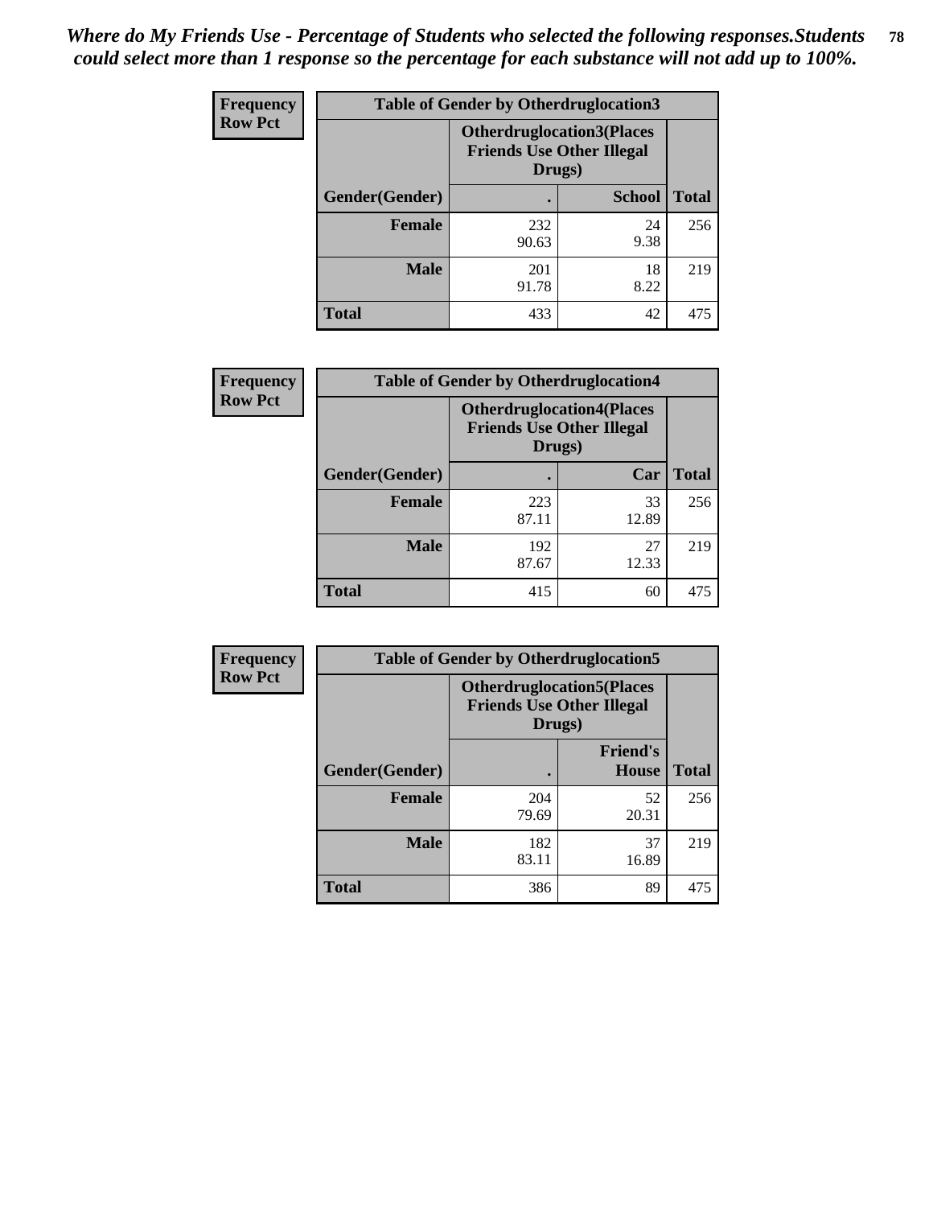*Where do My Friends Use - Percentage of Students who selected the following responses.Students could select more than 1 response so the percentage for each substance will not add up to 100%.*

**Frequency**
**Row Pct**

| Table of Gender by Otherdruglocation3 | | | |
|---|---|---|---|
| | Otherdruglocation3(Places Friends Use Other Illegal Drugs) | | |
| Gender(Gender) | . | School | Total |
| Female | 232<br>90.63 | 24<br>9.38 | 256 |
| Male | 201<br>91.78 | 18<br>8.22 | 219 |
| Total | 433 | 42 | 475 |

**Frequency**
**Row Pct**

| Table of Gender by Otherdruglocation4 | | | |
|---|---|---|---|
| | Otherdruglocation4(Places Friends Use Other Illegal Drugs) | | |
| Gender(Gender) | . | Car | Total |
| Female | 223<br>87.11 | 33<br>12.89 | 256 |
| Male | 192<br>87.67 | 27<br>12.33 | 219 |
| Total | 415 | 60 | 475 |

**Frequency**
**Row Pct**

| Table of Gender by Otherdruglocation5 | | | |
|---|---|---|---|
| | Otherdruglocation5(Places Friends Use Other Illegal Drugs) | | |
| Gender(Gender) | . | Friend's House | Total |
| Female | 204<br>79.69 | 52<br>20.31 | 256 |
| Male | 182<br>83.11 | 37<br>16.89 | 219 |
| Total | 386 | 89 | 475 |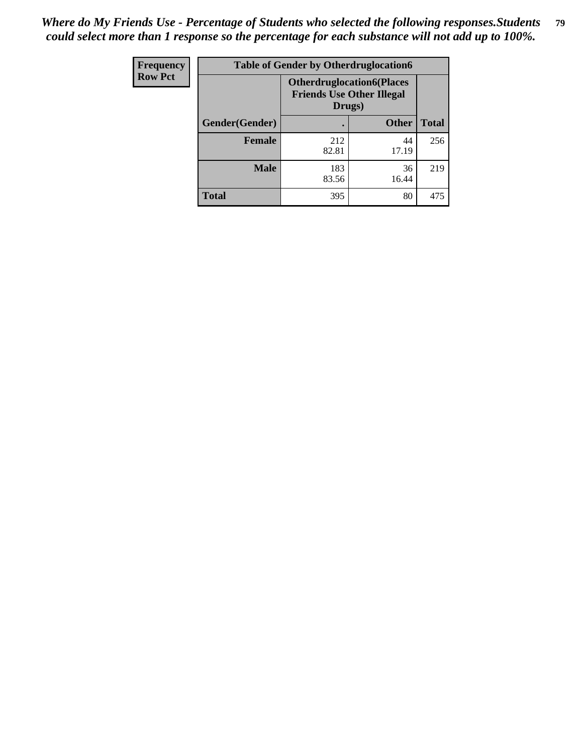*Where do My Friends Use - Percentage of Students who selected the following responses.Students could select more than 1 response so the percentage for each substance will not add up to 100%.*

| Frequency<br>Row Pct | Table of Gender by Otherdruglocation6 | | |
|---|---|---|---|
| | Otherdruglocation6(Places Friends Use Other Illegal Drugs) | | |
| Gender(Gender) | . | Other | Total |
| **Female** | 212<br>82.81 | 44<br>17.19 | 256 |
| **Male** | 183<br>83.56 | 36<br>16.44 | 219 |
| **Total** | 395 | 80 | 475 |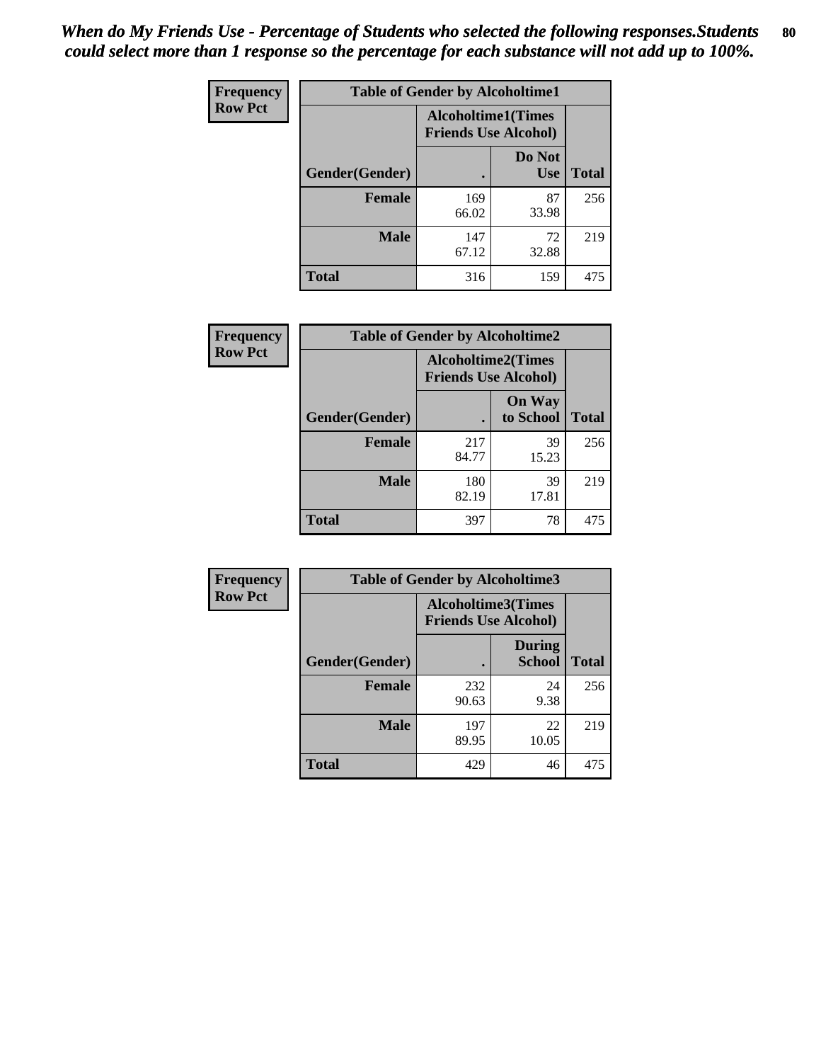*When do My Friends Use - Percentage of Students who selected the following responses.Students could select more than 1 response so the percentage for each substance will not add up to 100%.*

**Frequency**
**Row Pct**

| Table of Gender by Alcoholtime1 | | | |
|---|---|---|---|
| | Alcoholtime1(Times Friends Use Alcohol) | | |
| Gender(Gender) | . | Do Not Use | Total |
| **Female** | 169<br>66.02 | 87<br>33.98 | 256 |
| **Male** | 147<br>67.12 | 72<br>32.88 | 219 |
| **Total** | 316 | 159 | 475 |

**Frequency**
**Row Pct**

| Table of Gender by Alcoholtime2 | | | |
|---|---|---|---|
| | Alcoholtime2(Times Friends Use Alcohol) | | |
| Gender(Gender) | . | On Way to School | Total |
| **Female** | 217<br>84.77 | 39<br>15.23 | 256 |
| **Male** | 180<br>82.19 | 39<br>17.81 | 219 |
| **Total** | 397 | 78 | 475 |

**Frequency**
**Row Pct**

| Table of Gender by Alcoholtime3 | | | |
|---|---|---|---|
| | Alcoholtime3(Times Friends Use Alcohol) | | |
| Gender(Gender) | . | During School | Total |
| **Female** | 232<br>90.63 | 24<br>9.38 | 256 |
| **Male** | 197<br>89.95 | 22<br>10.05 | 219 |
| **Total** | 429 | 46 | 475 |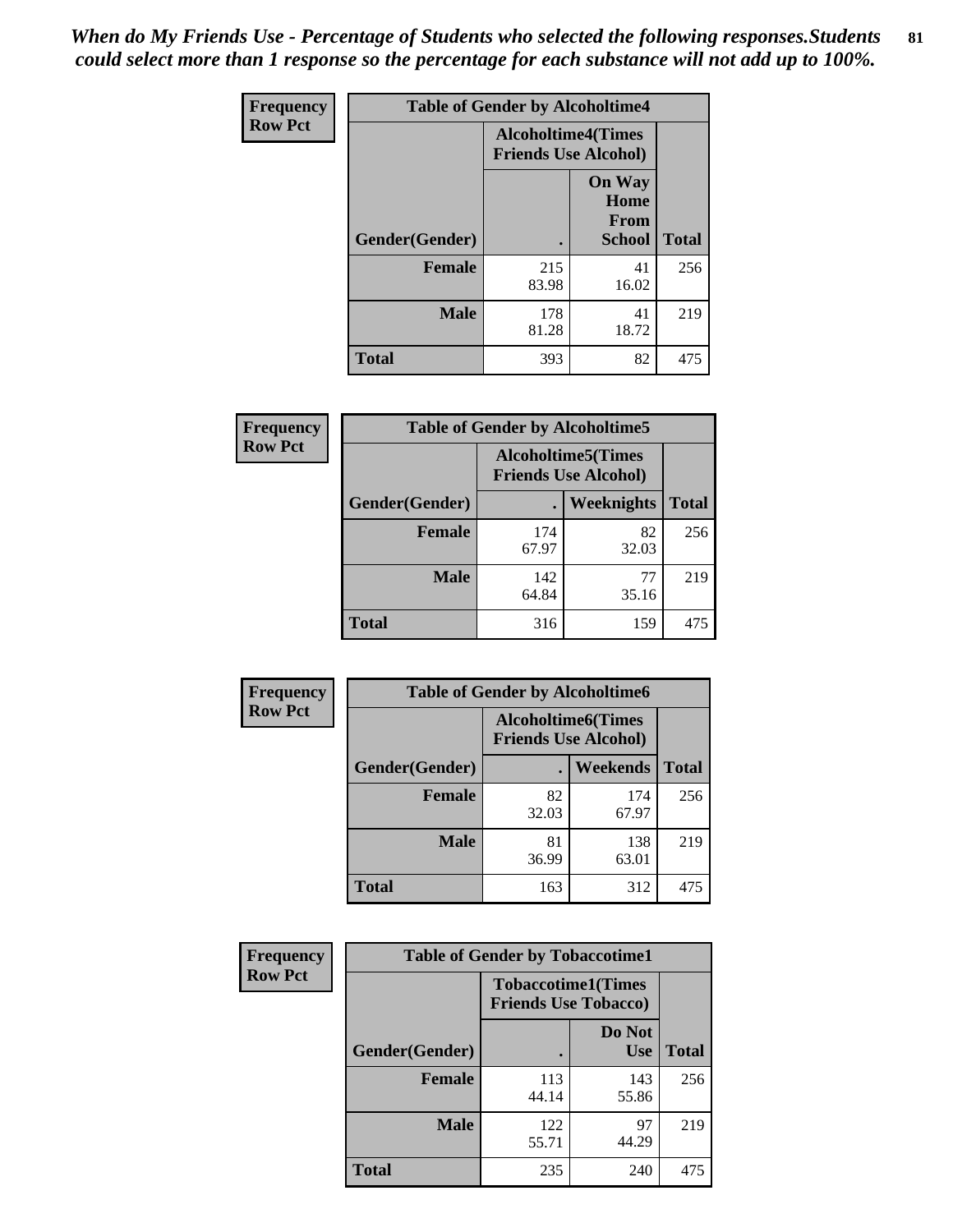*When do My Friends Use - Percentage of Students who selected the following responses.Students could select more than 1 response so the percentage for each substance will not add up to 100%.*

**Frequency**
**Row Pct**

| Table of Gender by Alcoholtime4 | | | |
|---|---|---|---|
| | Alcoholtime4(Times Friends Use Alcohol) | | |
| Gender(Gender) | . | On Way Home From School | Total |
| **Female** | 215<br>83.98 | 41<br>16.02 | 256 |
| **Male** | 178<br>81.28 | 41<br>18.72 | 219 |
| **Total** | 393 | 82 | 475 |

**Frequency**
**Row Pct**

| Table of Gender by Alcoholtime5 | | | |
|---|---|---|---|
| | Alcoholtime5(Times Friends Use Alcohol) | | |
| Gender(Gender) | . | Weeknights | Total |
| **Female** | 174<br>67.97 | 82<br>32.03 | 256 |
| **Male** | 142<br>64.84 | 77<br>35.16 | 219 |
| **Total** | 316 | 159 | 475 |

**Frequency**
**Row Pct**

| Table of Gender by Alcoholtime6 | | | |
|---|---|---|---|
| | Alcoholtime6(Times Friends Use Alcohol) | | |
| Gender(Gender) | . | Weekends | Total |
| **Female** | 82<br>32.03 | 174<br>67.97 | 256 |
| **Male** | 81<br>36.99 | 138<br>63.01 | 219 |
| **Total** | 163 | 312 | 475 |

**Frequency**
**Row Pct**

| Table of Gender by Tobaccotime1 | | | |
|---|---|---|---|
| | Tobaccotime1(Times Friends Use Tobacco) | | |
| Gender(Gender) | . | Do Not Use | Total |
| **Female** | 113<br>44.14 | 143<br>55.86 | 256 |
| **Male** | 122<br>55.71 | 97<br>44.29 | 219 |
| **Total** | 235 | 240 | 475 |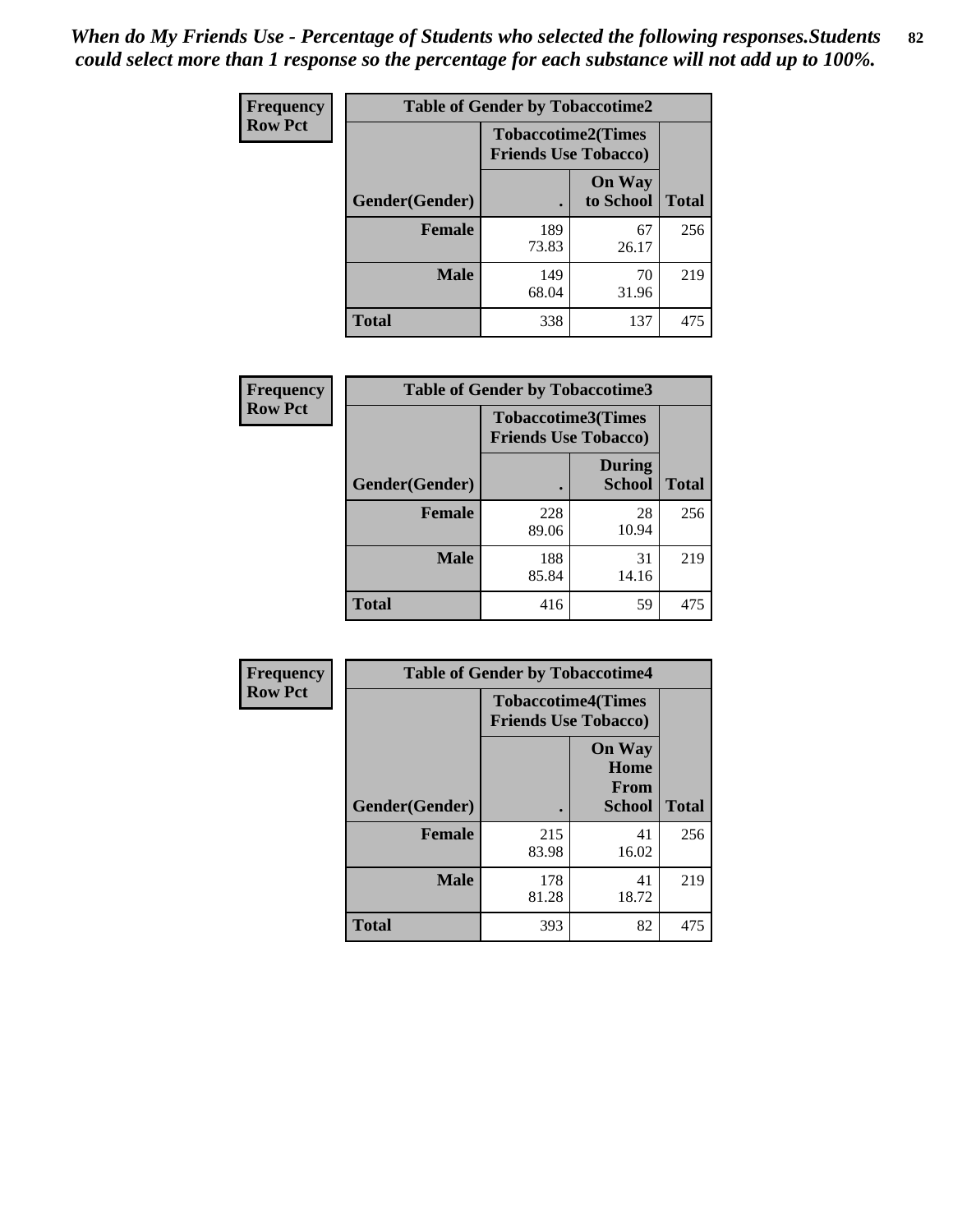*When do My Friends Use - Percentage of Students who selected the following responses.Students could select more than 1 response so the percentage for each substance will not add up to 100%.*

**Frequency**
**Row Pct**

| Table of Gender by Tobaccotime2 | | | |
|---|---|---|---|
| | Tobaccotime2(Times Friends Use Tobacco) | | |
| Gender(Gender) | . | On Way to School | Total |
| **Female** | 189<br>73.83 | 67<br>26.17 | 256 |
| **Male** | 149<br>68.04 | 70<br>31.96 | 219 |
| **Total** | 338 | 137 | 475 |

**Frequency**
**Row Pct**

| Table of Gender by Tobaccotime3 | | | |
|---|---|---|---|
| | Tobaccotime3(Times Friends Use Tobacco) | | |
| Gender(Gender) | . | During School | Total |
| **Female** | 228<br>89.06 | 28<br>10.94 | 256 |
| **Male** | 188<br>85.84 | 31<br>14.16 | 219 |
| **Total** | 416 | 59 | 475 |

**Frequency**
**Row Pct**

| Table of Gender by Tobaccotime4 | | | |
|---|---|---|---|
| | Tobaccotime4(Times Friends Use Tobacco) | | |
| Gender(Gender) | . | On Way Home From School | Total |
| **Female** | 215<br>83.98 | 41<br>16.02 | 256 |
| **Male** | 178<br>81.28 | 41<br>18.72 | 219 |
| **Total** | 393 | 82 | 475 |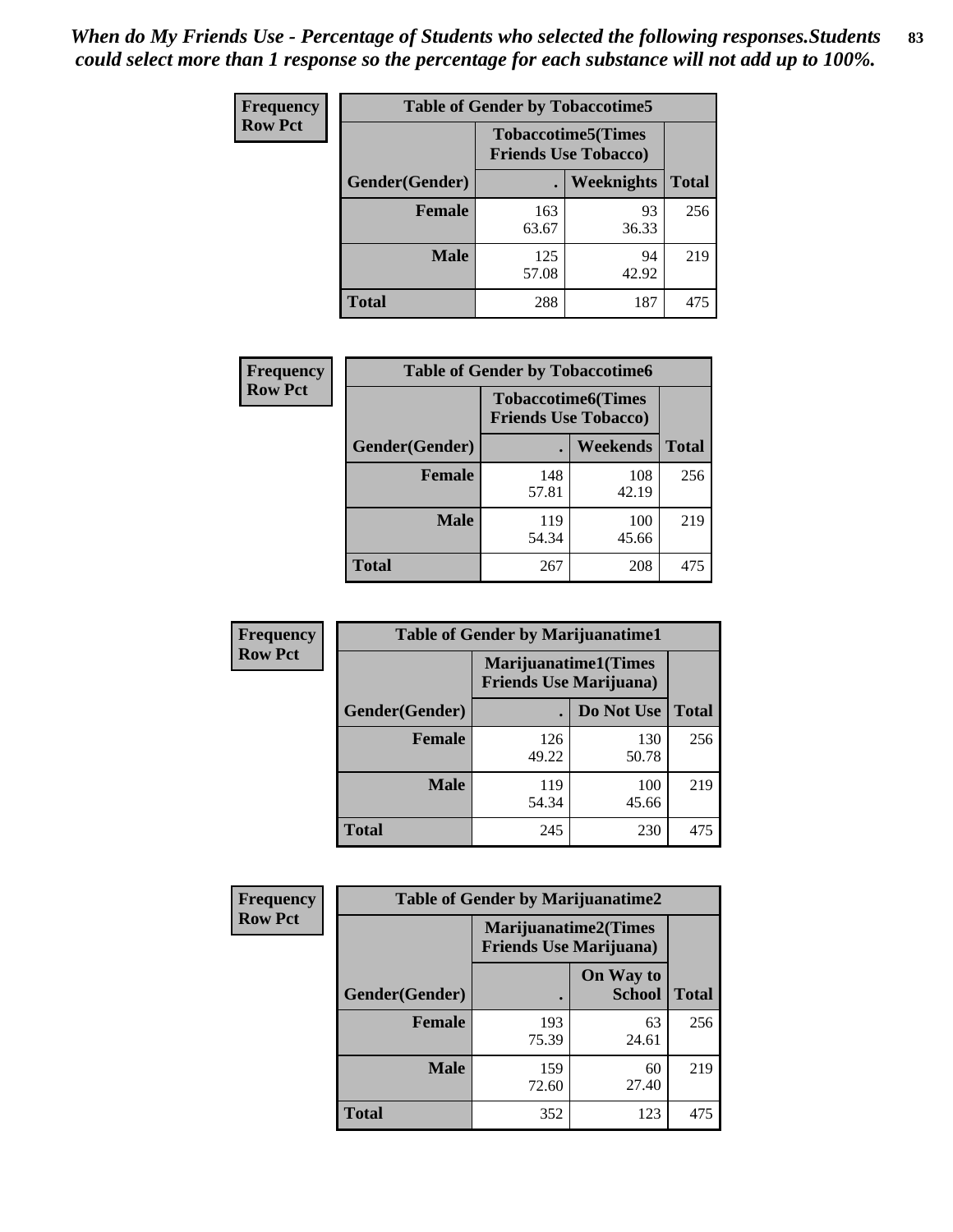*When do My Friends Use - Percentage of Students who selected the following responses.Students could select more than 1 response so the percentage for each substance will not add up to 100%.*

**Frequency**
**Row Pct**

| Table of Gender by Tobaccotime5 | | | |
|---|---|---|---|
| | Tobaccotime5(Times Friends Use Tobacco) | | |
| Gender(Gender) | . | Weeknights | Total |
| Female | 163<br>63.67 | 93<br>36.33 | 256 |
| Male | 125<br>57.08 | 94<br>42.92 | 219 |
| Total | 288 | 187 | 475 |

**Frequency**
**Row Pct**

| Table of Gender by Tobaccotime6 | | | |
|---|---|---|---|
| | Tobaccotime6(Times Friends Use Tobacco) | | |
| Gender(Gender) | . | Weekends | Total |
| Female | 148<br>57.81 | 108<br>42.19 | 256 |
| Male | 119<br>54.34 | 100<br>45.66 | 219 |
| Total | 267 | 208 | 475 |

**Frequency**
**Row Pct**

| Table of Gender by Marijuanatime1 | | | |
|---|---|---|---|
| | Marijuanatime1(Times Friends Use Marijuana) | | |
| Gender(Gender) | . | Do Not Use | Total |
| Female | 126<br>49.22 | 130<br>50.78 | 256 |
| Male | 119<br>54.34 | 100<br>45.66 | 219 |
| Total | 245 | 230 | 475 |

**Frequency**
**Row Pct**

| Table of Gender by Marijuanatime2 | | | |
|---|---|---|---|
| | Marijuanatime2(Times Friends Use Marijuana) | | |
| Gender(Gender) | . | On Way to School | Total |
| Female | 193<br>75.39 | 63<br>24.61 | 256 |
| Male | 159<br>72.60 | 60<br>27.40 | 219 |
| Total | 352 | 123 | 475 |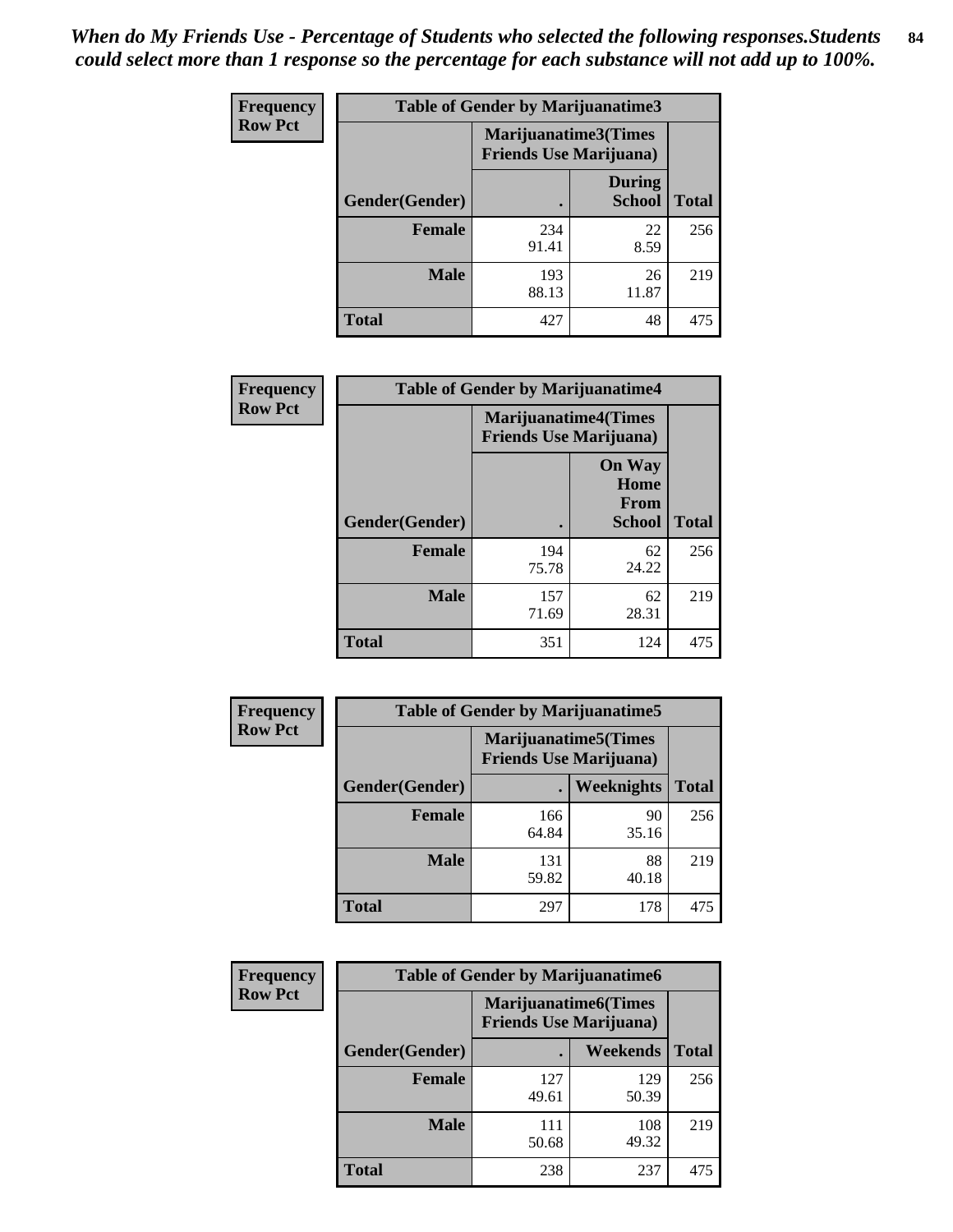*When do My Friends Use - Percentage of Students who selected the following responses.Students could select more than 1 response so the percentage for each substance will not add up to 100%.*

**Frequency / Row Pct**

| Table of Gender by Marijuanatime3 | | | |
|---|---|---|---|
| | Marijuanatime3(Times Friends Use Marijuana) | | |
| Gender(Gender) | . | During School | Total |
| **Female** | 234<br>91.41 | 22<br>8.59 | 256 |
| **Male** | 193<br>88.13 | 26<br>11.87 | 219 |
| **Total** | 427 | 48 | 475 |

**Frequency / Row Pct**

| Table of Gender by Marijuanatime4 | | | |
|---|---|---|---|
| | Marijuanatime4(Times Friends Use Marijuana) | | |
| Gender(Gender) | . | On Way Home From School | Total |
| **Female** | 194<br>75.78 | 62<br>24.22 | 256 |
| **Male** | 157<br>71.69 | 62<br>28.31 | 219 |
| **Total** | 351 | 124 | 475 |

**Frequency / Row Pct**

| Table of Gender by Marijuanatime5 | | | |
|---|---|---|---|
| | Marijuanatime5(Times Friends Use Marijuana) | | |
| Gender(Gender) | . | Weeknights | Total |
| **Female** | 166<br>64.84 | 90<br>35.16 | 256 |
| **Male** | 131<br>59.82 | 88<br>40.18 | 219 |
| **Total** | 297 | 178 | 475 |

**Frequency / Row Pct**

| Table of Gender by Marijuanatime6 | | | |
|---|---|---|---|
| | Marijuanatime6(Times Friends Use Marijuana) | | |
| Gender(Gender) | . | Weekends | Total |
| **Female** | 127<br>49.61 | 129<br>50.39 | 256 |
| **Male** | 111<br>50.68 | 108<br>49.32 | 219 |
| **Total** | 238 | 237 | 475 |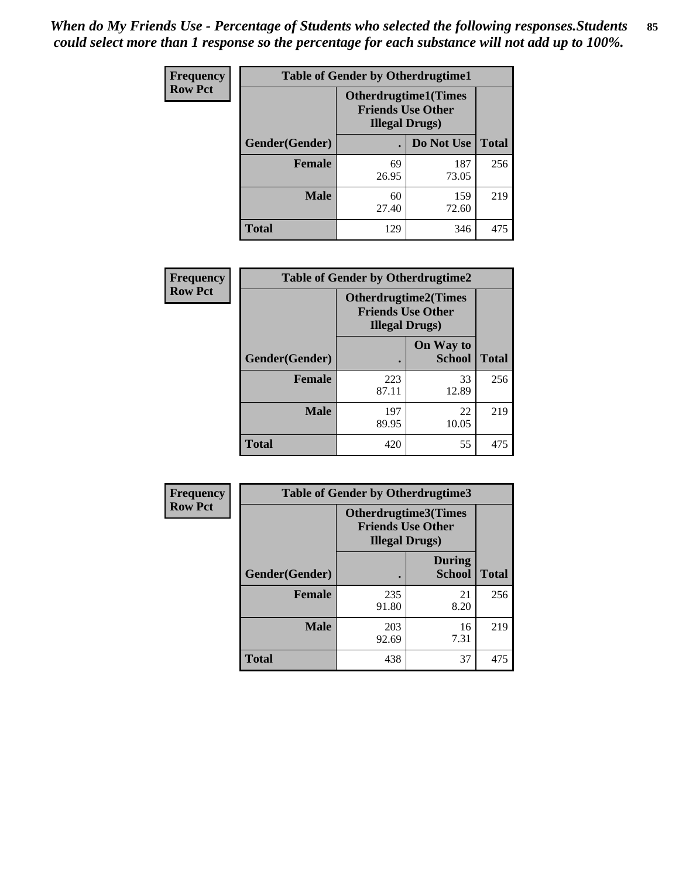*When do My Friends Use - Percentage of Students who selected the following responses.Students could select more than 1 response so the percentage for each substance will not add up to 100%.*

**Frequency**
**Row Pct**

| Table of Gender by Otherdrugtime1 | | | |
|---|---|---|---|
| | Otherdrugtime1(Times Friends Use Other Illegal Drugs) | | |
| Gender(Gender) | . | Do Not Use | Total |
| **Female** | 69<br>26.95 | 187<br>73.05 | 256 |
| **Male** | 60<br>27.40 | 159<br>72.60 | 219 |
| **Total** | 129 | 346 | 475 |

**Frequency**
**Row Pct**

| Table of Gender by Otherdrugtime2 | | | |
|---|---|---|---|
| | Otherdrugtime2(Times Friends Use Other Illegal Drugs) | | |
| Gender(Gender) | . | On Way to School | Total |
| **Female** | 223<br>87.11 | 33<br>12.89 | 256 |
| **Male** | 197<br>89.95 | 22<br>10.05 | 219 |
| **Total** | 420 | 55 | 475 |

**Frequency**
**Row Pct**

| Table of Gender by Otherdrugtime3 | | | |
|---|---|---|---|
| | Otherdrugtime3(Times Friends Use Other Illegal Drugs) | | |
| Gender(Gender) | . | During School | Total |
| **Female** | 235<br>91.80 | 21<br>8.20 | 256 |
| **Male** | 203<br>92.69 | 16<br>7.31 | 219 |
| **Total** | 438 | 37 | 475 |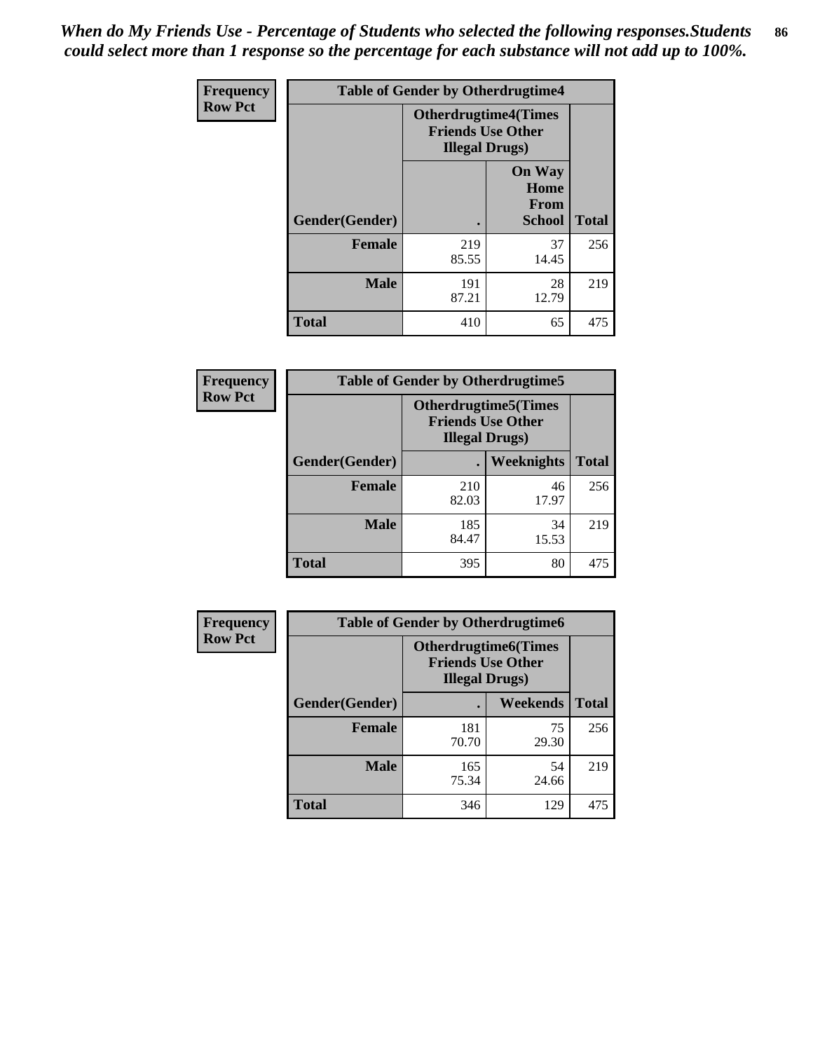*When do My Friends Use - Percentage of Students who selected the following responses.Students could select more than 1 response so the percentage for each substance will not add up to 100%.*

**Frequency**
**Row Pct**

| Table of Gender by Otherdrugtime4 | | | |
|---|---|---|---|
| | Otherdrugtime4(Times Friends Use Other Illegal Drugs) | | |
| Gender(Gender) | . | On Way Home From School | Total |
| Female | 219<br>85.55 | 37<br>14.45 | 256 |
| Male | 191<br>87.21 | 28<br>12.79 | 219 |
| Total | 410 | 65 | 475 |

**Frequency**
**Row Pct**

| Table of Gender by Otherdrugtime5 | | | |
|---|---|---|---|
| | Otherdrugtime5(Times Friends Use Other Illegal Drugs) | | |
| Gender(Gender) | . | Weeknights | Total |
| Female | 210<br>82.03 | 46<br>17.97 | 256 |
| Male | 185<br>84.47 | 34<br>15.53 | 219 |
| Total | 395 | 80 | 475 |

**Frequency**
**Row Pct**

| Table of Gender by Otherdrugtime6 | | | |
|---|---|---|---|
| | Otherdrugtime6(Times Friends Use Other Illegal Drugs) | | |
| Gender(Gender) | . | Weekends | Total |
| Female | 181<br>70.70 | 75<br>29.30 | 256 |
| Male | 165<br>75.34 | 54<br>24.66 | 219 |
| Total | 346 | 129 | 475 |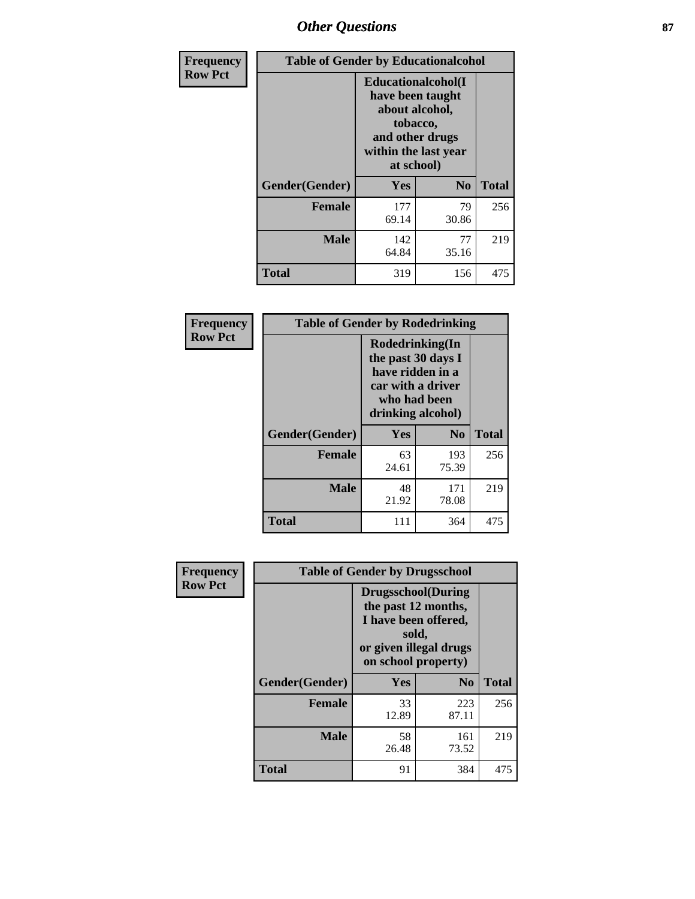## Other Questions

**Frequency**
**Row Pct**

| Table of Gender by Educationalcohol | | | |
|---|---|---|---|
| | Educationalcohol(I have been taught about alcohol, tobacco, and other drugs within the last year at school) | | |
| Gender(Gender) | Yes | No | Total |
| Female | 177<br>69.14 | 79<br>30.86 | 256 |
| Male | 142<br>64.84 | 77<br>35.16 | 219 |
| Total | 319 | 156 | 475 |

**Frequency**
**Row Pct**

| Table of Gender by Rodedrinking | | | |
|---|---|---|---|
| | Rodedrinking(In the past 30 days I have ridden in a car with a driver who had been drinking alcohol) | | |
| Gender(Gender) | Yes | No | Total |
| Female | 63<br>24.61 | 193<br>75.39 | 256 |
| Male | 48<br>21.92 | 171<br>78.08 | 219 |
| Total | 111 | 364 | 475 |

**Frequency**
**Row Pct**

| Table of Gender by Drugsschool | | | |
|---|---|---|---|
| | Drugsschool(During the past 12 months, I have been offered, sold, or given illegal drugs on school property) | | |
| Gender(Gender) | Yes | No | Total |
| Female | 33<br>12.89 | 223<br>87.11 | 256 |
| Male | 58<br>26.48 | 161<br>73.52 | 219 |
| Total | 91 | 384 | 475 |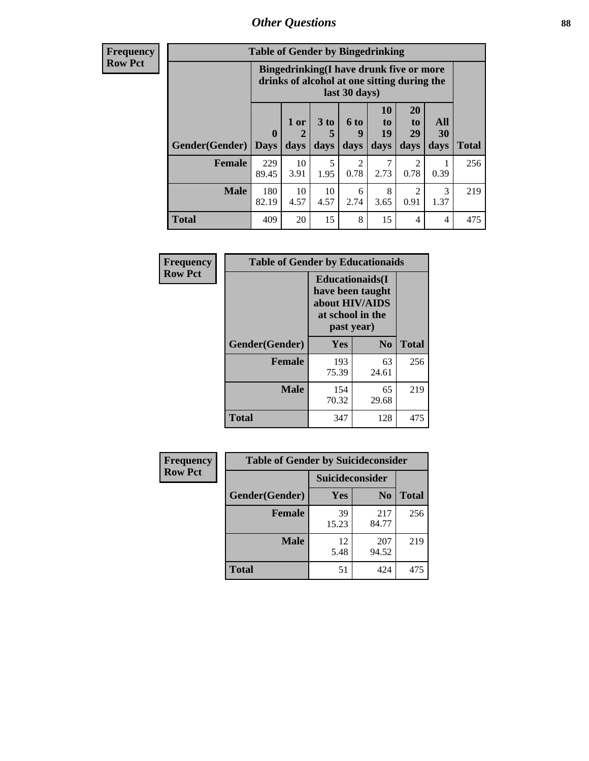## Other Questions

**Frequency**
**Row Pct**

| Table of Gender by Bingedrinking | | | | | | | | |
|---|---|---|---|---|---|---|---|---|
| | Bingedrinking(I have drunk five or more drinks of alcohol at one sitting during the last 30 days) | | | | | | | |
| Gender(Gender) | 0 Days | 1 or 2 days | 3 to 5 days | 6 to 9 days | 10 to 19 days | 20 to 29 days | All 30 days | Total |
| **Female** | 229<br>89.45 | 10<br>3.91 | 5<br>1.95 | 2<br>0.78 | 7<br>2.73 | 2<br>0.78 | 1<br>0.39 | 256 |
| **Male** | 180<br>82.19 | 10<br>4.57 | 10<br>4.57 | 6<br>2.74 | 8<br>3.65 | 2<br>0.91 | 3<br>1.37 | 219 |
| **Total** | 409 | 20 | 15 | 8 | 15 | 4 | 4 | 475 |

**Frequency**
**Row Pct**

| Table of Gender by Educationaids | | | |
|---|---|---|---|
| | Educationaids(I have been taught about HIV/AIDS at school in the past year) | | |
| Gender(Gender) | Yes | No | Total |
| **Female** | 193<br>75.39 | 63<br>24.61 | 256 |
| **Male** | 154<br>70.32 | 65<br>29.68 | 219 |
| **Total** | 347 | 128 | 475 |

**Frequency**
**Row Pct**

| Table of Gender by Suicideconsider | | | |
|---|---|---|---|
| | Suicideconsider | | |
| Gender(Gender) | Yes | No | Total |
| **Female** | 39<br>15.23 | 217<br>84.77 | 256 |
| **Male** | 12<br>5.48 | 207<br>94.52 | 219 |
| **Total** | 51 | 424 | 475 |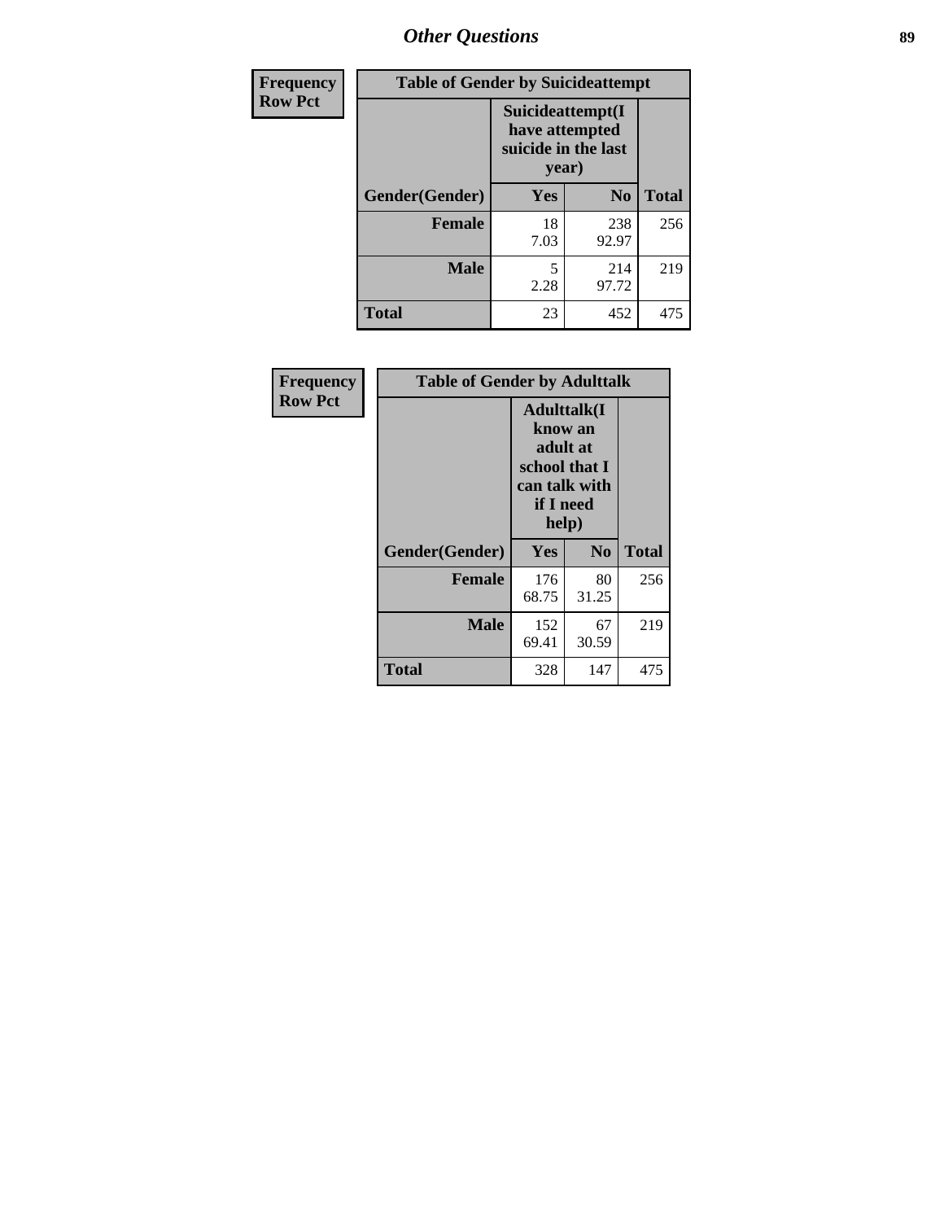## Other Questions

**Frequency**
**Row Pct**

**Table of Gender by Suicideattempt**

| Gender(Gender) | Suicideattempt(I have attempted suicide in the last year) Yes | No | Total |
|---|---|---|---|
| **Female** | 18<br>7.03 | 238<br>92.97 | 256 |
| **Male** | 5<br>2.28 | 214<br>97.72 | 219 |
| **Total** | 23 | 452 | 475 |

**Frequency**
**Row Pct**

**Table of Gender by Adulttalk**

| Gender(Gender) | Adulttalk(I know an adult at school that I can talk with if I need help) Yes | No | Total |
|---|---|---|---|
| **Female** | 176<br>68.75 | 80<br>31.25 | 256 |
| **Male** | 152<br>69.41 | 67<br>30.59 | 219 |
| **Total** | 328 | 147 | 475 |